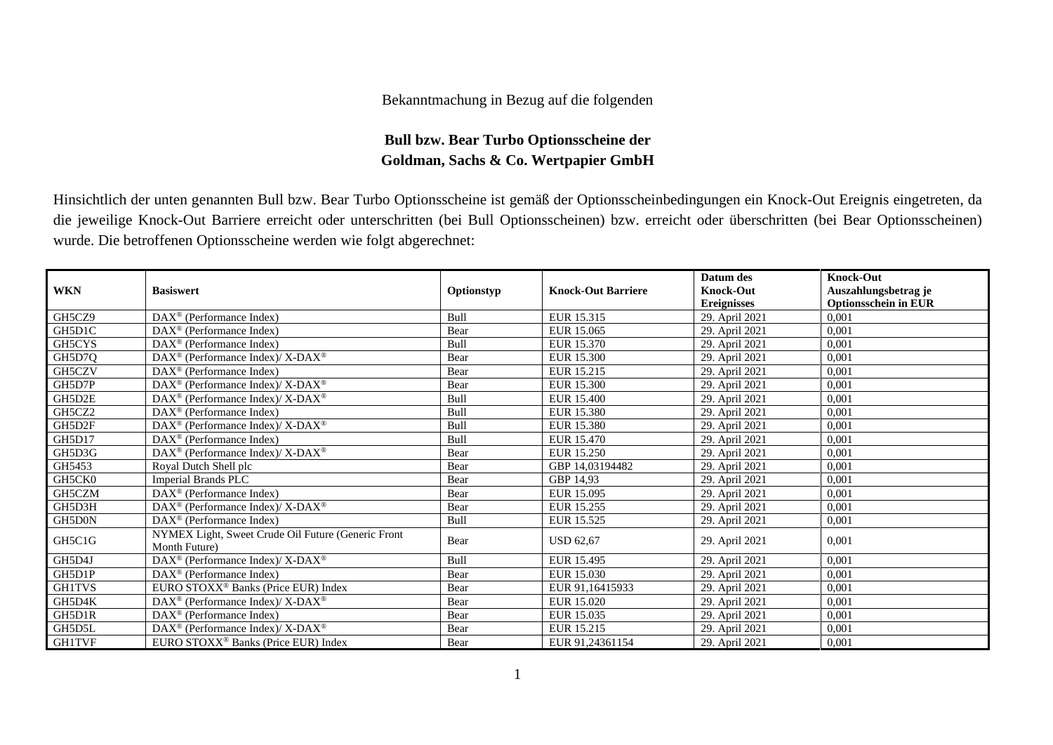Bekanntmachung in Bezug auf die folgenden

**Bull bzw. Bear Turbo Optionsscheine der Goldman, Sachs & Co. Wertpapier GmbH**

Hinsichtlich der unten genannten Bull bzw. Bear Turbo Optionsscheine ist gemäß der Optionsscheinbedingungen ein Knock-Out Ereignis eingetreten, da die jeweilige Knock-Out Barriere erreicht oder unterschritten (bei Bull Optionsscheinen) bzw. erreicht oder überschritten (bei Bear Optionsscheinen) wurde. Die betroffenen Optionsscheine werden wie folgt abgerechnet:

| **WKN** | **Basiswert** | **Optionstyp** | **Knock-Out Barriere** | **Datum des Knock-Out Ereignisses** | **Knock-Out Auszahlungsbetrag je Optionsschein in EUR** |
|---|---|---|---|---|---|
| GH5CZ9 | DAX® (Performance Index) | Bull | EUR 15.315 | 29. April 2021 | 0,001 |
| GH5D1C | DAX® (Performance Index) | Bear | EUR 15.065 | 29. April 2021 | 0,001 |
| GH5CYS | DAX® (Performance Index) | Bull | EUR 15.370 | 29. April 2021 | 0,001 |
| GH5D7Q | DAX® (Performance Index)/ X-DAX® | Bear | EUR 15.300 | 29. April 2021 | 0,001 |
| GH5CZV | DAX® (Performance Index) | Bear | EUR 15.215 | 29. April 2021 | 0,001 |
| GH5D7P | DAX® (Performance Index)/ X-DAX® | Bear | EUR 15.300 | 29. April 2021 | 0,001 |
| GH5D2E | DAX® (Performance Index)/ X-DAX® | Bull | EUR 15.400 | 29. April 2021 | 0,001 |
| GH5CZ2 | DAX® (Performance Index) | Bull | EUR 15.380 | 29. April 2021 | 0,001 |
| GH5D2F | DAX® (Performance Index)/ X-DAX® | Bull | EUR 15.380 | 29. April 2021 | 0,001 |
| GH5D17 | DAX® (Performance Index) | Bull | EUR 15.470 | 29. April 2021 | 0,001 |
| GH5D3G | DAX® (Performance Index)/ X-DAX® | Bear | EUR 15.250 | 29. April 2021 | 0,001 |
| GH5453 | Royal Dutch Shell plc | Bear | GBP 14,03194482 | 29. April 2021 | 0,001 |
| GH5CK0 | Imperial Brands PLC | Bear | GBP 14,93 | 29. April 2021 | 0,001 |
| GH5CZM | DAX® (Performance Index) | Bear | EUR 15.095 | 29. April 2021 | 0,001 |
| GH5D3H | DAX® (Performance Index)/ X-DAX® | Bear | EUR 15.255 | 29. April 2021 | 0,001 |
| GH5D0N | DAX® (Performance Index) | Bull | EUR 15.525 | 29. April 2021 | 0,001 |
| GH5C1G | NYMEX Light, Sweet Crude Oil Future (Generic Front Month Future) | Bear | USD 62,67 | 29. April 2021 | 0,001 |
| GH5D4J | DAX® (Performance Index)/ X-DAX® | Bull | EUR 15.495 | 29. April 2021 | 0,001 |
| GH5D1P | DAX® (Performance Index) | Bear | EUR 15.030 | 29. April 2021 | 0,001 |
| GH1TVS | EURO STOXX® Banks (Price EUR) Index | Bear | EUR 91,16415933 | 29. April 2021 | 0,001 |
| GH5D4K | DAX® (Performance Index)/ X-DAX® | Bear | EUR 15.020 | 29. April 2021 | 0,001 |
| GH5D1R | DAX® (Performance Index) | Bear | EUR 15.035 | 29. April 2021 | 0,001 |
| GH5D5L | DAX® (Performance Index)/ X-DAX® | Bear | EUR 15.215 | 29. April 2021 | 0,001 |
| GH1TVF | EURO STOXX® Banks (Price EUR) Index | Bear | EUR 91,24361154 | 29. April 2021 | 0,001 |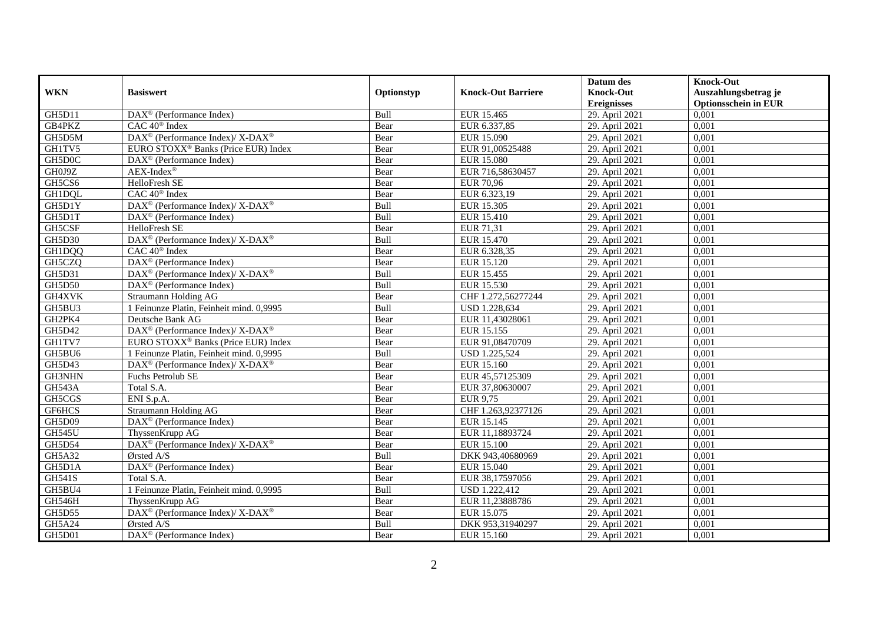| WKN | Basiswert | Optionstyp | Knock-Out Barriere | Datum des Knock-Out Ereignisses | Knock-Out Auszahlungsbetrag je Optionsschein in EUR |
|---|---|---|---|---|---|
| GH5D11 | DAX® (Performance Index) | Bull | EUR 15.465 | 29. April 2021 | 0,001 |
| GB4PKZ | CAC 40® Index | Bear | EUR 6.337,85 | 29. April 2021 | 0,001 |
| GH5D5M | DAX® (Performance Index)/ X-DAX® | Bear | EUR 15.090 | 29. April 2021 | 0,001 |
| GH1TV5 | EURO STOXX® Banks (Price EUR) Index | Bear | EUR 91,00525488 | 29. April 2021 | 0,001 |
| GH5D0C | DAX® (Performance Index) | Bear | EUR 15.080 | 29. April 2021 | 0,001 |
| GH0J9Z | AEX-Index® | Bear | EUR 716,58630457 | 29. April 2021 | 0,001 |
| GH5CS6 | HelloFresh SE | Bear | EUR 70,96 | 29. April 2021 | 0,001 |
| GH1DQL | CAC 40® Index | Bear | EUR 6.323,19 | 29. April 2021 | 0,001 |
| GH5D1Y | DAX® (Performance Index)/ X-DAX® | Bull | EUR 15.305 | 29. April 2021 | 0,001 |
| GH5D1T | DAX® (Performance Index) | Bull | EUR 15.410 | 29. April 2021 | 0,001 |
| GH5CSF | HelloFresh SE | Bear | EUR 71,31 | 29. April 2021 | 0,001 |
| GH5D30 | DAX® (Performance Index)/ X-DAX® | Bull | EUR 15.470 | 29. April 2021 | 0,001 |
| GH1DQQ | CAC 40® Index | Bear | EUR 6.328,35 | 29. April 2021 | 0,001 |
| GH5CZQ | DAX® (Performance Index) | Bear | EUR 15.120 | 29. April 2021 | 0,001 |
| GH5D31 | DAX® (Performance Index)/ X-DAX® | Bull | EUR 15.455 | 29. April 2021 | 0,001 |
| GH5D50 | DAX® (Performance Index) | Bull | EUR 15.530 | 29. April 2021 | 0,001 |
| GH4XVK | Straumann Holding AG | Bear | CHF 1.272,56277244 | 29. April 2021 | 0,001 |
| GH5BU3 | 1 Feinunze Platin, Feinheit mind. 0,9995 | Bull | USD 1.228,634 | 29. April 2021 | 0,001 |
| GH2PK4 | Deutsche Bank AG | Bear | EUR 11,43028061 | 29. April 2021 | 0,001 |
| GH5D42 | DAX® (Performance Index)/ X-DAX® | Bear | EUR 15.155 | 29. April 2021 | 0,001 |
| GH1TV7 | EURO STOXX® Banks (Price EUR) Index | Bear | EUR 91,08470709 | 29. April 2021 | 0,001 |
| GH5BU6 | 1 Feinunze Platin, Feinheit mind. 0,9995 | Bull | USD 1.225,524 | 29. April 2021 | 0,001 |
| GH5D43 | DAX® (Performance Index)/ X-DAX® | Bear | EUR 15.160 | 29. April 2021 | 0,001 |
| GH3NHN | Fuchs Petrolub SE | Bear | EUR 45,57125309 | 29. April 2021 | 0,001 |
| GH543A | Total S.A. | Bear | EUR 37,80630007 | 29. April 2021 | 0,001 |
| GH5CGS | ENI S.p.A. | Bear | EUR 9,75 | 29. April 2021 | 0,001 |
| GF6HCS | Straumann Holding AG | Bear | CHF 1.263,92377126 | 29. April 2021 | 0,001 |
| GH5D09 | DAX® (Performance Index) | Bear | EUR 15.145 | 29. April 2021 | 0,001 |
| GH545U | ThyssenKrupp AG | Bear | EUR 11,18893724 | 29. April 2021 | 0,001 |
| GH5D54 | DAX® (Performance Index)/ X-DAX® | Bear | EUR 15.100 | 29. April 2021 | 0,001 |
| GH5A32 | Ørsted A/S | Bull | DKK 943,40680969 | 29. April 2021 | 0,001 |
| GH5D1A | DAX® (Performance Index) | Bear | EUR 15.040 | 29. April 2021 | 0,001 |
| GH541S | Total S.A. | Bear | EUR 38,17597056 | 29. April 2021 | 0,001 |
| GH5BU4 | 1 Feinunze Platin, Feinheit mind. 0,9995 | Bull | USD 1.222,412 | 29. April 2021 | 0,001 |
| GH546H | ThyssenKrupp AG | Bear | EUR 11,23888786 | 29. April 2021 | 0,001 |
| GH5D55 | DAX® (Performance Index)/ X-DAX® | Bear | EUR 15.075 | 29. April 2021 | 0,001 |
| GH5A24 | Ørsted A/S | Bull | DKK 953,31940297 | 29. April 2021 | 0,001 |
| GH5D01 | DAX® (Performance Index) | Bear | EUR 15.160 | 29. April 2021 | 0,001 |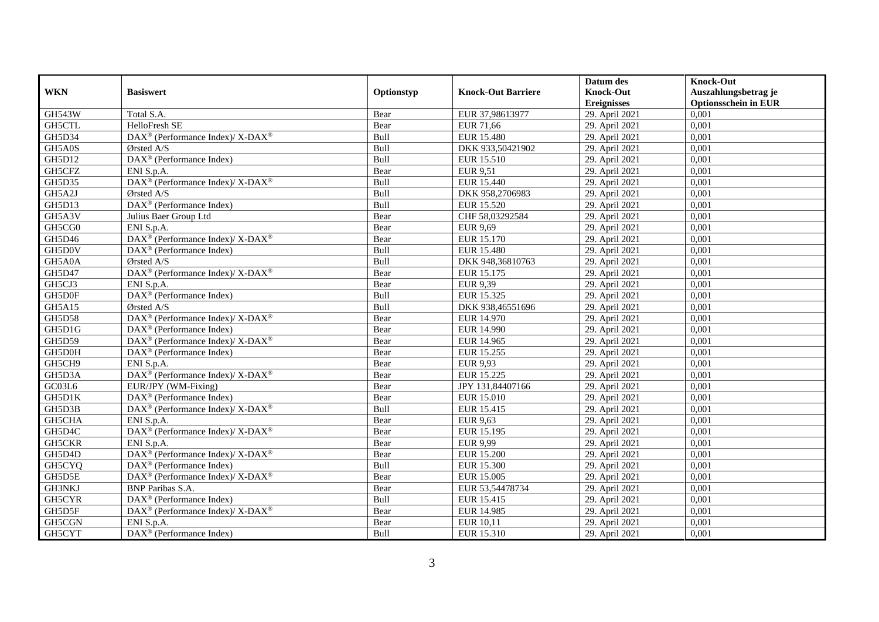| WKN | Basiswert | Optionstyp | Knock-Out Barriere | Datum des Knock-Out Ereignisses | Knock-Out Auszahlungsbetrag je Optionsschein in EUR |
|---|---|---|---|---|---|
| GH543W | Total S.A. | Bear | EUR 37,98613977 | 29. April 2021 | 0,001 |
| GH5CTL | HelloFresh SE | Bear | EUR 71,66 | 29. April 2021 | 0,001 |
| GH5D34 | DAX® (Performance Index)/ X-DAX® | Bull | EUR 15.480 | 29. April 2021 | 0,001 |
| GH5A0S | Ørsted A/S | Bull | DKK 933,50421902 | 29. April 2021 | 0,001 |
| GH5D12 | DAX® (Performance Index) | Bull | EUR 15.510 | 29. April 2021 | 0,001 |
| GH5CFZ | ENI S.p.A. | Bear | EUR 9,51 | 29. April 2021 | 0,001 |
| GH5D35 | DAX® (Performance Index)/ X-DAX® | Bull | EUR 15.440 | 29. April 2021 | 0,001 |
| GH5A2J | Ørsted A/S | Bull | DKK 958,2706983 | 29. April 2021 | 0,001 |
| GH5D13 | DAX® (Performance Index) | Bull | EUR 15.520 | 29. April 2021 | 0,001 |
| GH5A3V | Julius Baer Group Ltd | Bear | CHF 58,03292584 | 29. April 2021 | 0,001 |
| GH5CG0 | ENI S.p.A. | Bear | EUR 9,69 | 29. April 2021 | 0,001 |
| GH5D46 | DAX® (Performance Index)/ X-DAX® | Bear | EUR 15.170 | 29. April 2021 | 0,001 |
| GH5D0V | DAX® (Performance Index) | Bull | EUR 15.480 | 29. April 2021 | 0,001 |
| GH5A0A | Ørsted A/S | Bull | DKK 948,36810763 | 29. April 2021 | 0,001 |
| GH5D47 | DAX® (Performance Index)/ X-DAX® | Bear | EUR 15.175 | 29. April 2021 | 0,001 |
| GH5CJ3 | ENI S.p.A. | Bear | EUR 9,39 | 29. April 2021 | 0,001 |
| GH5D0F | DAX® (Performance Index) | Bull | EUR 15.325 | 29. April 2021 | 0,001 |
| GH5A15 | Ørsted A/S | Bull | DKK 938,46551696 | 29. April 2021 | 0,001 |
| GH5D58 | DAX® (Performance Index)/ X-DAX® | Bear | EUR 14.970 | 29. April 2021 | 0,001 |
| GH5D1G | DAX® (Performance Index) | Bear | EUR 14.990 | 29. April 2021 | 0,001 |
| GH5D59 | DAX® (Performance Index)/ X-DAX® | Bear | EUR 14.965 | 29. April 2021 | 0,001 |
| GH5D0H | DAX® (Performance Index) | Bear | EUR 15.255 | 29. April 2021 | 0,001 |
| GH5CH9 | ENI S.p.A. | Bear | EUR 9,93 | 29. April 2021 | 0,001 |
| GH5D3A | DAX® (Performance Index)/ X-DAX® | Bear | EUR 15.225 | 29. April 2021 | 0,001 |
| GC03L6 | EUR/JPY (WM-Fixing) | Bear | JPY 131,84407166 | 29. April 2021 | 0,001 |
| GH5D1K | DAX® (Performance Index) | Bear | EUR 15.010 | 29. April 2021 | 0,001 |
| GH5D3B | DAX® (Performance Index)/ X-DAX® | Bull | EUR 15.415 | 29. April 2021 | 0,001 |
| GH5CHA | ENI S.p.A. | Bear | EUR 9,63 | 29. April 2021 | 0,001 |
| GH5D4C | DAX® (Performance Index)/ X-DAX® | Bear | EUR 15.195 | 29. April 2021 | 0,001 |
| GH5CKR | ENI S.p.A. | Bear | EUR 9,99 | 29. April 2021 | 0,001 |
| GH5D4D | DAX® (Performance Index)/ X-DAX® | Bear | EUR 15.200 | 29. April 2021 | 0,001 |
| GH5CYQ | DAX® (Performance Index) | Bull | EUR 15.300 | 29. April 2021 | 0,001 |
| GH5D5E | DAX® (Performance Index)/ X-DAX® | Bear | EUR 15.005 | 29. April 2021 | 0,001 |
| GH3NKJ | BNP Paribas S.A. | Bear | EUR 53,54478734 | 29. April 2021 | 0,001 |
| GH5CYR | DAX® (Performance Index) | Bull | EUR 15.415 | 29. April 2021 | 0,001 |
| GH5D5F | DAX® (Performance Index)/ X-DAX® | Bear | EUR 14.985 | 29. April 2021 | 0,001 |
| GH5CGN | ENI S.p.A. | Bear | EUR 10,11 | 29. April 2021 | 0,001 |
| GH5CYT | DAX® (Performance Index) | Bull | EUR 15.310 | 29. April 2021 | 0,001 |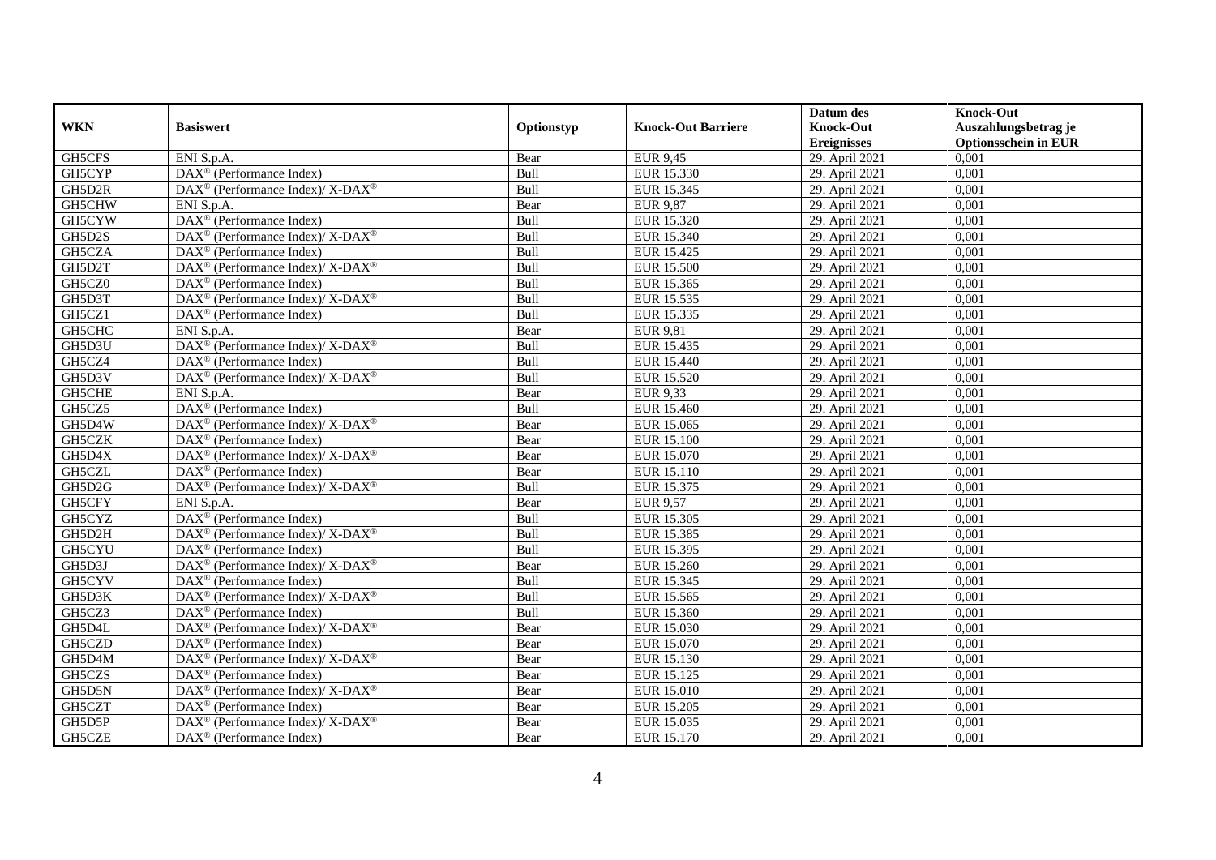| WKN | Basiswert | Optionstyp | Knock-Out Barriere | Datum des Knock-Out Ereignisses | Knock-Out Auszahlungsbetrag je Optionsschein in EUR |
|---|---|---|---|---|---|
| GH5CFS | ENI S.p.A. | Bear | EUR 9,45 | 29. April 2021 | 0,001 |
| GH5CYP | DAX® (Performance Index) | Bull | EUR 15.330 | 29. April 2021 | 0,001 |
| GH5D2R | DAX® (Performance Index)/ X-DAX® | Bull | EUR 15.345 | 29. April 2021 | 0,001 |
| GH5CHW | ENI S.p.A. | Bear | EUR 9,87 | 29. April 2021 | 0,001 |
| GH5CYW | DAX® (Performance Index) | Bull | EUR 15.320 | 29. April 2021 | 0,001 |
| GH5D2S | DAX® (Performance Index)/ X-DAX® | Bull | EUR 15.340 | 29. April 2021 | 0,001 |
| GH5CZA | DAX® (Performance Index) | Bull | EUR 15.425 | 29. April 2021 | 0,001 |
| GH5D2T | DAX® (Performance Index)/ X-DAX® | Bull | EUR 15.500 | 29. April 2021 | 0,001 |
| GH5CZ0 | DAX® (Performance Index) | Bull | EUR 15.365 | 29. April 2021 | 0,001 |
| GH5D3T | DAX® (Performance Index)/ X-DAX® | Bull | EUR 15.535 | 29. April 2021 | 0,001 |
| GH5CZ1 | DAX® (Performance Index) | Bull | EUR 15.335 | 29. April 2021 | 0,001 |
| GH5CHC | ENI S.p.A. | Bear | EUR 9,81 | 29. April 2021 | 0,001 |
| GH5D3U | DAX® (Performance Index)/ X-DAX® | Bull | EUR 15.435 | 29. April 2021 | 0,001 |
| GH5CZ4 | DAX® (Performance Index) | Bull | EUR 15.440 | 29. April 2021 | 0,001 |
| GH5D3V | DAX® (Performance Index)/ X-DAX® | Bull | EUR 15.520 | 29. April 2021 | 0,001 |
| GH5CHE | ENI S.p.A. | Bear | EUR 9,33 | 29. April 2021 | 0,001 |
| GH5CZ5 | DAX® (Performance Index) | Bull | EUR 15.460 | 29. April 2021 | 0,001 |
| GH5D4W | DAX® (Performance Index)/ X-DAX® | Bear | EUR 15.065 | 29. April 2021 | 0,001 |
| GH5CZK | DAX® (Performance Index) | Bear | EUR 15.100 | 29. April 2021 | 0,001 |
| GH5D4X | DAX® (Performance Index)/ X-DAX® | Bear | EUR 15.070 | 29. April 2021 | 0,001 |
| GH5CZL | DAX® (Performance Index) | Bear | EUR 15.110 | 29. April 2021 | 0,001 |
| GH5D2G | DAX® (Performance Index)/ X-DAX® | Bull | EUR 15.375 | 29. April 2021 | 0,001 |
| GH5CFY | ENI S.p.A. | Bear | EUR 9,57 | 29. April 2021 | 0,001 |
| GH5CYZ | DAX® (Performance Index) | Bull | EUR 15.305 | 29. April 2021 | 0,001 |
| GH5D2H | DAX® (Performance Index)/ X-DAX® | Bull | EUR 15.385 | 29. April 2021 | 0,001 |
| GH5CYU | DAX® (Performance Index) | Bull | EUR 15.395 | 29. April 2021 | 0,001 |
| GH5D3J | DAX® (Performance Index)/ X-DAX® | Bear | EUR 15.260 | 29. April 2021 | 0,001 |
| GH5CYV | DAX® (Performance Index) | Bull | EUR 15.345 | 29. April 2021 | 0,001 |
| GH5D3K | DAX® (Performance Index)/ X-DAX® | Bull | EUR 15.565 | 29. April 2021 | 0,001 |
| GH5CZ3 | DAX® (Performance Index) | Bull | EUR 15.360 | 29. April 2021 | 0,001 |
| GH5D4L | DAX® (Performance Index)/ X-DAX® | Bear | EUR 15.030 | 29. April 2021 | 0,001 |
| GH5CZD | DAX® (Performance Index) | Bear | EUR 15.070 | 29. April 2021 | 0,001 |
| GH5D4M | DAX® (Performance Index)/ X-DAX® | Bear | EUR 15.130 | 29. April 2021 | 0,001 |
| GH5CZS | DAX® (Performance Index) | Bear | EUR 15.125 | 29. April 2021 | 0,001 |
| GH5D5N | DAX® (Performance Index)/ X-DAX® | Bear | EUR 15.010 | 29. April 2021 | 0,001 |
| GH5CZT | DAX® (Performance Index) | Bear | EUR 15.205 | 29. April 2021 | 0,001 |
| GH5D5P | DAX® (Performance Index)/ X-DAX® | Bear | EUR 15.035 | 29. April 2021 | 0,001 |
| GH5CZE | DAX® (Performance Index) | Bear | EUR 15.170 | 29. April 2021 | 0,001 |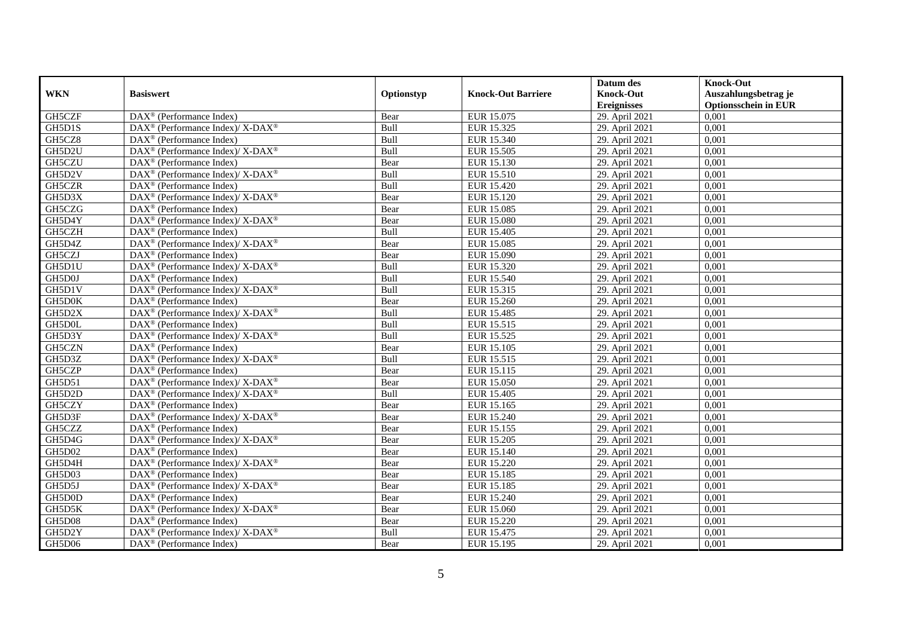| WKN | Basiswert | Optionstyp | Knock-Out Barriere | Datum des Knock-Out Ereignisses | Knock-Out Auszahlungsbetrag je Optionsschein in EUR |
|---|---|---|---|---|---|
| GH5CZF | DAX® (Performance Index) | Bear | EUR 15.075 | 29. April 2021 | 0,001 |
| GH5D1S | DAX® (Performance Index)/ X-DAX® | Bull | EUR 15.325 | 29. April 2021 | 0,001 |
| GH5CZ8 | DAX® (Performance Index) | Bull | EUR 15.340 | 29. April 2021 | 0,001 |
| GH5D2U | DAX® (Performance Index)/ X-DAX® | Bull | EUR 15.505 | 29. April 2021 | 0,001 |
| GH5CZU | DAX® (Performance Index) | Bear | EUR 15.130 | 29. April 2021 | 0,001 |
| GH5D2V | DAX® (Performance Index)/ X-DAX® | Bull | EUR 15.510 | 29. April 2021 | 0,001 |
| GH5CZR | DAX® (Performance Index) | Bull | EUR 15.420 | 29. April 2021 | 0,001 |
| GH5D3X | DAX® (Performance Index)/ X-DAX® | Bear | EUR 15.120 | 29. April 2021 | 0,001 |
| GH5CZG | DAX® (Performance Index) | Bear | EUR 15.085 | 29. April 2021 | 0,001 |
| GH5D4Y | DAX® (Performance Index)/ X-DAX® | Bear | EUR 15.080 | 29. April 2021 | 0,001 |
| GH5CZH | DAX® (Performance Index) | Bull | EUR 15.405 | 29. April 2021 | 0,001 |
| GH5D4Z | DAX® (Performance Index)/ X-DAX® | Bear | EUR 15.085 | 29. April 2021 | 0,001 |
| GH5CZJ | DAX® (Performance Index) | Bear | EUR 15.090 | 29. April 2021 | 0,001 |
| GH5D1U | DAX® (Performance Index)/ X-DAX® | Bull | EUR 15.320 | 29. April 2021 | 0,001 |
| GH5D0J | DAX® (Performance Index) | Bull | EUR 15.540 | 29. April 2021 | 0,001 |
| GH5D1V | DAX® (Performance Index)/ X-DAX® | Bull | EUR 15.315 | 29. April 2021 | 0,001 |
| GH5D0K | DAX® (Performance Index) | Bear | EUR 15.260 | 29. April 2021 | 0,001 |
| GH5D2X | DAX® (Performance Index)/ X-DAX® | Bull | EUR 15.485 | 29. April 2021 | 0,001 |
| GH5D0L | DAX® (Performance Index) | Bull | EUR 15.515 | 29. April 2021 | 0,001 |
| GH5D3Y | DAX® (Performance Index)/ X-DAX® | Bull | EUR 15.525 | 29. April 2021 | 0,001 |
| GH5CZN | DAX® (Performance Index) | Bear | EUR 15.105 | 29. April 2021 | 0,001 |
| GH5D3Z | DAX® (Performance Index)/ X-DAX® | Bull | EUR 15.515 | 29. April 2021 | 0,001 |
| GH5CZP | DAX® (Performance Index) | Bear | EUR 15.115 | 29. April 2021 | 0,001 |
| GH5D51 | DAX® (Performance Index)/ X-DAX® | Bear | EUR 15.050 | 29. April 2021 | 0,001 |
| GH5D2D | DAX® (Performance Index)/ X-DAX® | Bull | EUR 15.405 | 29. April 2021 | 0,001 |
| GH5CZY | DAX® (Performance Index) | Bear | EUR 15.165 | 29. April 2021 | 0,001 |
| GH5D3F | DAX® (Performance Index)/ X-DAX® | Bear | EUR 15.240 | 29. April 2021 | 0,001 |
| GH5CZZ | DAX® (Performance Index) | Bear | EUR 15.155 | 29. April 2021 | 0,001 |
| GH5D4G | DAX® (Performance Index)/ X-DAX® | Bear | EUR 15.205 | 29. April 2021 | 0,001 |
| GH5D02 | DAX® (Performance Index) | Bear | EUR 15.140 | 29. April 2021 | 0,001 |
| GH5D4H | DAX® (Performance Index)/ X-DAX® | Bear | EUR 15.220 | 29. April 2021 | 0,001 |
| GH5D03 | DAX® (Performance Index) | Bear | EUR 15.185 | 29. April 2021 | 0,001 |
| GH5D5J | DAX® (Performance Index)/ X-DAX® | Bear | EUR 15.185 | 29. April 2021 | 0,001 |
| GH5D0D | DAX® (Performance Index) | Bear | EUR 15.240 | 29. April 2021 | 0,001 |
| GH5D5K | DAX® (Performance Index)/ X-DAX® | Bear | EUR 15.060 | 29. April 2021 | 0,001 |
| GH5D08 | DAX® (Performance Index) | Bear | EUR 15.220 | 29. April 2021 | 0,001 |
| GH5D2Y | DAX® (Performance Index)/ X-DAX® | Bull | EUR 15.475 | 29. April 2021 | 0,001 |
| GH5D06 | DAX® (Performance Index) | Bear | EUR 15.195 | 29. April 2021 | 0,001 |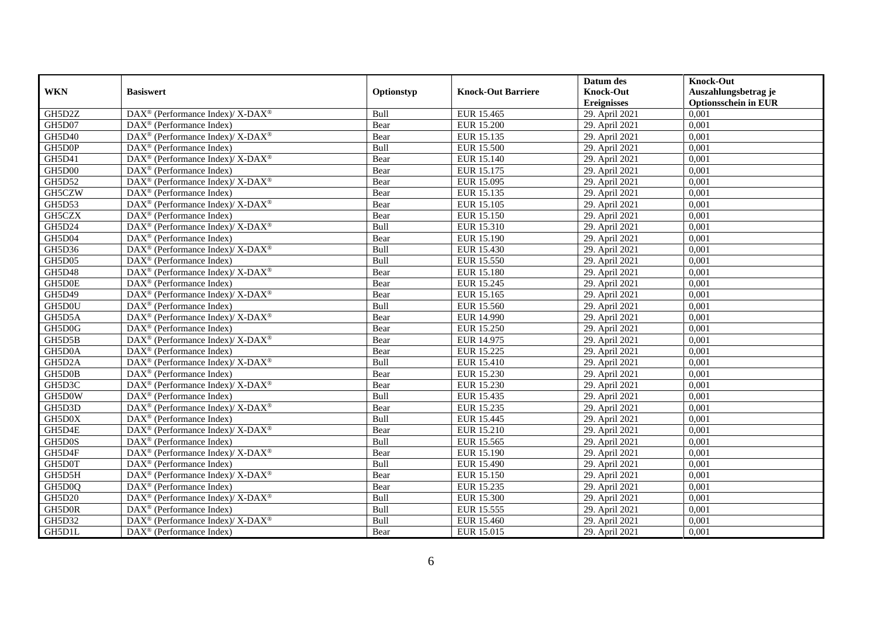| WKN | Basiswert | Optionstyp | Knock-Out Barriere | Datum des Knock-Out Ereignisses | Knock-Out Auszahlungsbetrag je Optionsschein in EUR |
|---|---|---|---|---|---|
| GH5D2Z | DAX® (Performance Index)/ X-DAX® | Bull | EUR 15.465 | 29. April 2021 | 0,001 |
| GH5D07 | DAX® (Performance Index) | Bear | EUR 15.200 | 29. April 2021 | 0,001 |
| GH5D40 | DAX® (Performance Index)/ X-DAX® | Bear | EUR 15.135 | 29. April 2021 | 0,001 |
| GH5D0P | DAX® (Performance Index) | Bull | EUR 15.500 | 29. April 2021 | 0,001 |
| GH5D41 | DAX® (Performance Index)/ X-DAX® | Bear | EUR 15.140 | 29. April 2021 | 0,001 |
| GH5D00 | DAX® (Performance Index) | Bear | EUR 15.175 | 29. April 2021 | 0,001 |
| GH5D52 | DAX® (Performance Index)/ X-DAX® | Bear | EUR 15.095 | 29. April 2021 | 0,001 |
| GH5CZW | DAX® (Performance Index) | Bear | EUR 15.135 | 29. April 2021 | 0,001 |
| GH5D53 | DAX® (Performance Index)/ X-DAX® | Bear | EUR 15.105 | 29. April 2021 | 0,001 |
| GH5CZX | DAX® (Performance Index) | Bear | EUR 15.150 | 29. April 2021 | 0,001 |
| GH5D24 | DAX® (Performance Index)/ X-DAX® | Bull | EUR 15.310 | 29. April 2021 | 0,001 |
| GH5D04 | DAX® (Performance Index) | Bear | EUR 15.190 | 29. April 2021 | 0,001 |
| GH5D36 | DAX® (Performance Index)/ X-DAX® | Bull | EUR 15.430 | 29. April 2021 | 0,001 |
| GH5D05 | DAX® (Performance Index) | Bull | EUR 15.550 | 29. April 2021 | 0,001 |
| GH5D48 | DAX® (Performance Index)/ X-DAX® | Bear | EUR 15.180 | 29. April 2021 | 0,001 |
| GH5D0E | DAX® (Performance Index) | Bear | EUR 15.245 | 29. April 2021 | 0,001 |
| GH5D49 | DAX® (Performance Index)/ X-DAX® | Bear | EUR 15.165 | 29. April 2021 | 0,001 |
| GH5D0U | DAX® (Performance Index) | Bull | EUR 15.560 | 29. April 2021 | 0,001 |
| GH5D5A | DAX® (Performance Index)/ X-DAX® | Bear | EUR 14.990 | 29. April 2021 | 0,001 |
| GH5D0G | DAX® (Performance Index) | Bear | EUR 15.250 | 29. April 2021 | 0,001 |
| GH5D5B | DAX® (Performance Index)/ X-DAX® | Bear | EUR 14.975 | 29. April 2021 | 0,001 |
| GH5D0A | DAX® (Performance Index) | Bear | EUR 15.225 | 29. April 2021 | 0,001 |
| GH5D2A | DAX® (Performance Index)/ X-DAX® | Bull | EUR 15.410 | 29. April 2021 | 0,001 |
| GH5D0B | DAX® (Performance Index) | Bear | EUR 15.230 | 29. April 2021 | 0,001 |
| GH5D3C | DAX® (Performance Index)/ X-DAX® | Bear | EUR 15.230 | 29. April 2021 | 0,001 |
| GH5D0W | DAX® (Performance Index) | Bull | EUR 15.435 | 29. April 2021 | 0,001 |
| GH5D3D | DAX® (Performance Index)/ X-DAX® | Bear | EUR 15.235 | 29. April 2021 | 0,001 |
| GH5D0X | DAX® (Performance Index) | Bull | EUR 15.445 | 29. April 2021 | 0,001 |
| GH5D4E | DAX® (Performance Index)/ X-DAX® | Bear | EUR 15.210 | 29. April 2021 | 0,001 |
| GH5D0S | DAX® (Performance Index) | Bull | EUR 15.565 | 29. April 2021 | 0,001 |
| GH5D4F | DAX® (Performance Index)/ X-DAX® | Bear | EUR 15.190 | 29. April 2021 | 0,001 |
| GH5D0T | DAX® (Performance Index) | Bull | EUR 15.490 | 29. April 2021 | 0,001 |
| GH5D5H | DAX® (Performance Index)/ X-DAX® | Bear | EUR 15.150 | 29. April 2021 | 0,001 |
| GH5D0Q | DAX® (Performance Index) | Bear | EUR 15.235 | 29. April 2021 | 0,001 |
| GH5D20 | DAX® (Performance Index)/ X-DAX® | Bull | EUR 15.300 | 29. April 2021 | 0,001 |
| GH5D0R | DAX® (Performance Index) | Bull | EUR 15.555 | 29. April 2021 | 0,001 |
| GH5D32 | DAX® (Performance Index)/ X-DAX® | Bull | EUR 15.460 | 29. April 2021 | 0,001 |
| GH5D1L | DAX® (Performance Index) | Bear | EUR 15.015 | 29. April 2021 | 0,001 |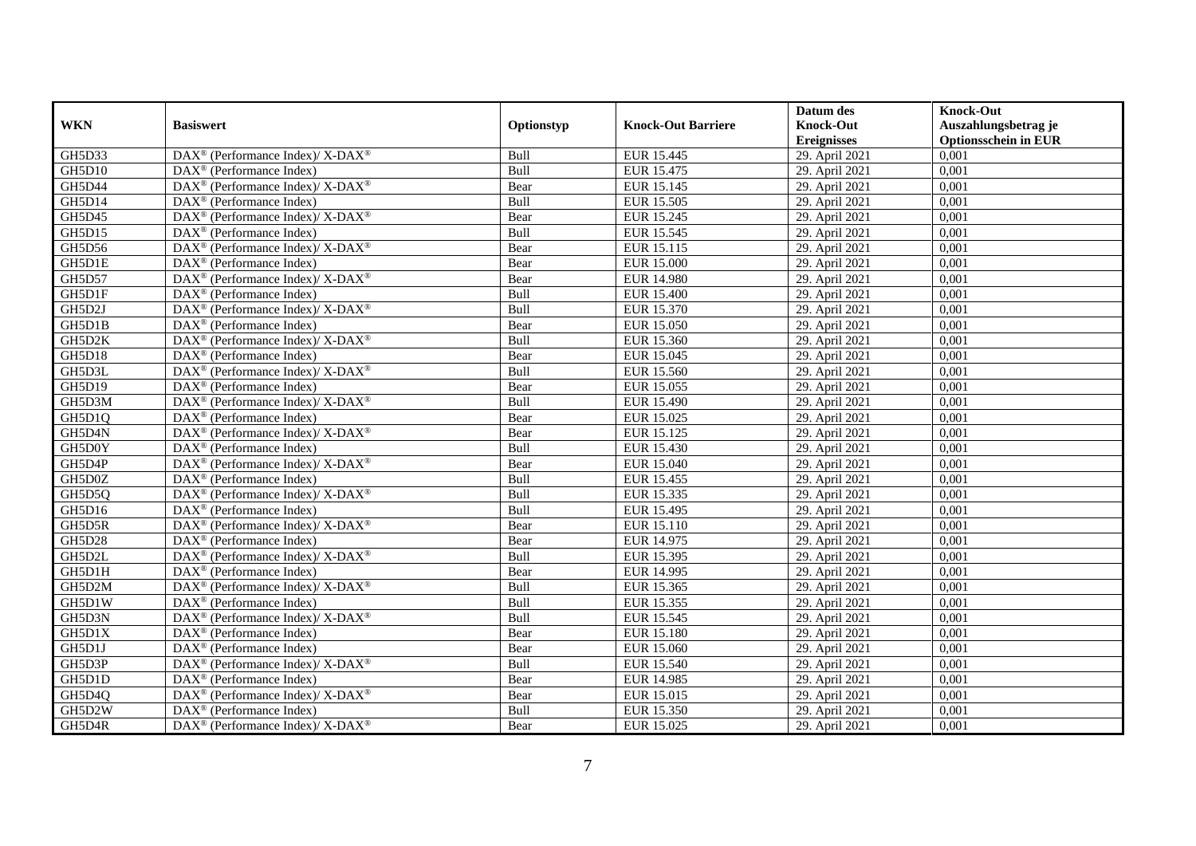| WKN | Basiswert | Optionstyp | Knock-Out Barriere | Datum des Knock-Out Ereignisses | Knock-Out Auszahlungsbetrag je Optionsschein in EUR |
|---|---|---|---|---|---|
| GH5D33 | DAX® (Performance Index)/ X-DAX® | Bull | EUR 15.445 | 29. April 2021 | 0,001 |
| GH5D10 | DAX® (Performance Index) | Bull | EUR 15.475 | 29. April 2021 | 0,001 |
| GH5D44 | DAX® (Performance Index)/ X-DAX® | Bear | EUR 15.145 | 29. April 2021 | 0,001 |
| GH5D14 | DAX® (Performance Index) | Bull | EUR 15.505 | 29. April 2021 | 0,001 |
| GH5D45 | DAX® (Performance Index)/ X-DAX® | Bear | EUR 15.245 | 29. April 2021 | 0,001 |
| GH5D15 | DAX® (Performance Index) | Bull | EUR 15.545 | 29. April 2021 | 0,001 |
| GH5D56 | DAX® (Performance Index)/ X-DAX® | Bear | EUR 15.115 | 29. April 2021 | 0,001 |
| GH5D1E | DAX® (Performance Index) | Bear | EUR 15.000 | 29. April 2021 | 0,001 |
| GH5D57 | DAX® (Performance Index)/ X-DAX® | Bear | EUR 14.980 | 29. April 2021 | 0,001 |
| GH5D1F | DAX® (Performance Index) | Bull | EUR 15.400 | 29. April 2021 | 0,001 |
| GH5D2J | DAX® (Performance Index)/ X-DAX® | Bull | EUR 15.370 | 29. April 2021 | 0,001 |
| GH5D1B | DAX® (Performance Index) | Bear | EUR 15.050 | 29. April 2021 | 0,001 |
| GH5D2K | DAX® (Performance Index)/ X-DAX® | Bull | EUR 15.360 | 29. April 2021 | 0,001 |
| GH5D18 | DAX® (Performance Index) | Bear | EUR 15.045 | 29. April 2021 | 0,001 |
| GH5D3L | DAX® (Performance Index)/ X-DAX® | Bull | EUR 15.560 | 29. April 2021 | 0,001 |
| GH5D19 | DAX® (Performance Index) | Bear | EUR 15.055 | 29. April 2021 | 0,001 |
| GH5D3M | DAX® (Performance Index)/ X-DAX® | Bull | EUR 15.490 | 29. April 2021 | 0,001 |
| GH5D1Q | DAX® (Performance Index) | Bear | EUR 15.025 | 29. April 2021 | 0,001 |
| GH5D4N | DAX® (Performance Index)/ X-DAX® | Bear | EUR 15.125 | 29. April 2021 | 0,001 |
| GH5D0Y | DAX® (Performance Index) | Bull | EUR 15.430 | 29. April 2021 | 0,001 |
| GH5D4P | DAX® (Performance Index)/ X-DAX® | Bear | EUR 15.040 | 29. April 2021 | 0,001 |
| GH5D0Z | DAX® (Performance Index) | Bull | EUR 15.455 | 29. April 2021 | 0,001 |
| GH5D5Q | DAX® (Performance Index)/ X-DAX® | Bull | EUR 15.335 | 29. April 2021 | 0,001 |
| GH5D16 | DAX® (Performance Index) | Bull | EUR 15.495 | 29. April 2021 | 0,001 |
| GH5D5R | DAX® (Performance Index)/ X-DAX® | Bear | EUR 15.110 | 29. April 2021 | 0,001 |
| GH5D28 | DAX® (Performance Index) | Bear | EUR 14.975 | 29. April 2021 | 0,001 |
| GH5D2L | DAX® (Performance Index)/ X-DAX® | Bull | EUR 15.395 | 29. April 2021 | 0,001 |
| GH5D1H | DAX® (Performance Index) | Bear | EUR 14.995 | 29. April 2021 | 0,001 |
| GH5D2M | DAX® (Performance Index)/ X-DAX® | Bull | EUR 15.365 | 29. April 2021 | 0,001 |
| GH5D1W | DAX® (Performance Index) | Bull | EUR 15.355 | 29. April 2021 | 0,001 |
| GH5D3N | DAX® (Performance Index)/ X-DAX® | Bull | EUR 15.545 | 29. April 2021 | 0,001 |
| GH5D1X | DAX® (Performance Index) | Bear | EUR 15.180 | 29. April 2021 | 0,001 |
| GH5D1J | DAX® (Performance Index) | Bear | EUR 15.060 | 29. April 2021 | 0,001 |
| GH5D3P | DAX® (Performance Index)/ X-DAX® | Bull | EUR 15.540 | 29. April 2021 | 0,001 |
| GH5D1D | DAX® (Performance Index) | Bear | EUR 14.985 | 29. April 2021 | 0,001 |
| GH5D4Q | DAX® (Performance Index)/ X-DAX® | Bear | EUR 15.015 | 29. April 2021 | 0,001 |
| GH5D2W | DAX® (Performance Index) | Bull | EUR 15.350 | 29. April 2021 | 0,001 |
| GH5D4R | DAX® (Performance Index)/ X-DAX® | Bear | EUR 15.025 | 29. April 2021 | 0,001 |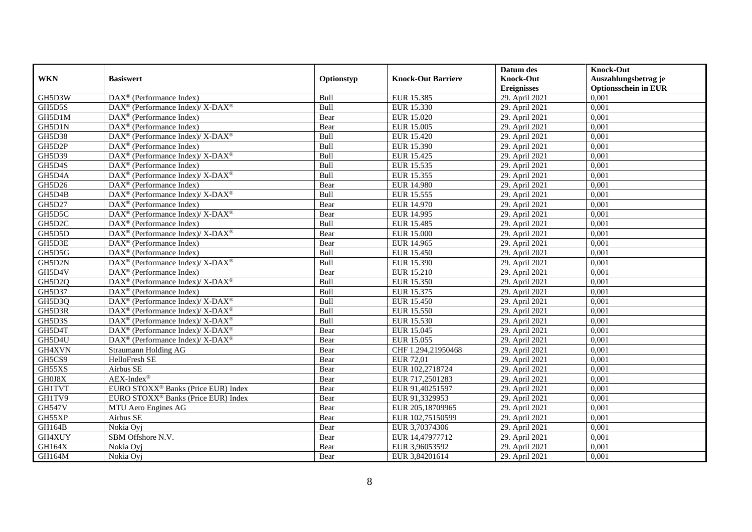| WKN | Basiswert | Optionstyp | Knock-Out Barriere | Datum des Knock-Out Ereignisses | Knock-Out Auszahlungsbetrag je Optionsschein in EUR |
|---|---|---|---|---|---|
| GH5D3W | DAX® (Performance Index) | Bull | EUR 15.385 | 29. April 2021 | 0,001 |
| GH5D5S | DAX® (Performance Index)/ X-DAX® | Bull | EUR 15.330 | 29. April 2021 | 0,001 |
| GH5D1M | DAX® (Performance Index) | Bear | EUR 15.020 | 29. April 2021 | 0,001 |
| GH5D1N | DAX® (Performance Index) | Bear | EUR 15.005 | 29. April 2021 | 0,001 |
| GH5D38 | DAX® (Performance Index)/ X-DAX® | Bull | EUR 15.420 | 29. April 2021 | 0,001 |
| GH5D2P | DAX® (Performance Index) | Bull | EUR 15.390 | 29. April 2021 | 0,001 |
| GH5D39 | DAX® (Performance Index)/ X-DAX® | Bull | EUR 15.425 | 29. April 2021 | 0,001 |
| GH5D4S | DAX® (Performance Index) | Bull | EUR 15.535 | 29. April 2021 | 0,001 |
| GH5D4A | DAX® (Performance Index)/ X-DAX® | Bull | EUR 15.355 | 29. April 2021 | 0,001 |
| GH5D26 | DAX® (Performance Index) | Bear | EUR 14.980 | 29. April 2021 | 0,001 |
| GH5D4B | DAX® (Performance Index)/ X-DAX® | Bull | EUR 15.555 | 29. April 2021 | 0,001 |
| GH5D27 | DAX® (Performance Index) | Bear | EUR 14.970 | 29. April 2021 | 0,001 |
| GH5D5C | DAX® (Performance Index)/ X-DAX® | Bear | EUR 14.995 | 29. April 2021 | 0,001 |
| GH5D2C | DAX® (Performance Index) | Bull | EUR 15.485 | 29. April 2021 | 0,001 |
| GH5D5D | DAX® (Performance Index)/ X-DAX® | Bear | EUR 15.000 | 29. April 2021 | 0,001 |
| GH5D3E | DAX® (Performance Index) | Bear | EUR 14.965 | 29. April 2021 | 0,001 |
| GH5D5G | DAX® (Performance Index) | Bull | EUR 15.450 | 29. April 2021 | 0,001 |
| GH5D2N | DAX® (Performance Index)/ X-DAX® | Bull | EUR 15.390 | 29. April 2021 | 0,001 |
| GH5D4V | DAX® (Performance Index) | Bear | EUR 15.210 | 29. April 2021 | 0,001 |
| GH5D2Q | DAX® (Performance Index)/ X-DAX® | Bull | EUR 15.350 | 29. April 2021 | 0,001 |
| GH5D37 | DAX® (Performance Index) | Bull | EUR 15.375 | 29. April 2021 | 0,001 |
| GH5D3Q | DAX® (Performance Index)/ X-DAX® | Bull | EUR 15.450 | 29. April 2021 | 0,001 |
| GH5D3R | DAX® (Performance Index)/ X-DAX® | Bull | EUR 15.550 | 29. April 2021 | 0,001 |
| GH5D3S | DAX® (Performance Index)/ X-DAX® | Bull | EUR 15.530 | 29. April 2021 | 0,001 |
| GH5D4T | DAX® (Performance Index)/ X-DAX® | Bear | EUR 15.045 | 29. April 2021 | 0,001 |
| GH5D4U | DAX® (Performance Index)/ X-DAX® | Bear | EUR 15.055 | 29. April 2021 | 0,001 |
| GH4XVN | Straumann Holding AG | Bear | CHF 1.294,21950468 | 29. April 2021 | 0,001 |
| GH5CS9 | HelloFresh SE | Bear | EUR 72,01 | 29. April 2021 | 0,001 |
| GH55XS | Airbus SE | Bear | EUR 102,2718724 | 29. April 2021 | 0,001 |
| GH0J8X | AEX-Index® | Bear | EUR 717,2501283 | 29. April 2021 | 0,001 |
| GH1TVT | EURO STOXX® Banks (Price EUR) Index | Bear | EUR 91,40251597 | 29. April 2021 | 0,001 |
| GH1TV9 | EURO STOXX® Banks (Price EUR) Index | Bear | EUR 91,3329953 | 29. April 2021 | 0,001 |
| GH547V | MTU Aero Engines AG | Bear | EUR 205,18709965 | 29. April 2021 | 0,001 |
| GH55XP | Airbus SE | Bear | EUR 102,75150599 | 29. April 2021 | 0,001 |
| GH164B | Nokia Oyj | Bear | EUR 3,70374306 | 29. April 2021 | 0,001 |
| GH4XUY | SBM Offshore N.V. | Bear | EUR 14,47977712 | 29. April 2021 | 0,001 |
| GH164X | Nokia Oyj | Bear | EUR 3,96053592 | 29. April 2021 | 0,001 |
| GH164M | Nokia Oyj | Bear | EUR 3,84201614 | 29. April 2021 | 0,001 |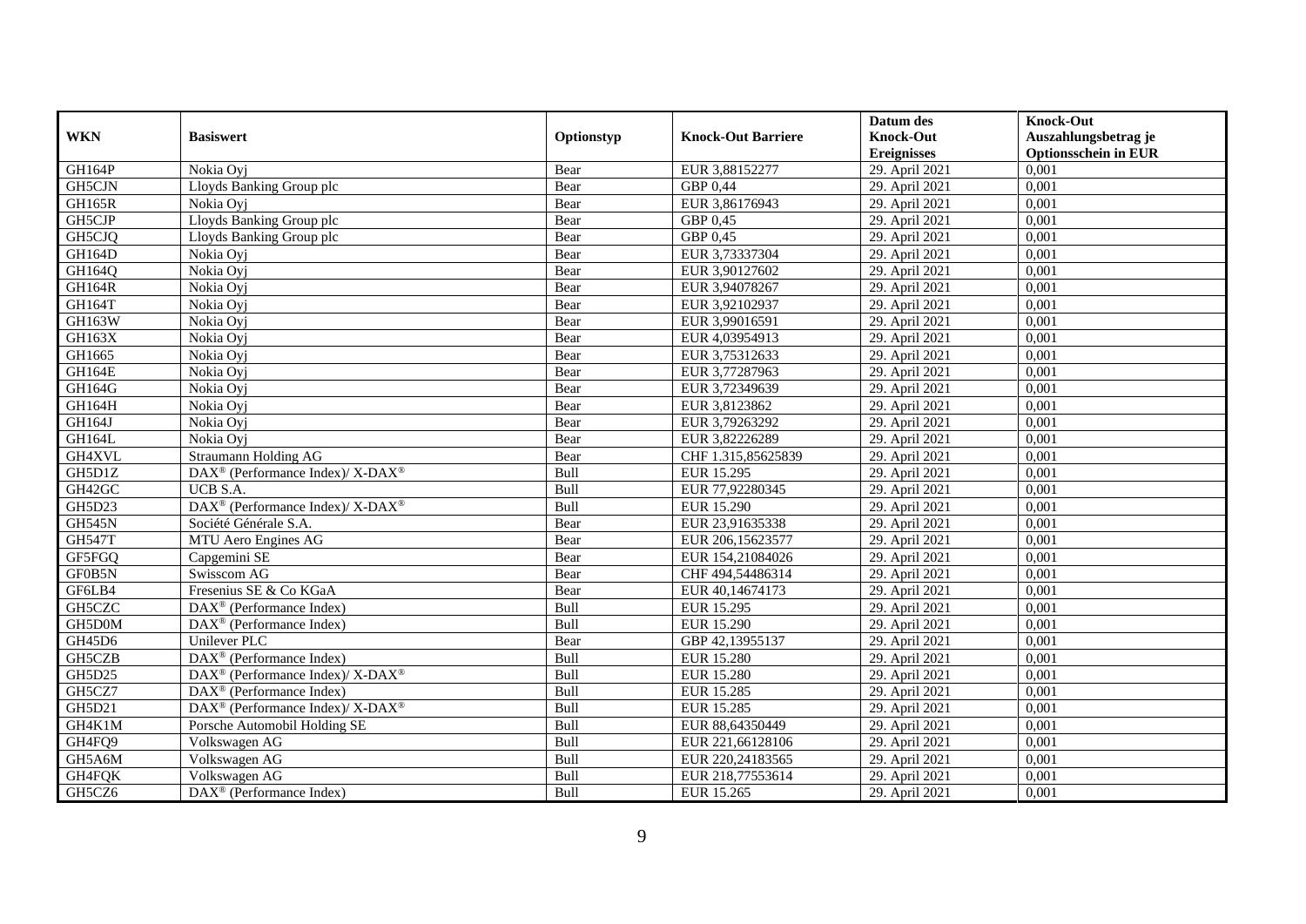| WKN | Basiswert | Optionstyp | Knock-Out Barriere | Datum des Knock-Out Ereignisses | Knock-Out Auszahlungsbetrag je Optionsschein in EUR |
|---|---|---|---|---|---|
| GH164P | Nokia Oyj | Bear | EUR 3,88152277 | 29. April 2021 | 0,001 |
| GH5CJN | Lloyds Banking Group plc | Bear | GBP 0,44 | 29. April 2021 | 0,001 |
| GH165R | Nokia Oyj | Bear | EUR 3,86176943 | 29. April 2021 | 0,001 |
| GH5CJP | Lloyds Banking Group plc | Bear | GBP 0,45 | 29. April 2021 | 0,001 |
| GH5CJQ | Lloyds Banking Group plc | Bear | GBP 0,45 | 29. April 2021 | 0,001 |
| GH164D | Nokia Oyj | Bear | EUR 3,73337304 | 29. April 2021 | 0,001 |
| GH164Q | Nokia Oyj | Bear | EUR 3,90127602 | 29. April 2021 | 0,001 |
| GH164R | Nokia Oyj | Bear | EUR 3,94078267 | 29. April 2021 | 0,001 |
| GH164T | Nokia Oyj | Bear | EUR 3,92102937 | 29. April 2021 | 0,001 |
| GH163W | Nokia Oyj | Bear | EUR 3,99016591 | 29. April 2021 | 0,001 |
| GH163X | Nokia Oyj | Bear | EUR 4,03954913 | 29. April 2021 | 0,001 |
| GH1665 | Nokia Oyj | Bear | EUR 3,75312633 | 29. April 2021 | 0,001 |
| GH164E | Nokia Oyj | Bear | EUR 3,77287963 | 29. April 2021 | 0,001 |
| GH164G | Nokia Oyj | Bear | EUR 3,72349639 | 29. April 2021 | 0,001 |
| GH164H | Nokia Oyj | Bear | EUR 3,8123862 | 29. April 2021 | 0,001 |
| GH164J | Nokia Oyj | Bear | EUR 3,79263292 | 29. April 2021 | 0,001 |
| GH164L | Nokia Oyj | Bear | EUR 3,82226289 | 29. April 2021 | 0,001 |
| GH4XVL | Straumann Holding AG | Bear | CHF 1.315,85625839 | 29. April 2021 | 0,001 |
| GH5D1Z | DAX® (Performance Index)/ X-DAX® | Bull | EUR 15.295 | 29. April 2021 | 0,001 |
| GH42GC | UCB S.A. | Bull | EUR 77,92280345 | 29. April 2021 | 0,001 |
| GH5D23 | DAX® (Performance Index)/ X-DAX® | Bull | EUR 15.290 | 29. April 2021 | 0,001 |
| GH545N | Société Générale S.A. | Bear | EUR 23,91635338 | 29. April 2021 | 0,001 |
| GH547T | MTU Aero Engines AG | Bear | EUR 206,15623577 | 29. April 2021 | 0,001 |
| GF5FGQ | Capgemini SE | Bear | EUR 154,21084026 | 29. April 2021 | 0,001 |
| GF0B5N | Swisscom AG | Bear | CHF 494,54486314 | 29. April 2021 | 0,001 |
| GF6LB4 | Fresenius SE & Co KGaA | Bear | EUR 40,14674173 | 29. April 2021 | 0,001 |
| GH5CZC | DAX® (Performance Index) | Bull | EUR 15.295 | 29. April 2021 | 0,001 |
| GH5D0M | DAX® (Performance Index) | Bull | EUR 15.290 | 29. April 2021 | 0,001 |
| GH45D6 | Unilever PLC | Bear | GBP 42,13955137 | 29. April 2021 | 0,001 |
| GH5CZB | DAX® (Performance Index) | Bull | EUR 15.280 | 29. April 2021 | 0,001 |
| GH5D25 | DAX® (Performance Index)/ X-DAX® | Bull | EUR 15.280 | 29. April 2021 | 0,001 |
| GH5CZ7 | DAX® (Performance Index) | Bull | EUR 15.285 | 29. April 2021 | 0,001 |
| GH5D21 | DAX® (Performance Index)/ X-DAX® | Bull | EUR 15.285 | 29. April 2021 | 0,001 |
| GH4K1M | Porsche Automobil Holding SE | Bull | EUR 88,64350449 | 29. April 2021 | 0,001 |
| GH4FQ9 | Volkswagen AG | Bull | EUR 221,66128106 | 29. April 2021 | 0,001 |
| GH5A6M | Volkswagen AG | Bull | EUR 220,24183565 | 29. April 2021 | 0,001 |
| GH4FQK | Volkswagen AG | Bull | EUR 218,77553614 | 29. April 2021 | 0,001 |
| GH5CZ6 | DAX® (Performance Index) | Bull | EUR 15.265 | 29. April 2021 | 0,001 |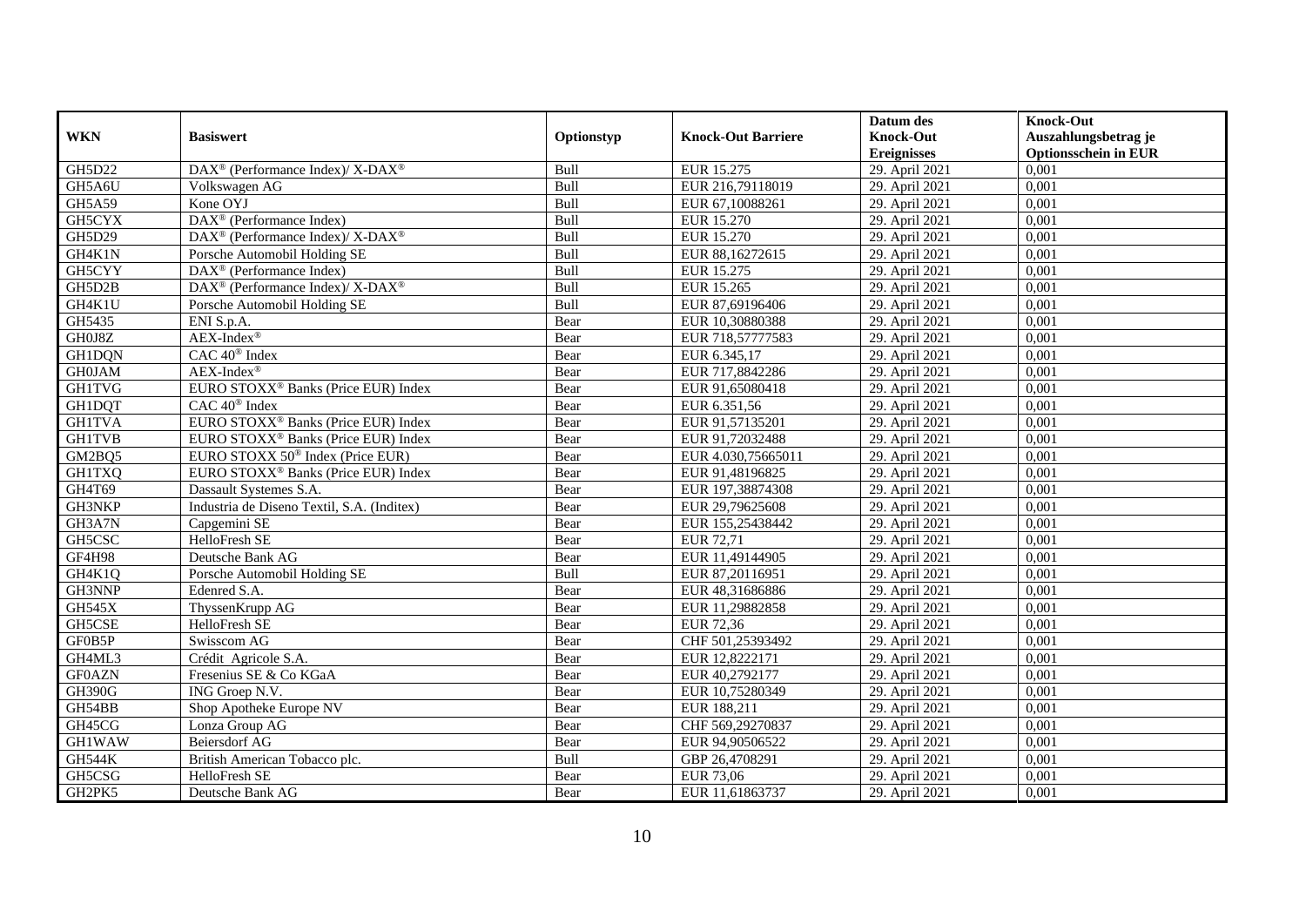| WKN | Basiswert | Optionstyp | Knock-Out Barriere | Datum des Knock-Out Ereignisses | Knock-Out Auszahlungsbetrag je Optionsschein in EUR |
|---|---|---|---|---|---|
| GH5D22 | DAX® (Performance Index)/ X-DAX® | Bull | EUR 15.275 | 29. April 2021 | 0,001 |
| GH5A6U | Volkswagen AG | Bull | EUR 216,79118019 | 29. April 2021 | 0,001 |
| GH5A59 | Kone OYJ | Bull | EUR 67,10088261 | 29. April 2021 | 0,001 |
| GH5CYX | DAX® (Performance Index) | Bull | EUR 15.270 | 29. April 2021 | 0,001 |
| GH5D29 | DAX® (Performance Index)/ X-DAX® | Bull | EUR 15.270 | 29. April 2021 | 0,001 |
| GH4K1N | Porsche Automobil Holding SE | Bull | EUR 88,16272615 | 29. April 2021 | 0,001 |
| GH5CYY | DAX® (Performance Index) | Bull | EUR 15.275 | 29. April 2021 | 0,001 |
| GH5D2B | DAX® (Performance Index)/ X-DAX® | Bull | EUR 15.265 | 29. April 2021 | 0,001 |
| GH4K1U | Porsche Automobil Holding SE | Bull | EUR 87,69196406 | 29. April 2021 | 0,001 |
| GH5435 | ENI S.p.A. | Bear | EUR 10,30880388 | 29. April 2021 | 0,001 |
| GH0J8Z | AEX-Index® | Bear | EUR 718,57777583 | 29. April 2021 | 0,001 |
| GH1DQN | CAC 40® Index | Bear | EUR 6.345,17 | 29. April 2021 | 0,001 |
| GH0JAM | AEX-Index® | Bear | EUR 717,8842286 | 29. April 2021 | 0,001 |
| GH1TVG | EURO STOXX® Banks (Price EUR) Index | Bear | EUR 91,65080418 | 29. April 2021 | 0,001 |
| GH1DQT | CAC 40® Index | Bear | EUR 6.351,56 | 29. April 2021 | 0,001 |
| GH1TVA | EURO STOXX® Banks (Price EUR) Index | Bear | EUR 91,57135201 | 29. April 2021 | 0,001 |
| GH1TVB | EURO STOXX® Banks (Price EUR) Index | Bear | EUR 91,72032488 | 29. April 2021 | 0,001 |
| GM2BQ5 | EURO STOXX 50® Index (Price EUR) | Bear | EUR 4.030,75665011 | 29. April 2021 | 0,001 |
| GH1TXQ | EURO STOXX® Banks (Price EUR) Index | Bear | EUR 91,48196825 | 29. April 2021 | 0,001 |
| GH4T69 | Dassault Systemes S.A. | Bear | EUR 197,38874308 | 29. April 2021 | 0,001 |
| GH3NKP | Industria de Diseno Textil, S.A. (Inditex) | Bear | EUR 29,79625608 | 29. April 2021 | 0,001 |
| GH3A7N | Capgemini SE | Bear | EUR 155,25438442 | 29. April 2021 | 0,001 |
| GH5CSC | HelloFresh SE | Bear | EUR 72,71 | 29. April 2021 | 0,001 |
| GF4H98 | Deutsche Bank AG | Bear | EUR 11,49144905 | 29. April 2021 | 0,001 |
| GH4K1Q | Porsche Automobil Holding SE | Bull | EUR 87,20116951 | 29. April 2021 | 0,001 |
| GH3NNP | Edenred S.A. | Bear | EUR 48,31686886 | 29. April 2021 | 0,001 |
| GH545X | ThyssenKrupp AG | Bear | EUR 11,29882858 | 29. April 2021 | 0,001 |
| GH5CSE | HelloFresh SE | Bear | EUR 72,36 | 29. April 2021 | 0,001 |
| GF0B5P | Swisscom AG | Bear | CHF 501,25393492 | 29. April 2021 | 0,001 |
| GH4ML3 | Crédit Agricole S.A. | Bear | EUR 12,8222171 | 29. April 2021 | 0,001 |
| GF0AZN | Fresenius SE & Co KGaA | Bear | EUR 40,2792177 | 29. April 2021 | 0,001 |
| GH390G | ING Groep N.V. | Bear | EUR 10,75280349 | 29. April 2021 | 0,001 |
| GH54BB | Shop Apotheke Europe NV | Bear | EUR 188,211 | 29. April 2021 | 0,001 |
| GH45CG | Lonza Group AG | Bear | CHF 569,29270837 | 29. April 2021 | 0,001 |
| GH1WAW | Beiersdorf AG | Bear | EUR 94,90506522 | 29. April 2021 | 0,001 |
| GH544K | British American Tobacco plc. | Bull | GBP 26,4708291 | 29. April 2021 | 0,001 |
| GH5CSG | HelloFresh SE | Bear | EUR 73,06 | 29. April 2021 | 0,001 |
| GH2PK5 | Deutsche Bank AG | Bear | EUR 11,61863737 | 29. April 2021 | 0,001 |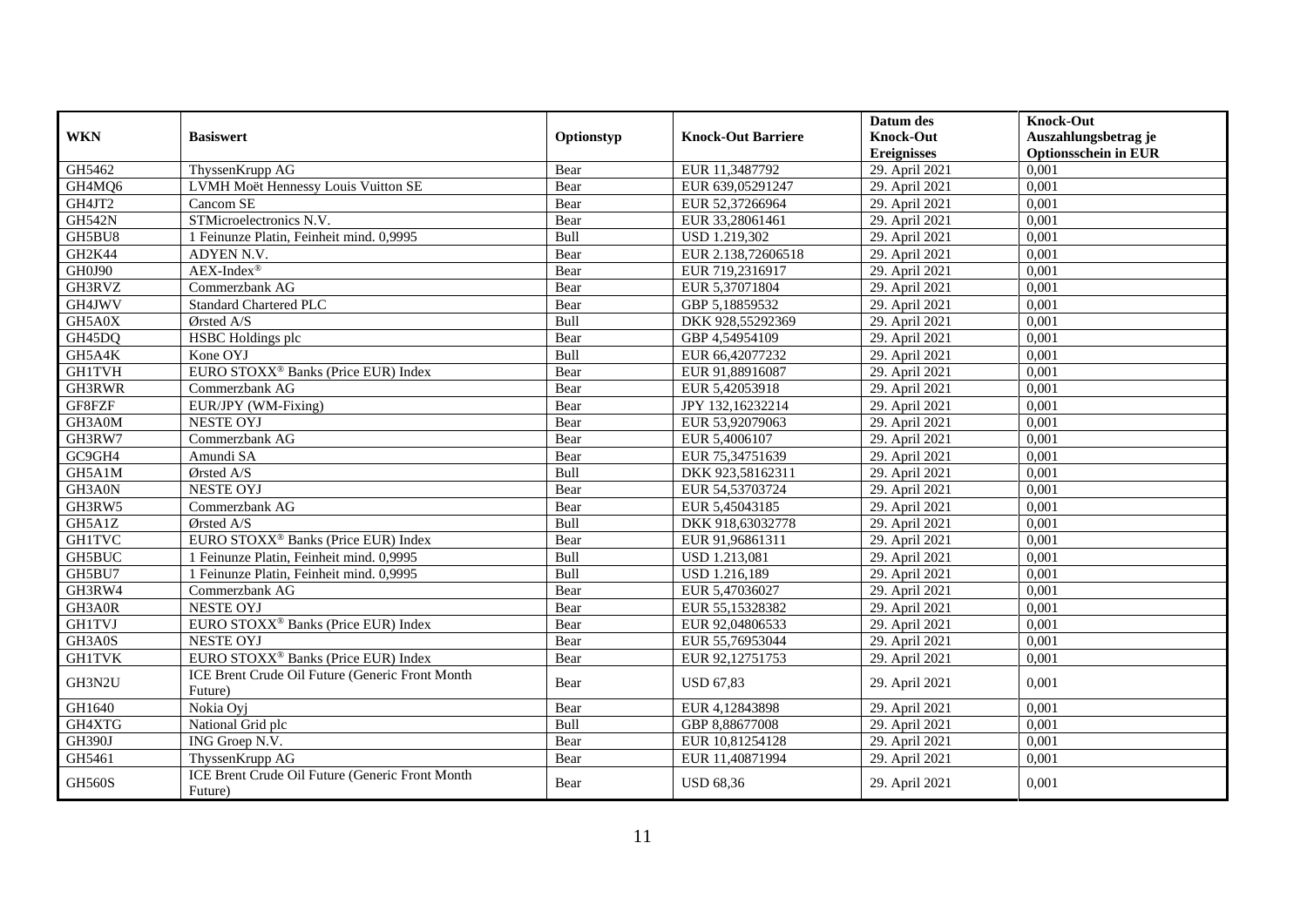| WKN | Basiswert | Optionstyp | Knock-Out Barriere | Datum des Knock-Out Ereignisses | Knock-Out Auszahlungsbetrag je Optionsschein in EUR |
|---|---|---|---|---|---|
| GH5462 | ThyssenKrupp AG | Bear | EUR 11,3487792 | 29. April 2021 | 0,001 |
| GH4MQ6 | LVMH Moët Hennessy Louis Vuitton SE | Bear | EUR 639,05291247 | 29. April 2021 | 0,001 |
| GH4JT2 | Cancom SE | Bear | EUR 52,37266964 | 29. April 2021 | 0,001 |
| GH542N | STMicroelectronics N.V. | Bear | EUR 33,28061461 | 29. April 2021 | 0,001 |
| GH5BU8 | 1 Feinunze Platin, Feinheit mind. 0,9995 | Bull | USD 1.219,302 | 29. April 2021 | 0,001 |
| GH2K44 | ADYEN N.V. | Bear | EUR 2.138,72606518 | 29. April 2021 | 0,001 |
| GH0J90 | AEX-Index® | Bear | EUR 719,2316917 | 29. April 2021 | 0,001 |
| GH3RVZ | Commerzbank AG | Bear | EUR 5,37071804 | 29. April 2021 | 0,001 |
| GH4JWV | Standard Chartered PLC | Bear | GBP 5,18859532 | 29. April 2021 | 0,001 |
| GH5A0X | Ørsted A/S | Bull | DKK 928,55292369 | 29. April 2021 | 0,001 |
| GH45DQ | HSBC Holdings plc | Bear | GBP 4,54954109 | 29. April 2021 | 0,001 |
| GH5A4K | Kone OYJ | Bull | EUR 66,42077232 | 29. April 2021 | 0,001 |
| GH1TVH | EURO STOXX® Banks (Price EUR) Index | Bear | EUR 91,88916087 | 29. April 2021 | 0,001 |
| GH3RWR | Commerzbank AG | Bear | EUR 5,42053918 | 29. April 2021 | 0,001 |
| GF8FZF | EUR/JPY (WM-Fixing) | Bear | JPY 132,16232214 | 29. April 2021 | 0,001 |
| GH3A0M | NESTE OYJ | Bear | EUR 53,92079063 | 29. April 2021 | 0,001 |
| GH3RW7 | Commerzbank AG | Bear | EUR 5,4006107 | 29. April 2021 | 0,001 |
| GC9GH4 | Amundi SA | Bear | EUR 75,34751639 | 29. April 2021 | 0,001 |
| GH5A1M | Ørsted A/S | Bull | DKK 923,58162311 | 29. April 2021 | 0,001 |
| GH3A0N | NESTE OYJ | Bear | EUR 54,53703724 | 29. April 2021 | 0,001 |
| GH3RW5 | Commerzbank AG | Bear | EUR 5,45043185 | 29. April 2021 | 0,001 |
| GH5A1Z | Ørsted A/S | Bull | DKK 918,63032778 | 29. April 2021 | 0,001 |
| GH1TVC | EURO STOXX® Banks (Price EUR) Index | Bear | EUR 91,96861311 | 29. April 2021 | 0,001 |
| GH5BUC | 1 Feinunze Platin, Feinheit mind. 0,9995 | Bull | USD 1.213,081 | 29. April 2021 | 0,001 |
| GH5BU7 | 1 Feinunze Platin, Feinheit mind. 0,9995 | Bull | USD 1.216,189 | 29. April 2021 | 0,001 |
| GH3RW4 | Commerzbank AG | Bear | EUR 5,47036027 | 29. April 2021 | 0,001 |
| GH3A0R | NESTE OYJ | Bear | EUR 55,15328382 | 29. April 2021 | 0,001 |
| GH1TVJ | EURO STOXX® Banks (Price EUR) Index | Bear | EUR 92,04806533 | 29. April 2021 | 0,001 |
| GH3A0S | NESTE OYJ | Bear | EUR 55,76953044 | 29. April 2021 | 0,001 |
| GH1TVK | EURO STOXX® Banks (Price EUR) Index | Bear | EUR 92,12751753 | 29. April 2021 | 0,001 |
| GH3N2U | ICE Brent Crude Oil Future (Generic Front Month Future) | Bear | USD 67,83 | 29. April 2021 | 0,001 |
| GH1640 | Nokia Oyj | Bear | EUR 4,12843898 | 29. April 2021 | 0,001 |
| GH4XTG | National Grid plc | Bull | GBP 8,88677008 | 29. April 2021 | 0,001 |
| GH390J | ING Groep N.V. | Bear | EUR 10,81254128 | 29. April 2021 | 0,001 |
| GH5461 | ThyssenKrupp AG | Bear | EUR 11,40871994 | 29. April 2021 | 0,001 |
| GH560S | ICE Brent Crude Oil Future (Generic Front Month Future) | Bear | USD 68,36 | 29. April 2021 | 0,001 |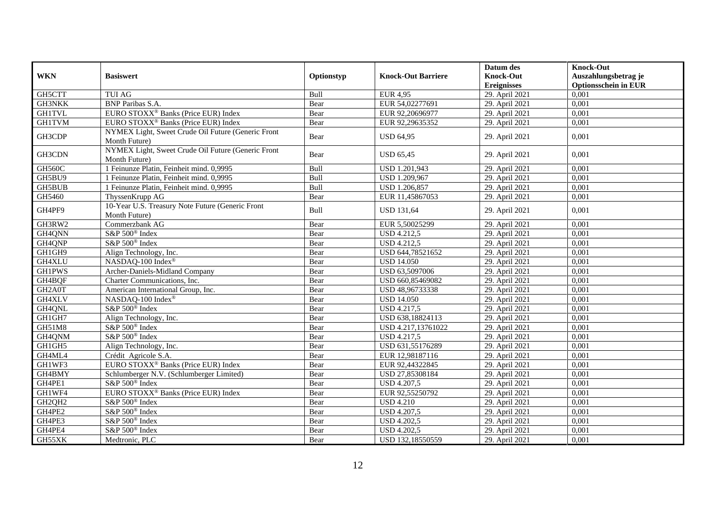| WKN | Basiswert | Optionstyp | Knock-Out Barriere | Datum des Knock-Out Ereignisses | Knock-Out Auszahlungsbetrag je Optionsschein in EUR |
|---|---|---|---|---|---|
| GH5CTT | TUI AG | Bull | EUR 4,95 | 29. April 2021 | 0,001 |
| GH3NKK | BNP Paribas S.A. | Bear | EUR 54,02277691 | 29. April 2021 | 0,001 |
| GH1TVL | EURO STOXX® Banks (Price EUR) Index | Bear | EUR 92,20696977 | 29. April 2021 | 0,001 |
| GH1TVM | EURO STOXX® Banks (Price EUR) Index | Bear | EUR 92,29635352 | 29. April 2021 | 0,001 |
| GH3CDP | NYMEX Light, Sweet Crude Oil Future (Generic Front Month Future) | Bear | USD 64,95 | 29. April 2021 | 0,001 |
| GH3CDN | NYMEX Light, Sweet Crude Oil Future (Generic Front Month Future) | Bear | USD 65,45 | 29. April 2021 | 0,001 |
| GH560C | 1 Feinunze Platin, Feinheit mind. 0,9995 | Bull | USD 1.201,943 | 29. April 2021 | 0,001 |
| GH5BU9 | 1 Feinunze Platin, Feinheit mind. 0,9995 | Bull | USD 1.209,967 | 29. April 2021 | 0,001 |
| GH5BUB | 1 Feinunze Platin, Feinheit mind. 0,9995 | Bull | USD 1.206,857 | 29. April 2021 | 0,001 |
| GH5460 | ThyssenKrupp AG | Bear | EUR 11,45867053 | 29. April 2021 | 0,001 |
| GH4PF9 | 10-Year U.S. Treasury Note Future (Generic Front Month Future) | Bull | USD 131,64 | 29. April 2021 | 0,001 |
| GH3RW2 | Commerzbank AG | Bear | EUR 5,50025299 | 29. April 2021 | 0,001 |
| GH4QNN | S&P 500® Index | Bear | USD 4.212,5 | 29. April 2021 | 0,001 |
| GH4QNP | S&P 500® Index | Bear | USD 4.212,5 | 29. April 2021 | 0,001 |
| GH1GH9 | Align Technology, Inc. | Bear | USD 644,78521652 | 29. April 2021 | 0,001 |
| GH4XLU | NASDAQ-100 Index® | Bear | USD 14.050 | 29. April 2021 | 0,001 |
| GH1PWS | Archer-Daniels-Midland Company | Bear | USD 63,5097006 | 29. April 2021 | 0,001 |
| GH4BQF | Charter Communications, Inc. | Bear | USD 660,85469082 | 29. April 2021 | 0,001 |
| GH2A0T | American International Group, Inc. | Bear | USD 48,96733338 | 29. April 2021 | 0,001 |
| GH4XLV | NASDAQ-100 Index® | Bear | USD 14.050 | 29. April 2021 | 0,001 |
| GH4QNL | S&P 500® Index | Bear | USD 4.217,5 | 29. April 2021 | 0,001 |
| GH1GH7 | Align Technology, Inc. | Bear | USD 638,18824113 | 29. April 2021 | 0,001 |
| GH51M8 | S&P 500® Index | Bear | USD 4.217,13761022 | 29. April 2021 | 0,001 |
| GH4QNM | S&P 500® Index | Bear | USD 4.217,5 | 29. April 2021 | 0,001 |
| GH1GH5 | Align Technology, Inc. | Bear | USD 631,55176289 | 29. April 2021 | 0,001 |
| GH4ML4 | Crédit Agricole S.A. | Bear | EUR 12,98187116 | 29. April 2021 | 0,001 |
| GH1WF3 | EURO STOXX® Banks (Price EUR) Index | Bear | EUR 92,44322845 | 29. April 2021 | 0,001 |
| GH4BMY | Schlumberger N.V. (Schlumberger Limited) | Bear | USD 27,85308184 | 29. April 2021 | 0,001 |
| GH4PE1 | S&P 500® Index | Bear | USD 4.207,5 | 29. April 2021 | 0,001 |
| GH1WF4 | EURO STOXX® Banks (Price EUR) Index | Bear | EUR 92,55250792 | 29. April 2021 | 0,001 |
| GH2QH2 | S&P 500® Index | Bear | USD 4.210 | 29. April 2021 | 0,001 |
| GH4PE2 | S&P 500® Index | Bear | USD 4.207,5 | 29. April 2021 | 0,001 |
| GH4PE3 | S&P 500® Index | Bear | USD 4.202,5 | 29. April 2021 | 0,001 |
| GH4PE4 | S&P 500® Index | Bear | USD 4.202,5 | 29. April 2021 | 0,001 |
| GH55XK | Medtronic, PLC | Bear | USD 132,18550559 | 29. April 2021 | 0,001 |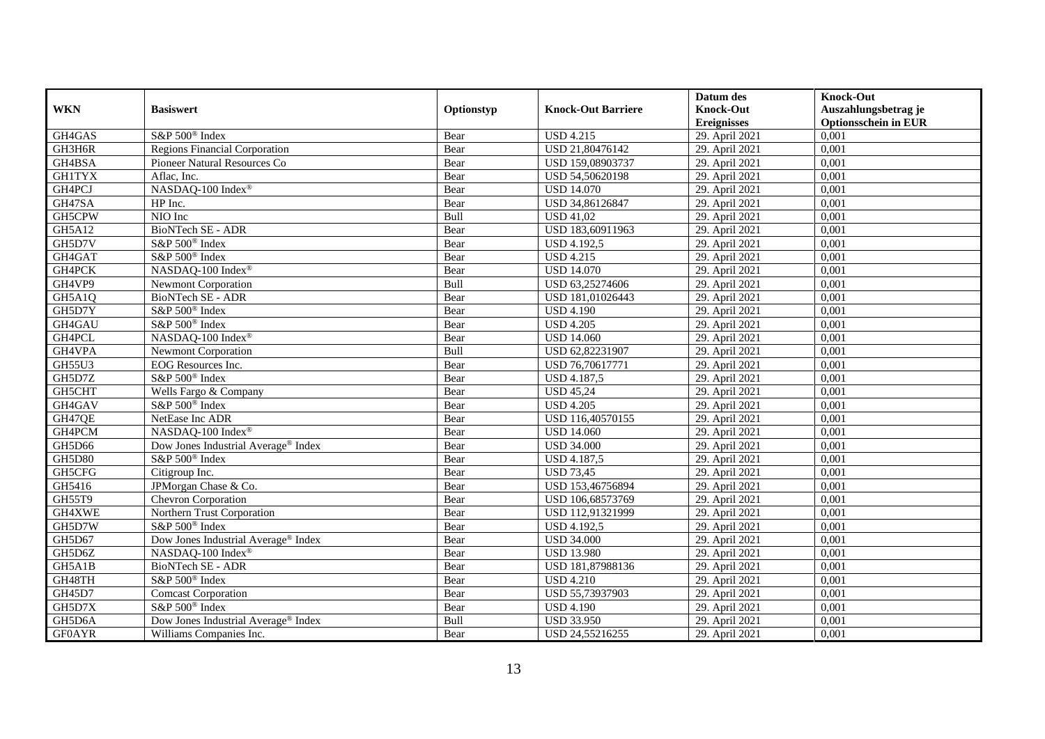| WKN | Basiswert | Optionstyp | Knock-Out Barriere | Datum des Knock-Out Ereignisses | Knock-Out Auszahlungsbetrag je Optionsschein in EUR |
|---|---|---|---|---|---|
| GH4GAS | S&P 500® Index | Bear | USD 4.215 | 29. April 2021 | 0,001 |
| GH3H6R | Regions Financial Corporation | Bear | USD 21,80476142 | 29. April 2021 | 0,001 |
| GH4BSA | Pioneer Natural Resources Co | Bear | USD 159,08903737 | 29. April 2021 | 0,001 |
| GH1TYX | Aflac, Inc. | Bear | USD 54,50620198 | 29. April 2021 | 0,001 |
| GH4PCJ | NASDAQ-100 Index® | Bear | USD 14.070 | 29. April 2021 | 0,001 |
| GH47SA | HP Inc. | Bear | USD 34,86126847 | 29. April 2021 | 0,001 |
| GH5CPW | NIO Inc | Bull | USD 41,02 | 29. April 2021 | 0,001 |
| GH5A12 | BioNTech SE - ADR | Bear | USD 183,60911963 | 29. April 2021 | 0,001 |
| GH5D7V | S&P 500® Index | Bear | USD 4.192,5 | 29. April 2021 | 0,001 |
| GH4GAT | S&P 500® Index | Bear | USD 4.215 | 29. April 2021 | 0,001 |
| GH4PCK | NASDAQ-100 Index® | Bear | USD 14.070 | 29. April 2021 | 0,001 |
| GH4VP9 | Newmont Corporation | Bull | USD 63,25274606 | 29. April 2021 | 0,001 |
| GH5A1Q | BioNTech SE - ADR | Bear | USD 181,01026443 | 29. April 2021 | 0,001 |
| GH5D7Y | S&P 500® Index | Bear | USD 4.190 | 29. April 2021 | 0,001 |
| GH4GAU | S&P 500® Index | Bear | USD 4.205 | 29. April 2021 | 0,001 |
| GH4PCL | NASDAQ-100 Index® | Bear | USD 14.060 | 29. April 2021 | 0,001 |
| GH4VPA | Newmont Corporation | Bull | USD 62,82231907 | 29. April 2021 | 0,001 |
| GH55U3 | EOG Resources Inc. | Bear | USD 76,70617771 | 29. April 2021 | 0,001 |
| GH5D7Z | S&P 500® Index | Bear | USD 4.187,5 | 29. April 2021 | 0,001 |
| GH5CHT | Wells Fargo & Company | Bear | USD 45,24 | 29. April 2021 | 0,001 |
| GH4GAV | S&P 500® Index | Bear | USD 4.205 | 29. April 2021 | 0,001 |
| GH47QE | NetEase Inc ADR | Bear | USD 116,40570155 | 29. April 2021 | 0,001 |
| GH4PCM | NASDAQ-100 Index® | Bear | USD 14.060 | 29. April 2021 | 0,001 |
| GH5D66 | Dow Jones Industrial Average® Index | Bear | USD 34.000 | 29. April 2021 | 0,001 |
| GH5D80 | S&P 500® Index | Bear | USD 4.187,5 | 29. April 2021 | 0,001 |
| GH5CFG | Citigroup Inc. | Bear | USD 73,45 | 29. April 2021 | 0,001 |
| GH5416 | JPMorgan Chase & Co. | Bear | USD 153,46756894 | 29. April 2021 | 0,001 |
| GH55T9 | Chevron Corporation | Bear | USD 106,68573769 | 29. April 2021 | 0,001 |
| GH4XWE | Northern Trust Corporation | Bear | USD 112,91321999 | 29. April 2021 | 0,001 |
| GH5D7W | S&P 500® Index | Bear | USD 4.192,5 | 29. April 2021 | 0,001 |
| GH5D67 | Dow Jones Industrial Average® Index | Bear | USD 34.000 | 29. April 2021 | 0,001 |
| GH5D6Z | NASDAQ-100 Index® | Bear | USD 13.980 | 29. April 2021 | 0,001 |
| GH5A1B | BioNTech SE - ADR | Bear | USD 181,87988136 | 29. April 2021 | 0,001 |
| GH48TH | S&P 500® Index | Bear | USD 4.210 | 29. April 2021 | 0,001 |
| GH45D7 | Comcast Corporation | Bear | USD 55,73937903 | 29. April 2021 | 0,001 |
| GH5D7X | S&P 500® Index | Bear | USD 4.190 | 29. April 2021 | 0,001 |
| GH5D6A | Dow Jones Industrial Average® Index | Bull | USD 33.950 | 29. April 2021 | 0,001 |
| GF0AYR | Williams Companies Inc. | Bear | USD 24,55216255 | 29. April 2021 | 0,001 |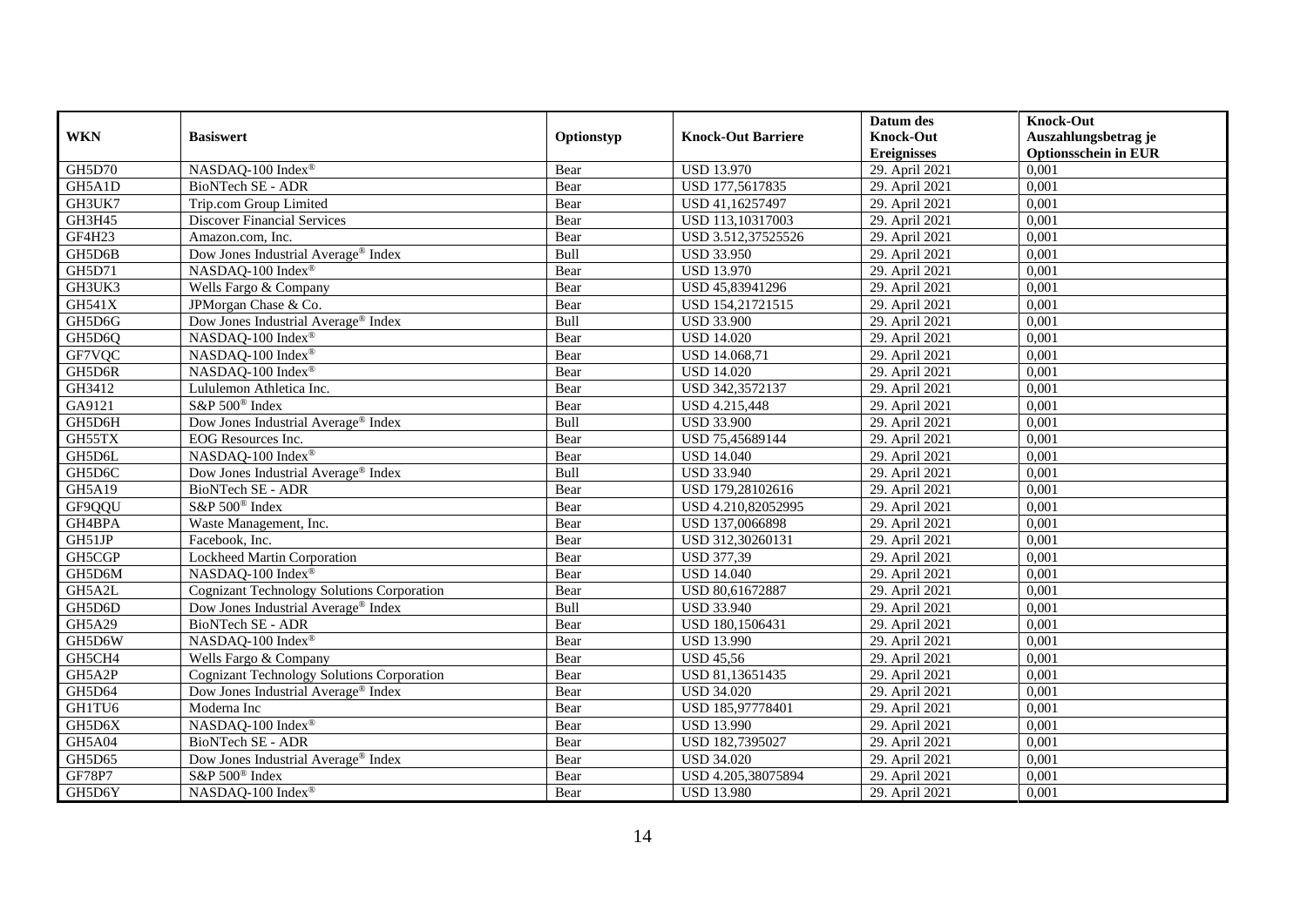| WKN | Basiswert | Optionstyp | Knock-Out Barriere | Datum des Knock-Out Ereignisses | Knock-Out Auszahlungsbetrag je Optionsschein in EUR |
|---|---|---|---|---|---|
| GH5D70 | NASDAQ-100 Index® | Bear | USD 13.970 | 29. April 2021 | 0,001 |
| GH5A1D | BioNTech SE - ADR | Bear | USD 177,5617835 | 29. April 2021 | 0,001 |
| GH3UK7 | Trip.com Group Limited | Bear | USD 41,16257497 | 29. April 2021 | 0,001 |
| GH3H45 | Discover Financial Services | Bear | USD 113,10317003 | 29. April 2021 | 0,001 |
| GF4H23 | Amazon.com, Inc. | Bear | USD 3.512,37525526 | 29. April 2021 | 0,001 |
| GH5D6B | Dow Jones Industrial Average® Index | Bull | USD 33.950 | 29. April 2021 | 0,001 |
| GH5D71 | NASDAQ-100 Index® | Bear | USD 13.970 | 29. April 2021 | 0,001 |
| GH3UK3 | Wells Fargo & Company | Bear | USD 45,83941296 | 29. April 2021 | 0,001 |
| GH541X | JPMorgan Chase & Co. | Bear | USD 154,21721515 | 29. April 2021 | 0,001 |
| GH5D6G | Dow Jones Industrial Average® Index | Bull | USD 33.900 | 29. April 2021 | 0,001 |
| GH5D6Q | NASDAQ-100 Index® | Bear | USD 14.020 | 29. April 2021 | 0,001 |
| GF7VQC | NASDAQ-100 Index® | Bear | USD 14.068,71 | 29. April 2021 | 0,001 |
| GH5D6R | NASDAQ-100 Index® | Bear | USD 14.020 | 29. April 2021 | 0,001 |
| GH3412 | Lululemon Athletica Inc. | Bear | USD 342,3572137 | 29. April 2021 | 0,001 |
| GA9121 | S&P 500® Index | Bear | USD 4.215,448 | 29. April 2021 | 0,001 |
| GH5D6H | Dow Jones Industrial Average® Index | Bull | USD 33.900 | 29. April 2021 | 0,001 |
| GH55TX | EOG Resources Inc. | Bear | USD 75,45689144 | 29. April 2021 | 0,001 |
| GH5D6L | NASDAQ-100 Index® | Bear | USD 14.040 | 29. April 2021 | 0,001 |
| GH5D6C | Dow Jones Industrial Average® Index | Bull | USD 33.940 | 29. April 2021 | 0,001 |
| GH5A19 | BioNTech SE - ADR | Bear | USD 179,28102616 | 29. April 2021 | 0,001 |
| GF9QQU | S&P 500® Index | Bear | USD 4.210,82052995 | 29. April 2021 | 0,001 |
| GH4BPA | Waste Management, Inc. | Bear | USD 137,0066898 | 29. April 2021 | 0,001 |
| GH51JP | Facebook, Inc. | Bear | USD 312,30260131 | 29. April 2021 | 0,001 |
| GH5CGP | Lockheed Martin Corporation | Bear | USD 377,39 | 29. April 2021 | 0,001 |
| GH5D6M | NASDAQ-100 Index® | Bear | USD 14.040 | 29. April 2021 | 0,001 |
| GH5A2L | Cognizant Technology Solutions Corporation | Bear | USD 80,61672887 | 29. April 2021 | 0,001 |
| GH5D6D | Dow Jones Industrial Average® Index | Bull | USD 33.940 | 29. April 2021 | 0,001 |
| GH5A29 | BioNTech SE - ADR | Bear | USD 180,1506431 | 29. April 2021 | 0,001 |
| GH5D6W | NASDAQ-100 Index® | Bear | USD 13.990 | 29. April 2021 | 0,001 |
| GH5CH4 | Wells Fargo & Company | Bear | USD 45,56 | 29. April 2021 | 0,001 |
| GH5A2P | Cognizant Technology Solutions Corporation | Bear | USD 81,13651435 | 29. April 2021 | 0,001 |
| GH5D64 | Dow Jones Industrial Average® Index | Bear | USD 34.020 | 29. April 2021 | 0,001 |
| GH1TU6 | Moderna Inc | Bear | USD 185,97778401 | 29. April 2021 | 0,001 |
| GH5D6X | NASDAQ-100 Index® | Bear | USD 13.990 | 29. April 2021 | 0,001 |
| GH5A04 | BioNTech SE - ADR | Bear | USD 182,7395027 | 29. April 2021 | 0,001 |
| GH5D65 | Dow Jones Industrial Average® Index | Bear | USD 34.020 | 29. April 2021 | 0,001 |
| GF78P7 | S&P 500® Index | Bear | USD 4.205,38075894 | 29. April 2021 | 0,001 |
| GH5D6Y | NASDAQ-100 Index® | Bear | USD 13.980 | 29. April 2021 | 0,001 |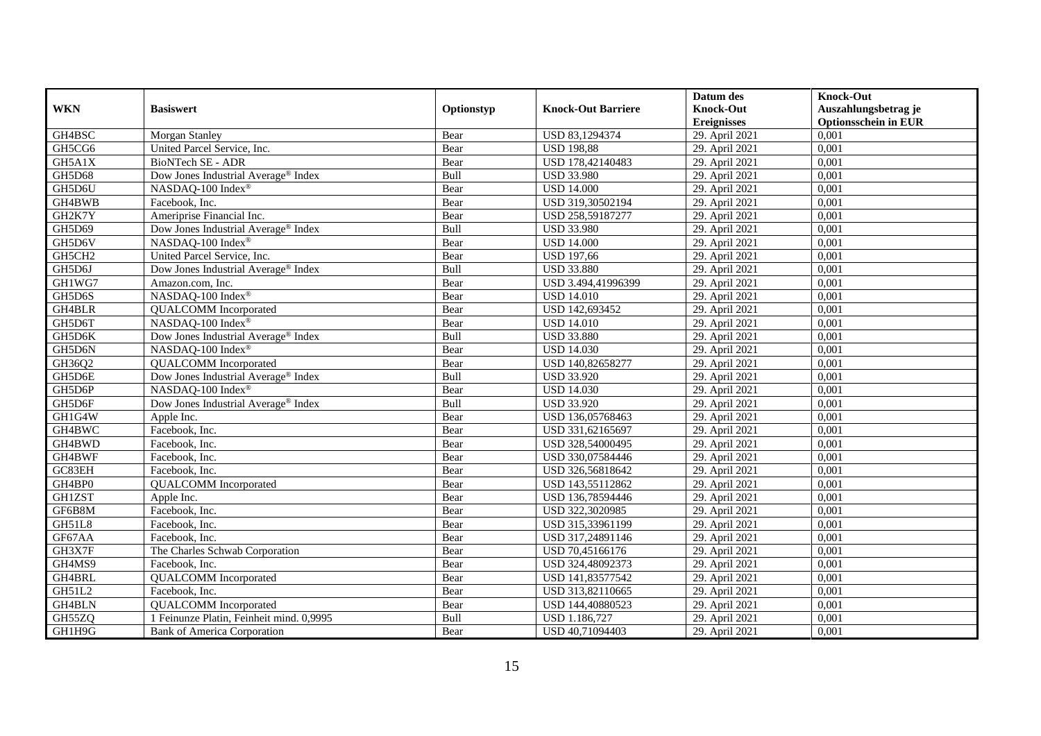| WKN | Basiswert | Optionstyp | Knock-Out Barriere | Datum des Knock-Out Ereignisses | Knock-Out Auszahlungsbetrag je Optionsschein in EUR |
|---|---|---|---|---|---|
| GH4BSC | Morgan Stanley | Bear | USD 83,1294374 | 29. April 2021 | 0,001 |
| GH5CG6 | United Parcel Service, Inc. | Bear | USD 198,88 | 29. April 2021 | 0,001 |
| GH5A1X | BioNTech SE - ADR | Bear | USD 178,42140483 | 29. April 2021 | 0,001 |
| GH5D68 | Dow Jones Industrial Average® Index | Bull | USD 33.980 | 29. April 2021 | 0,001 |
| GH5D6U | NASDAQ-100 Index® | Bear | USD 14.000 | 29. April 2021 | 0,001 |
| GH4BWB | Facebook, Inc. | Bear | USD 319,30502194 | 29. April 2021 | 0,001 |
| GH2K7Y | Ameriprise Financial Inc. | Bear | USD 258,59187277 | 29. April 2021 | 0,001 |
| GH5D69 | Dow Jones Industrial Average® Index | Bull | USD 33.980 | 29. April 2021 | 0,001 |
| GH5D6V | NASDAQ-100 Index® | Bear | USD 14.000 | 29. April 2021 | 0,001 |
| GH5CH2 | United Parcel Service, Inc. | Bear | USD 197,66 | 29. April 2021 | 0,001 |
| GH5D6J | Dow Jones Industrial Average® Index | Bull | USD 33.880 | 29. April 2021 | 0,001 |
| GH1WG7 | Amazon.com, Inc. | Bear | USD 3.494,41996399 | 29. April 2021 | 0,001 |
| GH5D6S | NASDAQ-100 Index® | Bear | USD 14.010 | 29. April 2021 | 0,001 |
| GH4BLR | QUALCOMM Incorporated | Bear | USD 142,693452 | 29. April 2021 | 0,001 |
| GH5D6T | NASDAQ-100 Index® | Bear | USD 14.010 | 29. April 2021 | 0,001 |
| GH5D6K | Dow Jones Industrial Average® Index | Bull | USD 33.880 | 29. April 2021 | 0,001 |
| GH5D6N | NASDAQ-100 Index® | Bear | USD 14.030 | 29. April 2021 | 0,001 |
| GH36Q2 | QUALCOMM Incorporated | Bear | USD 140,82658277 | 29. April 2021 | 0,001 |
| GH5D6E | Dow Jones Industrial Average® Index | Bull | USD 33.920 | 29. April 2021 | 0,001 |
| GH5D6P | NASDAQ-100 Index® | Bear | USD 14.030 | 29. April 2021 | 0,001 |
| GH5D6F | Dow Jones Industrial Average® Index | Bull | USD 33.920 | 29. April 2021 | 0,001 |
| GH1G4W | Apple Inc. | Bear | USD 136,05768463 | 29. April 2021 | 0,001 |
| GH4BWC | Facebook, Inc. | Bear | USD 331,62165697 | 29. April 2021 | 0,001 |
| GH4BWD | Facebook, Inc. | Bear | USD 328,54000495 | 29. April 2021 | 0,001 |
| GH4BWF | Facebook, Inc. | Bear | USD 330,07584446 | 29. April 2021 | 0,001 |
| GC83EH | Facebook, Inc. | Bear | USD 326,56818642 | 29. April 2021 | 0,001 |
| GH4BP0 | QUALCOMM Incorporated | Bear | USD 143,55112862 | 29. April 2021 | 0,001 |
| GH1ZST | Apple Inc. | Bear | USD 136,78594446 | 29. April 2021 | 0,001 |
| GF6B8M | Facebook, Inc. | Bear | USD 322,3020985 | 29. April 2021 | 0,001 |
| GH51L8 | Facebook, Inc. | Bear | USD 315,33961199 | 29. April 2021 | 0,001 |
| GF67AA | Facebook, Inc. | Bear | USD 317,24891146 | 29. April 2021 | 0,001 |
| GH3X7F | The Charles Schwab Corporation | Bear | USD 70,45166176 | 29. April 2021 | 0,001 |
| GH4MS9 | Facebook, Inc. | Bear | USD 324,48092373 | 29. April 2021 | 0,001 |
| GH4BRL | QUALCOMM Incorporated | Bear | USD 141,83577542 | 29. April 2021 | 0,001 |
| GH51L2 | Facebook, Inc. | Bear | USD 313,82110665 | 29. April 2021 | 0,001 |
| GH4BLN | QUALCOMM Incorporated | Bear | USD 144,40880523 | 29. April 2021 | 0,001 |
| GH55ZQ | 1 Feinunze Platin, Feinheit mind. 0,9995 | Bull | USD 1.186,727 | 29. April 2021 | 0,001 |
| GH1H9G | Bank of America Corporation | Bear | USD 40,71094403 | 29. April 2021 | 0,001 |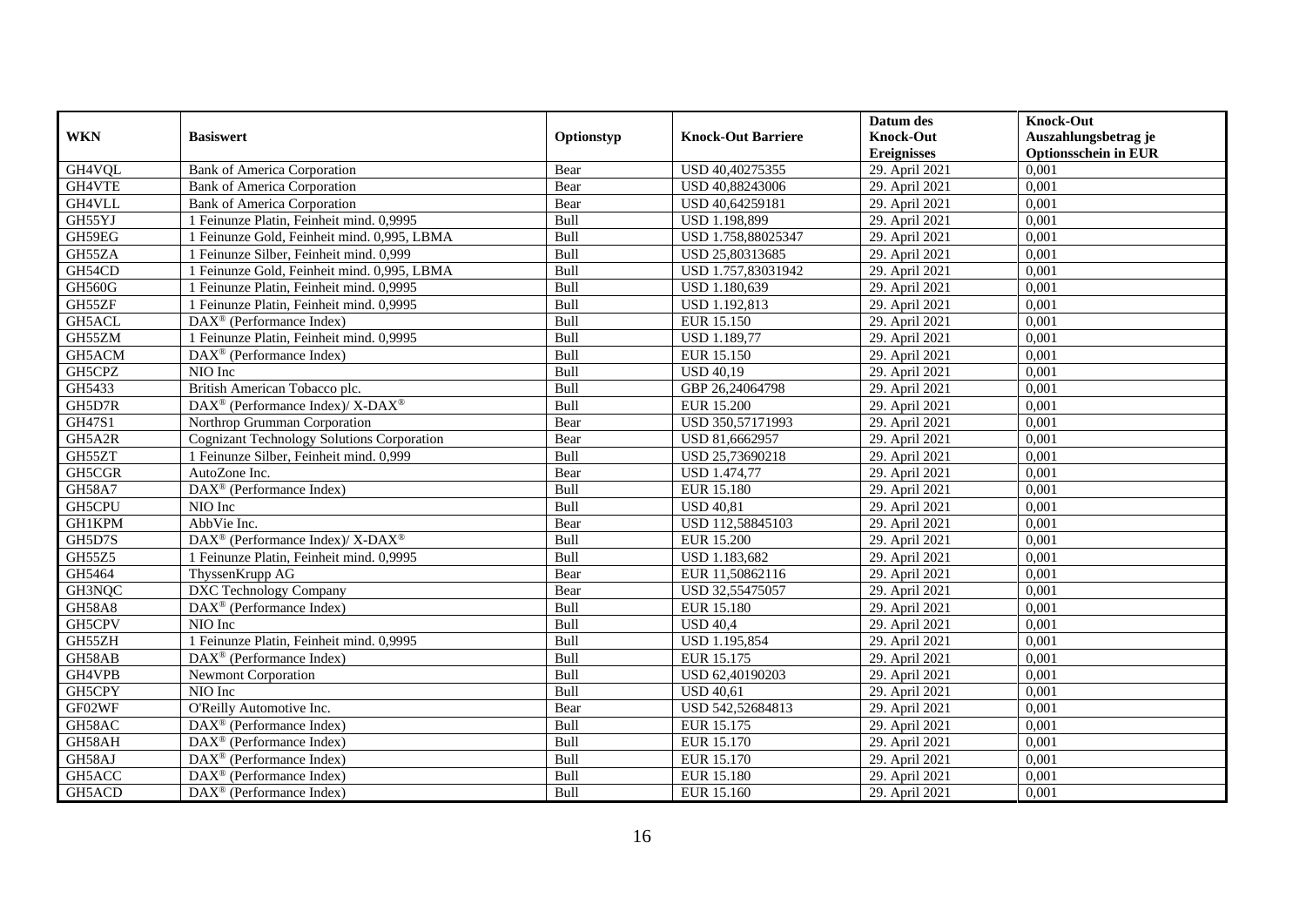| WKN | Basiswert | Optionstyp | Knock-Out Barriere | Datum des Knock-Out Ereignisses | Knock-Out Auszahlungsbetrag je Optionsschein in EUR |
|---|---|---|---|---|---|
| GH4VQL | Bank of America Corporation | Bear | USD 40,40275355 | 29. April 2021 | 0,001 |
| GH4VTE | Bank of America Corporation | Bear | USD 40,88243006 | 29. April 2021 | 0,001 |
| GH4VLL | Bank of America Corporation | Bear | USD 40,64259181 | 29. April 2021 | 0,001 |
| GH55YJ | 1 Feinunze Platin, Feinheit mind. 0,9995 | Bull | USD 1.198,899 | 29. April 2021 | 0,001 |
| GH59EG | 1 Feinunze Gold, Feinheit mind. 0,995, LBMA | Bull | USD 1.758,88025347 | 29. April 2021 | 0,001 |
| GH55ZA | 1 Feinunze Silber, Feinheit mind. 0,999 | Bull | USD 25,80313685 | 29. April 2021 | 0,001 |
| GH54CD | 1 Feinunze Gold, Feinheit mind. 0,995, LBMA | Bull | USD 1.757,83031942 | 29. April 2021 | 0,001 |
| GH560G | 1 Feinunze Platin, Feinheit mind. 0,9995 | Bull | USD 1.180,639 | 29. April 2021 | 0,001 |
| GH55ZF | 1 Feinunze Platin, Feinheit mind. 0,9995 | Bull | USD 1.192,813 | 29. April 2021 | 0,001 |
| GH5ACL | DAX® (Performance Index) | Bull | EUR 15.150 | 29. April 2021 | 0,001 |
| GH55ZM | 1 Feinunze Platin, Feinheit mind. 0,9995 | Bull | USD 1.189,77 | 29. April 2021 | 0,001 |
| GH5ACM | DAX® (Performance Index) | Bull | EUR 15.150 | 29. April 2021 | 0,001 |
| GH5CPZ | NIO Inc | Bull | USD 40,19 | 29. April 2021 | 0,001 |
| GH5433 | British American Tobacco plc. | Bull | GBP 26,24064798 | 29. April 2021 | 0,001 |
| GH5D7R | DAX® (Performance Index)/ X-DAX® | Bull | EUR 15.200 | 29. April 2021 | 0,001 |
| GH47S1 | Northrop Grumman Corporation | Bear | USD 350,57171993 | 29. April 2021 | 0,001 |
| GH5A2R | Cognizant Technology Solutions Corporation | Bear | USD 81,6662957 | 29. April 2021 | 0,001 |
| GH55ZT | 1 Feinunze Silber, Feinheit mind. 0,999 | Bull | USD 25,73690218 | 29. April 2021 | 0,001 |
| GH5CGR | AutoZone Inc. | Bear | USD 1.474,77 | 29. April 2021 | 0,001 |
| GH58A7 | DAX® (Performance Index) | Bull | EUR 15.180 | 29. April 2021 | 0,001 |
| GH5CPU | NIO Inc | Bull | USD 40,81 | 29. April 2021 | 0,001 |
| GH1KPM | AbbVie Inc. | Bear | USD 112,58845103 | 29. April 2021 | 0,001 |
| GH5D7S | DAX® (Performance Index)/ X-DAX® | Bull | EUR 15.200 | 29. April 2021 | 0,001 |
| GH55Z5 | 1 Feinunze Platin, Feinheit mind. 0,9995 | Bull | USD 1.183,682 | 29. April 2021 | 0,001 |
| GH5464 | ThyssenKrupp AG | Bear | EUR 11,50862116 | 29. April 2021 | 0,001 |
| GH3NQC | DXC Technology Company | Bear | USD 32,55475057 | 29. April 2021 | 0,001 |
| GH58A8 | DAX® (Performance Index) | Bull | EUR 15.180 | 29. April 2021 | 0,001 |
| GH5CPV | NIO Inc | Bull | USD 40,4 | 29. April 2021 | 0,001 |
| GH55ZH | 1 Feinunze Platin, Feinheit mind. 0,9995 | Bull | USD 1.195,854 | 29. April 2021 | 0,001 |
| GH58AB | DAX® (Performance Index) | Bull | EUR 15.175 | 29. April 2021 | 0,001 |
| GH4VPB | Newmont Corporation | Bull | USD 62,40190203 | 29. April 2021 | 0,001 |
| GH5CPY | NIO Inc | Bull | USD 40,61 | 29. April 2021 | 0,001 |
| GF02WF | O'Reilly Automotive Inc. | Bear | USD 542,52684813 | 29. April 2021 | 0,001 |
| GH58AC | DAX® (Performance Index) | Bull | EUR 15.175 | 29. April 2021 | 0,001 |
| GH58AH | DAX® (Performance Index) | Bull | EUR 15.170 | 29. April 2021 | 0,001 |
| GH58AJ | DAX® (Performance Index) | Bull | EUR 15.170 | 29. April 2021 | 0,001 |
| GH5ACC | DAX® (Performance Index) | Bull | EUR 15.180 | 29. April 2021 | 0,001 |
| GH5ACD | DAX® (Performance Index) | Bull | EUR 15.160 | 29. April 2021 | 0,001 |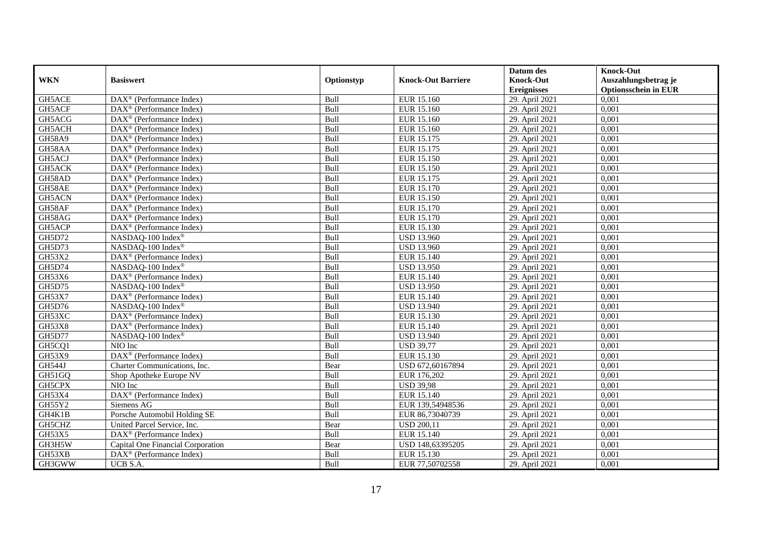| WKN | Basiswert | Optionstyp | Knock-Out Barriere | Datum des Knock-Out Ereignisses | Knock-Out Auszahlungsbetrag je Optionsschein in EUR |
|---|---|---|---|---|---|
| GH5ACE | DAX® (Performance Index) | Bull | EUR 15.160 | 29. April 2021 | 0,001 |
| GH5ACF | DAX® (Performance Index) | Bull | EUR 15.160 | 29. April 2021 | 0,001 |
| GH5ACG | DAX® (Performance Index) | Bull | EUR 15.160 | 29. April 2021 | 0,001 |
| GH5ACH | DAX® (Performance Index) | Bull | EUR 15.160 | 29. April 2021 | 0,001 |
| GH58A9 | DAX® (Performance Index) | Bull | EUR 15.175 | 29. April 2021 | 0,001 |
| GH58AA | DAX® (Performance Index) | Bull | EUR 15.175 | 29. April 2021 | 0,001 |
| GH5ACJ | DAX® (Performance Index) | Bull | EUR 15.150 | 29. April 2021 | 0,001 |
| GH5ACK | DAX® (Performance Index) | Bull | EUR 15.150 | 29. April 2021 | 0,001 |
| GH58AD | DAX® (Performance Index) | Bull | EUR 15.175 | 29. April 2021 | 0,001 |
| GH58AE | DAX® (Performance Index) | Bull | EUR 15.170 | 29. April 2021 | 0,001 |
| GH5ACN | DAX® (Performance Index) | Bull | EUR 15.150 | 29. April 2021 | 0,001 |
| GH58AF | DAX® (Performance Index) | Bull | EUR 15.170 | 29. April 2021 | 0,001 |
| GH58AG | DAX® (Performance Index) | Bull | EUR 15.170 | 29. April 2021 | 0,001 |
| GH5ACP | DAX® (Performance Index) | Bull | EUR 15.130 | 29. April 2021 | 0,001 |
| GH5D72 | NASDAQ-100 Index® | Bull | USD 13.960 | 29. April 2021 | 0,001 |
| GH5D73 | NASDAQ-100 Index® | Bull | USD 13.960 | 29. April 2021 | 0,001 |
| GH53X2 | DAX® (Performance Index) | Bull | EUR 15.140 | 29. April 2021 | 0,001 |
| GH5D74 | NASDAQ-100 Index® | Bull | USD 13.950 | 29. April 2021 | 0,001 |
| GH53X6 | DAX® (Performance Index) | Bull | EUR 15.140 | 29. April 2021 | 0,001 |
| GH5D75 | NASDAQ-100 Index® | Bull | USD 13.950 | 29. April 2021 | 0,001 |
| GH53X7 | DAX® (Performance Index) | Bull | EUR 15.140 | 29. April 2021 | 0,001 |
| GH5D76 | NASDAQ-100 Index® | Bull | USD 13.940 | 29. April 2021 | 0,001 |
| GH53XC | DAX® (Performance Index) | Bull | EUR 15.130 | 29. April 2021 | 0,001 |
| GH53X8 | DAX® (Performance Index) | Bull | EUR 15.140 | 29. April 2021 | 0,001 |
| GH5D77 | NASDAQ-100 Index® | Bull | USD 13.940 | 29. April 2021 | 0,001 |
| GH5CQ1 | NIO Inc | Bull | USD 39,77 | 29. April 2021 | 0,001 |
| GH53X9 | DAX® (Performance Index) | Bull | EUR 15.130 | 29. April 2021 | 0,001 |
| GH544J | Charter Communications, Inc. | Bear | USD 672,60167894 | 29. April 2021 | 0,001 |
| GH51GQ | Shop Apotheke Europe NV | Bull | EUR 176,202 | 29. April 2021 | 0,001 |
| GH5CPX | NIO Inc | Bull | USD 39,98 | 29. April 2021 | 0,001 |
| GH53X4 | DAX® (Performance Index) | Bull | EUR 15.140 | 29. April 2021 | 0,001 |
| GH55Y2 | Siemens AG | Bull | EUR 139,54948536 | 29. April 2021 | 0,001 |
| GH4K1B | Porsche Automobil Holding SE | Bull | EUR 86,73040739 | 29. April 2021 | 0,001 |
| GH5CHZ | United Parcel Service, Inc. | Bear | USD 200,11 | 29. April 2021 | 0,001 |
| GH53X5 | DAX® (Performance Index) | Bull | EUR 15.140 | 29. April 2021 | 0,001 |
| GH3H5W | Capital One Financial Corporation | Bear | USD 148,63395205 | 29. April 2021 | 0,001 |
| GH53XB | DAX® (Performance Index) | Bull | EUR 15.130 | 29. April 2021 | 0,001 |
| GH3GWW | UCB S.A. | Bull | EUR 77,50702558 | 29. April 2021 | 0,001 |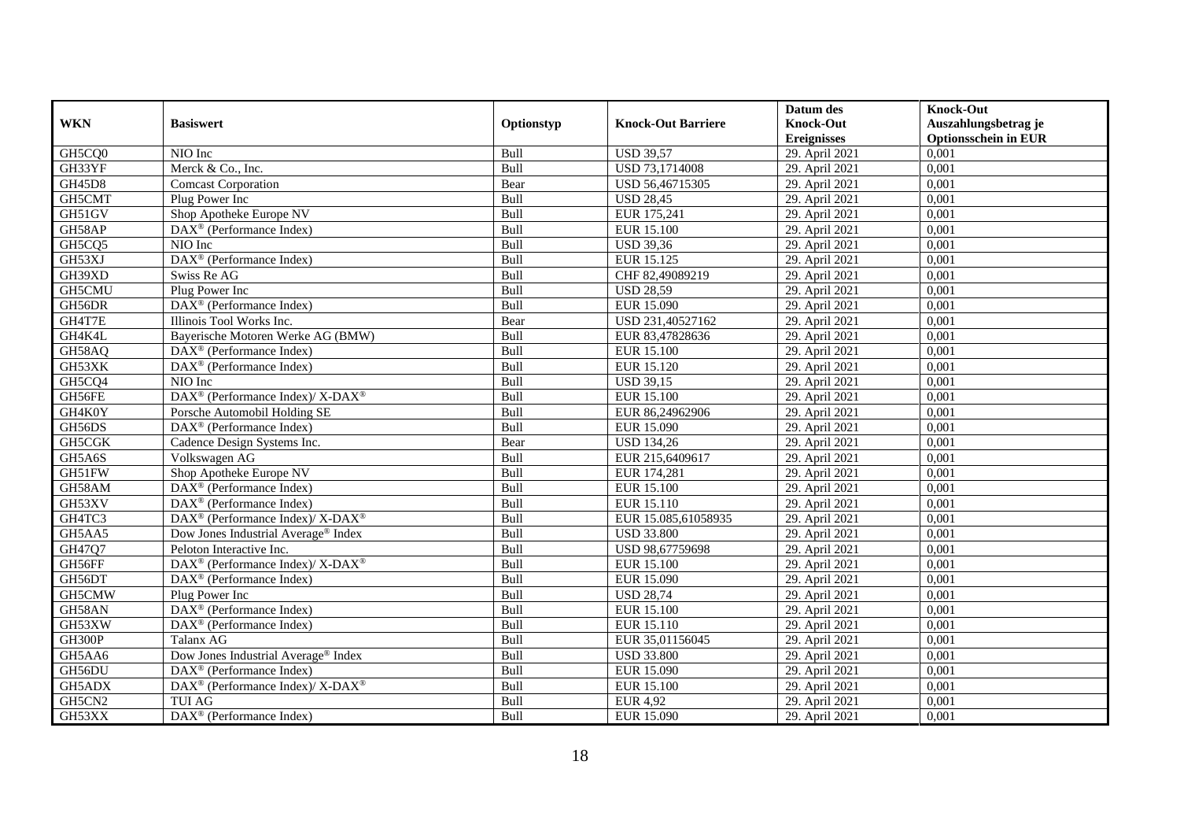| WKN | Basiswert | Optionstyp | Knock-Out Barriere | Datum des Knock-Out Ereignisses | Knock-Out Auszahlungsbetrag je Optionsschein in EUR |
|---|---|---|---|---|---|
| GH5CQ0 | NIO Inc | Bull | USD 39,57 | 29. April 2021 | 0,001 |
| GH33YF | Merck & Co., Inc. | Bull | USD 73,1714008 | 29. April 2021 | 0,001 |
| GH45D8 | Comcast Corporation | Bear | USD 56,46715305 | 29. April 2021 | 0,001 |
| GH5CMT | Plug Power Inc | Bull | USD 28,45 | 29. April 2021 | 0,001 |
| GH51GV | Shop Apotheke Europe NV | Bull | EUR 175,241 | 29. April 2021 | 0,001 |
| GH58AP | DAX® (Performance Index) | Bull | EUR 15.100 | 29. April 2021 | 0,001 |
| GH5CQ5 | NIO Inc | Bull | USD 39,36 | 29. April 2021 | 0,001 |
| GH53XJ | DAX® (Performance Index) | Bull | EUR 15.125 | 29. April 2021 | 0,001 |
| GH39XD | Swiss Re AG | Bull | CHF 82,49089219 | 29. April 2021 | 0,001 |
| GH5CMU | Plug Power Inc | Bull | USD 28,59 | 29. April 2021 | 0,001 |
| GH56DR | DAX® (Performance Index) | Bull | EUR 15.090 | 29. April 2021 | 0,001 |
| GH4T7E | Illinois Tool Works Inc. | Bear | USD 231,40527162 | 29. April 2021 | 0,001 |
| GH4K4L | Bayerische Motoren Werke AG (BMW) | Bull | EUR 83,47828636 | 29. April 2021 | 0,001 |
| GH58AQ | DAX® (Performance Index) | Bull | EUR 15.100 | 29. April 2021 | 0,001 |
| GH53XK | DAX® (Performance Index) | Bull | EUR 15.120 | 29. April 2021 | 0,001 |
| GH5CQ4 | NIO Inc | Bull | USD 39,15 | 29. April 2021 | 0,001 |
| GH56FE | DAX® (Performance Index)/ X-DAX® | Bull | EUR 15.100 | 29. April 2021 | 0,001 |
| GH4K0Y | Porsche Automobil Holding SE | Bull | EUR 86,24962906 | 29. April 2021 | 0,001 |
| GH56DS | DAX® (Performance Index) | Bull | EUR 15.090 | 29. April 2021 | 0,001 |
| GH5CGK | Cadence Design Systems Inc. | Bear | USD 134,26 | 29. April 2021 | 0,001 |
| GH5A6S | Volkswagen AG | Bull | EUR 215,6409617 | 29. April 2021 | 0,001 |
| GH51FW | Shop Apotheke Europe NV | Bull | EUR 174,281 | 29. April 2021 | 0,001 |
| GH58AM | DAX® (Performance Index) | Bull | EUR 15.100 | 29. April 2021 | 0,001 |
| GH53XV | DAX® (Performance Index) | Bull | EUR 15.110 | 29. April 2021 | 0,001 |
| GH4TC3 | DAX® (Performance Index)/ X-DAX® | Bull | EUR 15.085,61058935 | 29. April 2021 | 0,001 |
| GH5AA5 | Dow Jones Industrial Average® Index | Bull | USD 33.800 | 29. April 2021 | 0,001 |
| GH47Q7 | Peloton Interactive Inc. | Bull | USD 98,67759698 | 29. April 2021 | 0,001 |
| GH56FF | DAX® (Performance Index)/ X-DAX® | Bull | EUR 15.100 | 29. April 2021 | 0,001 |
| GH56DT | DAX® (Performance Index) | Bull | EUR 15.090 | 29. April 2021 | 0,001 |
| GH5CMW | Plug Power Inc | Bull | USD 28,74 | 29. April 2021 | 0,001 |
| GH58AN | DAX® (Performance Index) | Bull | EUR 15.100 | 29. April 2021 | 0,001 |
| GH53XW | DAX® (Performance Index) | Bull | EUR 15.110 | 29. April 2021 | 0,001 |
| GH300P | Talanx AG | Bull | EUR 35,01156045 | 29. April 2021 | 0,001 |
| GH5AA6 | Dow Jones Industrial Average® Index | Bull | USD 33.800 | 29. April 2021 | 0,001 |
| GH56DU | DAX® (Performance Index) | Bull | EUR 15.090 | 29. April 2021 | 0,001 |
| GH5ADX | DAX® (Performance Index)/ X-DAX® | Bull | EUR 15.100 | 29. April 2021 | 0,001 |
| GH5CN2 | TUI AG | Bull | EUR 4,92 | 29. April 2021 | 0,001 |
| GH53XX | DAX® (Performance Index) | Bull | EUR 15.090 | 29. April 2021 | 0,001 |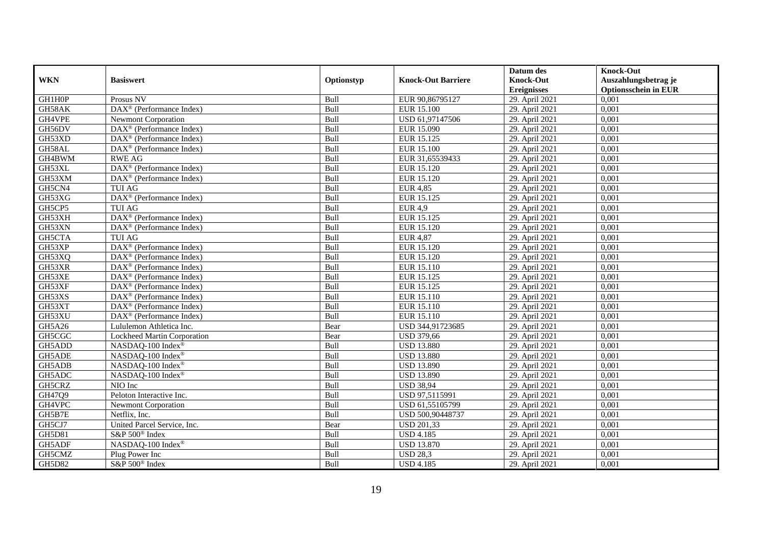| WKN | Basiswert | Optionstyp | Knock-Out Barriere | Datum des Knock-Out Ereignisses | Knock-Out Auszahlungsbetrag je Optionsschein in EUR |
|---|---|---|---|---|---|
| GH1H0P | Prosus NV | Bull | EUR 90,86795127 | 29. April 2021 | 0,001 |
| GH58AK | DAX® (Performance Index) | Bull | EUR 15.100 | 29. April 2021 | 0,001 |
| GH4VPE | Newmont Corporation | Bull | USD 61,97147506 | 29. April 2021 | 0,001 |
| GH56DV | DAX® (Performance Index) | Bull | EUR 15.090 | 29. April 2021 | 0,001 |
| GH53XD | DAX® (Performance Index) | Bull | EUR 15.125 | 29. April 2021 | 0,001 |
| GH58AL | DAX® (Performance Index) | Bull | EUR 15.100 | 29. April 2021 | 0,001 |
| GH4BWM | RWE AG | Bull | EUR 31,65539433 | 29. April 2021 | 0,001 |
| GH53XL | DAX® (Performance Index) | Bull | EUR 15.120 | 29. April 2021 | 0,001 |
| GH53XM | DAX® (Performance Index) | Bull | EUR 15.120 | 29. April 2021 | 0,001 |
| GH5CN4 | TUI AG | Bull | EUR 4,85 | 29. April 2021 | 0,001 |
| GH53XG | DAX® (Performance Index) | Bull | EUR 15.125 | 29. April 2021 | 0,001 |
| GH5CP5 | TUI AG | Bull | EUR 4,9 | 29. April 2021 | 0,001 |
| GH53XH | DAX® (Performance Index) | Bull | EUR 15.125 | 29. April 2021 | 0,001 |
| GH53XN | DAX® (Performance Index) | Bull | EUR 15.120 | 29. April 2021 | 0,001 |
| GH5CTA | TUI AG | Bull | EUR 4,87 | 29. April 2021 | 0,001 |
| GH53XP | DAX® (Performance Index) | Bull | EUR 15.120 | 29. April 2021 | 0,001 |
| GH53XQ | DAX® (Performance Index) | Bull | EUR 15.120 | 29. April 2021 | 0,001 |
| GH53XR | DAX® (Performance Index) | Bull | EUR 15.110 | 29. April 2021 | 0,001 |
| GH53XE | DAX® (Performance Index) | Bull | EUR 15.125 | 29. April 2021 | 0,001 |
| GH53XF | DAX® (Performance Index) | Bull | EUR 15.125 | 29. April 2021 | 0,001 |
| GH53XS | DAX® (Performance Index) | Bull | EUR 15.110 | 29. April 2021 | 0,001 |
| GH53XT | DAX® (Performance Index) | Bull | EUR 15.110 | 29. April 2021 | 0,001 |
| GH53XU | DAX® (Performance Index) | Bull | EUR 15.110 | 29. April 2021 | 0,001 |
| GH5A26 | Lululemon Athletica Inc. | Bear | USD 344,91723685 | 29. April 2021 | 0,001 |
| GH5CGC | Lockheed Martin Corporation | Bear | USD 379,66 | 29. April 2021 | 0,001 |
| GH5ADD | NASDAQ-100 Index® | Bull | USD 13.880 | 29. April 2021 | 0,001 |
| GH5ADE | NASDAQ-100 Index® | Bull | USD 13.880 | 29. April 2021 | 0,001 |
| GH5ADB | NASDAQ-100 Index® | Bull | USD 13.890 | 29. April 2021 | 0,001 |
| GH5ADC | NASDAQ-100 Index® | Bull | USD 13.890 | 29. April 2021 | 0,001 |
| GH5CRZ | NIO Inc | Bull | USD 38,94 | 29. April 2021 | 0,001 |
| GH47Q9 | Peloton Interactive Inc. | Bull | USD 97,5115991 | 29. April 2021 | 0,001 |
| GH4VPC | Newmont Corporation | Bull | USD 61,55105799 | 29. April 2021 | 0,001 |
| GH5B7E | Netflix, Inc. | Bull | USD 500,90448737 | 29. April 2021 | 0,001 |
| GH5CJ7 | United Parcel Service, Inc. | Bear | USD 201,33 | 29. April 2021 | 0,001 |
| GH5D81 | S&P 500® Index | Bull | USD 4.185 | 29. April 2021 | 0,001 |
| GH5ADF | NASDAQ-100 Index® | Bull | USD 13.870 | 29. April 2021 | 0,001 |
| GH5CMZ | Plug Power Inc | Bull | USD 28,3 | 29. April 2021 | 0,001 |
| GH5D82 | S&P 500® Index | Bull | USD 4.185 | 29. April 2021 | 0,001 |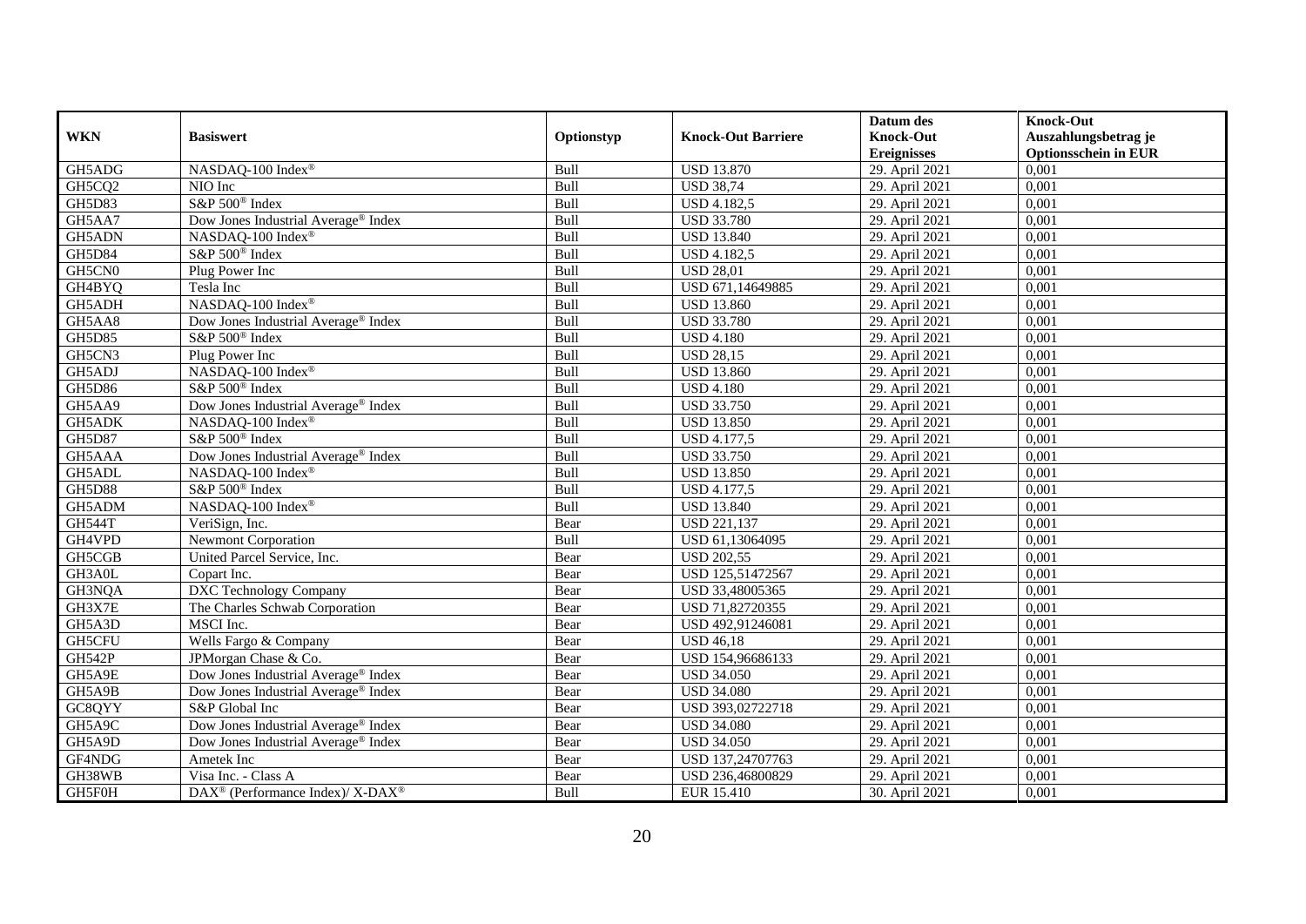| WKN | Basiswert | Optionstyp | Knock-Out Barriere | Datum des Knock-Out Ereignisses | Knock-Out Auszahlungsbetrag je Optionsschein in EUR |
|---|---|---|---|---|---|
| GH5ADG | NASDAQ-100 Index® | Bull | USD 13.870 | 29. April 2021 | 0,001 |
| GH5CQ2 | NIO Inc | Bull | USD 38,74 | 29. April 2021 | 0,001 |
| GH5D83 | S&P 500® Index | Bull | USD 4.182,5 | 29. April 2021 | 0,001 |
| GH5AA7 | Dow Jones Industrial Average® Index | Bull | USD 33.780 | 29. April 2021 | 0,001 |
| GH5ADN | NASDAQ-100 Index® | Bull | USD 13.840 | 29. April 2021 | 0,001 |
| GH5D84 | S&P 500® Index | Bull | USD 4.182,5 | 29. April 2021 | 0,001 |
| GH5CN0 | Plug Power Inc | Bull | USD 28,01 | 29. April 2021 | 0,001 |
| GH4BYQ | Tesla Inc | Bull | USD 671,14649885 | 29. April 2021 | 0,001 |
| GH5ADH | NASDAQ-100 Index® | Bull | USD 13.860 | 29. April 2021 | 0,001 |
| GH5AA8 | Dow Jones Industrial Average® Index | Bull | USD 33.780 | 29. April 2021 | 0,001 |
| GH5D85 | S&P 500® Index | Bull | USD 4.180 | 29. April 2021 | 0,001 |
| GH5CN3 | Plug Power Inc | Bull | USD 28,15 | 29. April 2021 | 0,001 |
| GH5ADJ | NASDAQ-100 Index® | Bull | USD 13.860 | 29. April 2021 | 0,001 |
| GH5D86 | S&P 500® Index | Bull | USD 4.180 | 29. April 2021 | 0,001 |
| GH5AA9 | Dow Jones Industrial Average® Index | Bull | USD 33.750 | 29. April 2021 | 0,001 |
| GH5ADK | NASDAQ-100 Index® | Bull | USD 13.850 | 29. April 2021 | 0,001 |
| GH5D87 | S&P 500® Index | Bull | USD 4.177,5 | 29. April 2021 | 0,001 |
| GH5AAA | Dow Jones Industrial Average® Index | Bull | USD 33.750 | 29. April 2021 | 0,001 |
| GH5ADL | NASDAQ-100 Index® | Bull | USD 13.850 | 29. April 2021 | 0,001 |
| GH5D88 | S&P 500® Index | Bull | USD 4.177,5 | 29. April 2021 | 0,001 |
| GH5ADM | NASDAQ-100 Index® | Bull | USD 13.840 | 29. April 2021 | 0,001 |
| GH544T | VeriSign, Inc. | Bear | USD 221,137 | 29. April 2021 | 0,001 |
| GH4VPD | Newmont Corporation | Bull | USD 61,13064095 | 29. April 2021 | 0,001 |
| GH5CGB | United Parcel Service, Inc. | Bear | USD 202,55 | 29. April 2021 | 0,001 |
| GH3A0L | Copart Inc. | Bear | USD 125,51472567 | 29. April 2021 | 0,001 |
| GH3NQA | DXC Technology Company | Bear | USD 33,48005365 | 29. April 2021 | 0,001 |
| GH3X7E | The Charles Schwab Corporation | Bear | USD 71,82720355 | 29. April 2021 | 0,001 |
| GH5A3D | MSCI Inc. | Bear | USD 492,91246081 | 29. April 2021 | 0,001 |
| GH5CFU | Wells Fargo & Company | Bear | USD 46,18 | 29. April 2021 | 0,001 |
| GH542P | JPMorgan Chase & Co. | Bear | USD 154,96686133 | 29. April 2021 | 0,001 |
| GH5A9E | Dow Jones Industrial Average® Index | Bear | USD 34.050 | 29. April 2021 | 0,001 |
| GH5A9B | Dow Jones Industrial Average® Index | Bear | USD 34.080 | 29. April 2021 | 0,001 |
| GC8QYY | S&P Global Inc | Bear | USD 393,02722718 | 29. April 2021 | 0,001 |
| GH5A9C | Dow Jones Industrial Average® Index | Bear | USD 34.080 | 29. April 2021 | 0,001 |
| GH5A9D | Dow Jones Industrial Average® Index | Bear | USD 34.050 | 29. April 2021 | 0,001 |
| GF4NDG | Ametek Inc | Bear | USD 137,24707763 | 29. April 2021 | 0,001 |
| GH38WB | Visa Inc. - Class A | Bear | USD 236,46800829 | 29. April 2021 | 0,001 |
| GH5F0H | DAX® (Performance Index)/ X-DAX® | Bull | EUR 15.410 | 30. April 2021 | 0,001 |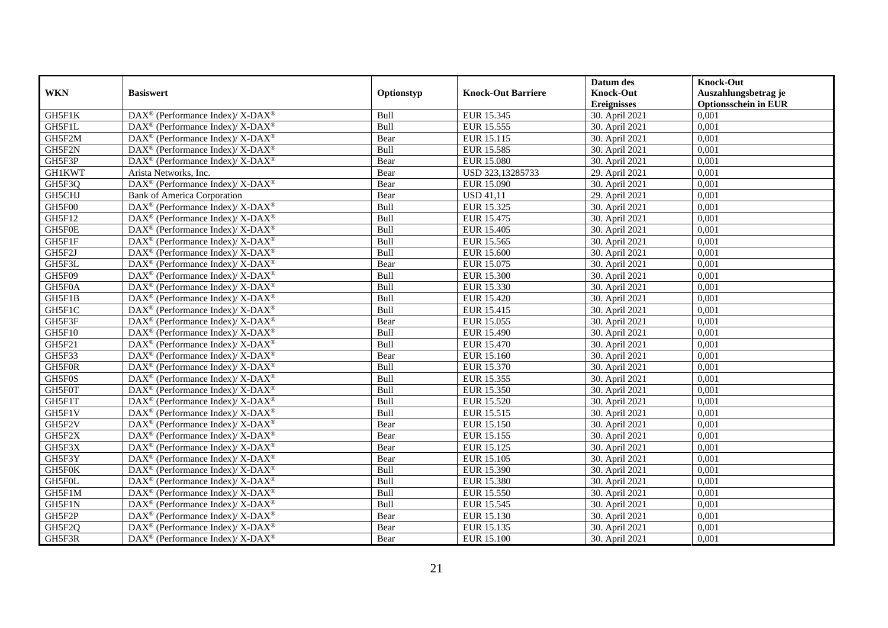| WKN | Basiswert | Optionstyp | Knock-Out Barriere | Datum des Knock-Out Ereignisses | Knock-Out Auszahlungsbetrag je Optionsschein in EUR |
|---|---|---|---|---|---|
| GH5F1K | DAX® (Performance Index)/ X-DAX® | Bull | EUR 15.345 | 30. April 2021 | 0,001 |
| GH5F1L | DAX® (Performance Index)/ X-DAX® | Bull | EUR 15.555 | 30. April 2021 | 0,001 |
| GH5F2M | DAX® (Performance Index)/ X-DAX® | Bear | EUR 15.115 | 30. April 2021 | 0,001 |
| GH5F2N | DAX® (Performance Index)/ X-DAX® | Bull | EUR 15.585 | 30. April 2021 | 0,001 |
| GH5F3P | DAX® (Performance Index)/ X-DAX® | Bear | EUR 15.080 | 30. April 2021 | 0,001 |
| GH1KWT | Arista Networks, Inc. | Bear | USD 323,13285733 | 29. April 2021 | 0,001 |
| GH5F3Q | DAX® (Performance Index)/ X-DAX® | Bear | EUR 15.090 | 30. April 2021 | 0,001 |
| GH5CHJ | Bank of America Corporation | Bear | USD 41,11 | 29. April 2021 | 0,001 |
| GH5F00 | DAX® (Performance Index)/ X-DAX® | Bull | EUR 15.325 | 30. April 2021 | 0,001 |
| GH5F12 | DAX® (Performance Index)/ X-DAX® | Bull | EUR 15.475 | 30. April 2021 | 0,001 |
| GH5F0E | DAX® (Performance Index)/ X-DAX® | Bull | EUR 15.405 | 30. April 2021 | 0,001 |
| GH5F1F | DAX® (Performance Index)/ X-DAX® | Bull | EUR 15.565 | 30. April 2021 | 0,001 |
| GH5F2J | DAX® (Performance Index)/ X-DAX® | Bull | EUR 15.600 | 30. April 2021 | 0,001 |
| GH5F3L | DAX® (Performance Index)/ X-DAX® | Bear | EUR 15.075 | 30. April 2021 | 0,001 |
| GH5F09 | DAX® (Performance Index)/ X-DAX® | Bull | EUR 15.300 | 30. April 2021 | 0,001 |
| GH5F0A | DAX® (Performance Index)/ X-DAX® | Bull | EUR 15.330 | 30. April 2021 | 0,001 |
| GH5F1B | DAX® (Performance Index)/ X-DAX® | Bull | EUR 15.420 | 30. April 2021 | 0,001 |
| GH5F1C | DAX® (Performance Index)/ X-DAX® | Bull | EUR 15.415 | 30. April 2021 | 0,001 |
| GH5F3F | DAX® (Performance Index)/ X-DAX® | Bear | EUR 15.055 | 30. April 2021 | 0,001 |
| GH5F10 | DAX® (Performance Index)/ X-DAX® | Bull | EUR 15.490 | 30. April 2021 | 0,001 |
| GH5F21 | DAX® (Performance Index)/ X-DAX® | Bull | EUR 15.470 | 30. April 2021 | 0,001 |
| GH5F33 | DAX® (Performance Index)/ X-DAX® | Bear | EUR 15.160 | 30. April 2021 | 0,001 |
| GH5F0R | DAX® (Performance Index)/ X-DAX® | Bull | EUR 15.370 | 30. April 2021 | 0,001 |
| GH5F0S | DAX® (Performance Index)/ X-DAX® | Bull | EUR 15.355 | 30. April 2021 | 0,001 |
| GH5F0T | DAX® (Performance Index)/ X-DAX® | Bull | EUR 15.350 | 30. April 2021 | 0,001 |
| GH5F1T | DAX® (Performance Index)/ X-DAX® | Bull | EUR 15.520 | 30. April 2021 | 0,001 |
| GH5F1V | DAX® (Performance Index)/ X-DAX® | Bull | EUR 15.515 | 30. April 2021 | 0,001 |
| GH5F2V | DAX® (Performance Index)/ X-DAX® | Bear | EUR 15.150 | 30. April 2021 | 0,001 |
| GH5F2X | DAX® (Performance Index)/ X-DAX® | Bear | EUR 15.155 | 30. April 2021 | 0,001 |
| GH5F3X | DAX® (Performance Index)/ X-DAX® | Bear | EUR 15.125 | 30. April 2021 | 0,001 |
| GH5F3Y | DAX® (Performance Index)/ X-DAX® | Bear | EUR 15.105 | 30. April 2021 | 0,001 |
| GH5F0K | DAX® (Performance Index)/ X-DAX® | Bull | EUR 15.390 | 30. April 2021 | 0,001 |
| GH5F0L | DAX® (Performance Index)/ X-DAX® | Bull | EUR 15.380 | 30. April 2021 | 0,001 |
| GH5F1M | DAX® (Performance Index)/ X-DAX® | Bull | EUR 15.550 | 30. April 2021 | 0,001 |
| GH5F1N | DAX® (Performance Index)/ X-DAX® | Bull | EUR 15.545 | 30. April 2021 | 0,001 |
| GH5F2P | DAX® (Performance Index)/ X-DAX® | Bear | EUR 15.130 | 30. April 2021 | 0,001 |
| GH5F2Q | DAX® (Performance Index)/ X-DAX® | Bear | EUR 15.135 | 30. April 2021 | 0,001 |
| GH5F3R | DAX® (Performance Index)/ X-DAX® | Bear | EUR 15.100 | 30. April 2021 | 0,001 |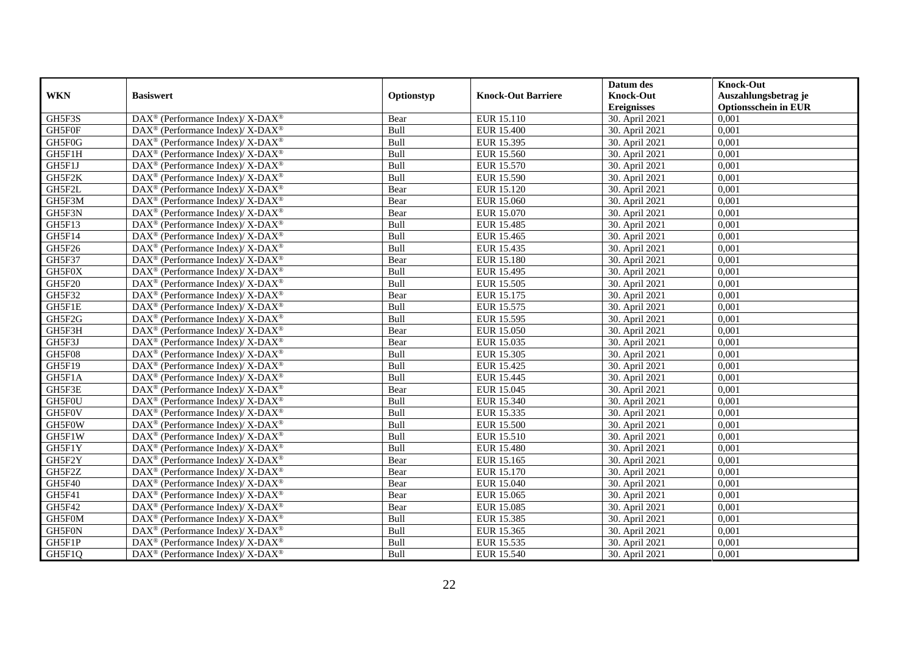| WKN | Basiswert | Optionstyp | Knock-Out Barriere | Datum des Knock-Out Ereignisses | Knock-Out Auszahlungsbetrag je Optionsschein in EUR |
|---|---|---|---|---|---|
| GH5F3S | DAX® (Performance Index)/ X-DAX® | Bear | EUR 15.110 | 30. April 2021 | 0,001 |
| GH5F0F | DAX® (Performance Index)/ X-DAX® | Bull | EUR 15.400 | 30. April 2021 | 0,001 |
| GH5F0G | DAX® (Performance Index)/ X-DAX® | Bull | EUR 15.395 | 30. April 2021 | 0,001 |
| GH5F1H | DAX® (Performance Index)/ X-DAX® | Bull | EUR 15.560 | 30. April 2021 | 0,001 |
| GH5F1J | DAX® (Performance Index)/ X-DAX® | Bull | EUR 15.570 | 30. April 2021 | 0,001 |
| GH5F2K | DAX® (Performance Index)/ X-DAX® | Bull | EUR 15.590 | 30. April 2021 | 0,001 |
| GH5F2L | DAX® (Performance Index)/ X-DAX® | Bear | EUR 15.120 | 30. April 2021 | 0,001 |
| GH5F3M | DAX® (Performance Index)/ X-DAX® | Bear | EUR 15.060 | 30. April 2021 | 0,001 |
| GH5F3N | DAX® (Performance Index)/ X-DAX® | Bear | EUR 15.070 | 30. April 2021 | 0,001 |
| GH5F13 | DAX® (Performance Index)/ X-DAX® | Bull | EUR 15.485 | 30. April 2021 | 0,001 |
| GH5F14 | DAX® (Performance Index)/ X-DAX® | Bull | EUR 15.465 | 30. April 2021 | 0,001 |
| GH5F26 | DAX® (Performance Index)/ X-DAX® | Bull | EUR 15.435 | 30. April 2021 | 0,001 |
| GH5F37 | DAX® (Performance Index)/ X-DAX® | Bear | EUR 15.180 | 30. April 2021 | 0,001 |
| GH5F0X | DAX® (Performance Index)/ X-DAX® | Bull | EUR 15.495 | 30. April 2021 | 0,001 |
| GH5F20 | DAX® (Performance Index)/ X-DAX® | Bull | EUR 15.505 | 30. April 2021 | 0,001 |
| GH5F32 | DAX® (Performance Index)/ X-DAX® | Bear | EUR 15.175 | 30. April 2021 | 0,001 |
| GH5F1E | DAX® (Performance Index)/ X-DAX® | Bull | EUR 15.575 | 30. April 2021 | 0,001 |
| GH5F2G | DAX® (Performance Index)/ X-DAX® | Bull | EUR 15.595 | 30. April 2021 | 0,001 |
| GH5F3H | DAX® (Performance Index)/ X-DAX® | Bear | EUR 15.050 | 30. April 2021 | 0,001 |
| GH5F3J | DAX® (Performance Index)/ X-DAX® | Bear | EUR 15.035 | 30. April 2021 | 0,001 |
| GH5F08 | DAX® (Performance Index)/ X-DAX® | Bull | EUR 15.305 | 30. April 2021 | 0,001 |
| GH5F19 | DAX® (Performance Index)/ X-DAX® | Bull | EUR 15.425 | 30. April 2021 | 0,001 |
| GH5F1A | DAX® (Performance Index)/ X-DAX® | Bull | EUR 15.445 | 30. April 2021 | 0,001 |
| GH5F3E | DAX® (Performance Index)/ X-DAX® | Bear | EUR 15.045 | 30. April 2021 | 0,001 |
| GH5F0U | DAX® (Performance Index)/ X-DAX® | Bull | EUR 15.340 | 30. April 2021 | 0,001 |
| GH5F0V | DAX® (Performance Index)/ X-DAX® | Bull | EUR 15.335 | 30. April 2021 | 0,001 |
| GH5F0W | DAX® (Performance Index)/ X-DAX® | Bull | EUR 15.500 | 30. April 2021 | 0,001 |
| GH5F1W | DAX® (Performance Index)/ X-DAX® | Bull | EUR 15.510 | 30. April 2021 | 0,001 |
| GH5F1Y | DAX® (Performance Index)/ X-DAX® | Bull | EUR 15.480 | 30. April 2021 | 0,001 |
| GH5F2Y | DAX® (Performance Index)/ X-DAX® | Bear | EUR 15.165 | 30. April 2021 | 0,001 |
| GH5F2Z | DAX® (Performance Index)/ X-DAX® | Bear | EUR 15.170 | 30. April 2021 | 0,001 |
| GH5F40 | DAX® (Performance Index)/ X-DAX® | Bear | EUR 15.040 | 30. April 2021 | 0,001 |
| GH5F41 | DAX® (Performance Index)/ X-DAX® | Bear | EUR 15.065 | 30. April 2021 | 0,001 |
| GH5F42 | DAX® (Performance Index)/ X-DAX® | Bear | EUR 15.085 | 30. April 2021 | 0,001 |
| GH5F0M | DAX® (Performance Index)/ X-DAX® | Bull | EUR 15.385 | 30. April 2021 | 0,001 |
| GH5F0N | DAX® (Performance Index)/ X-DAX® | Bull | EUR 15.365 | 30. April 2021 | 0,001 |
| GH5F1P | DAX® (Performance Index)/ X-DAX® | Bull | EUR 15.535 | 30. April 2021 | 0,001 |
| GH5F1Q | DAX® (Performance Index)/ X-DAX® | Bull | EUR 15.540 | 30. April 2021 | 0,001 |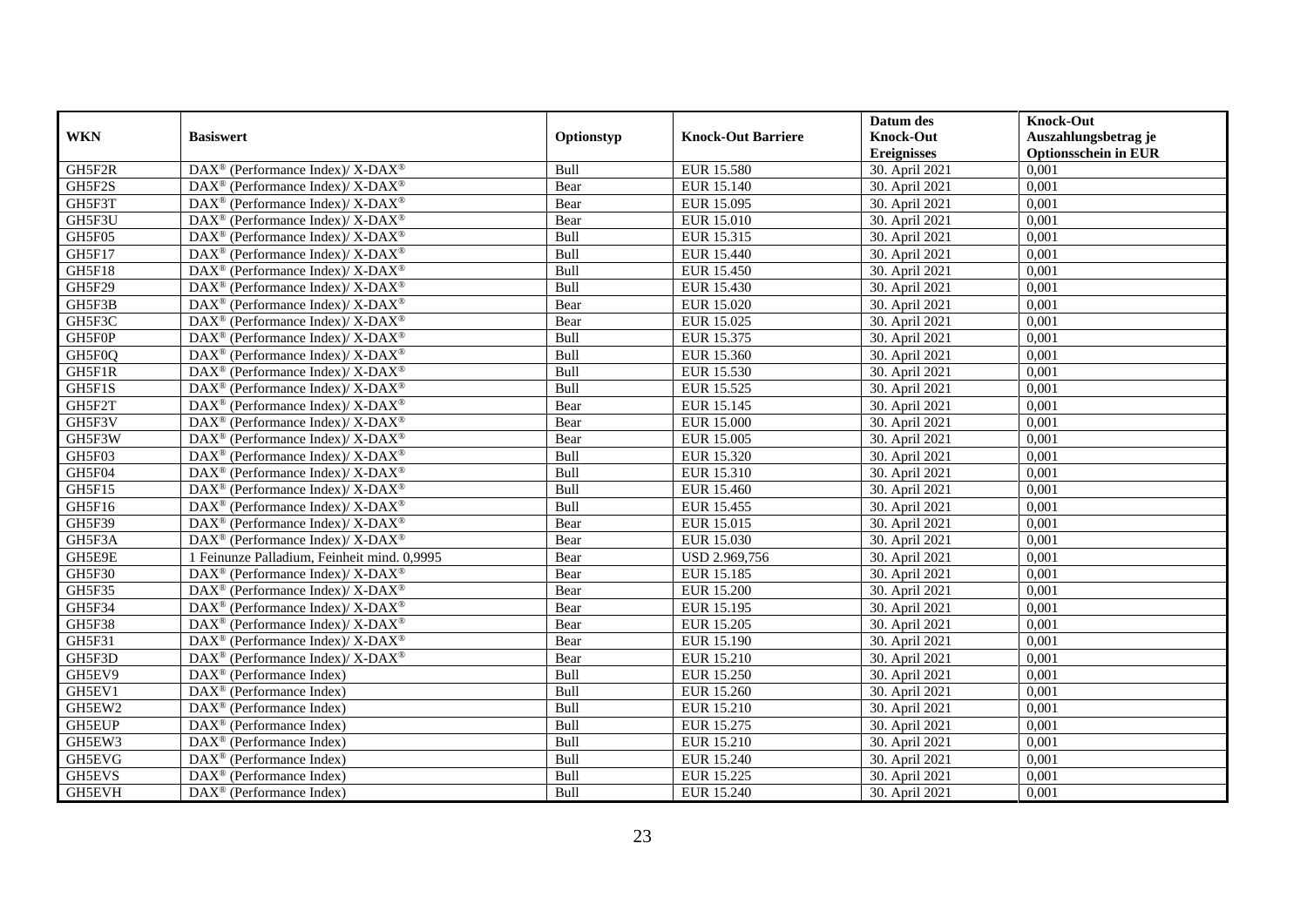| WKN | Basiswert | Optionstyp | Knock-Out Barriere | Datum des Knock-Out Ereignisses | Knock-Out Auszahlungsbetrag je Optionsschein in EUR |
|---|---|---|---|---|---|
| GH5F2R | DAX® (Performance Index)/ X-DAX® | Bull | EUR 15.580 | 30. April 2021 | 0,001 |
| GH5F2S | DAX® (Performance Index)/ X-DAX® | Bear | EUR 15.140 | 30. April 2021 | 0,001 |
| GH5F3T | DAX® (Performance Index)/ X-DAX® | Bear | EUR 15.095 | 30. April 2021 | 0,001 |
| GH5F3U | DAX® (Performance Index)/ X-DAX® | Bear | EUR 15.010 | 30. April 2021 | 0,001 |
| GH5F05 | DAX® (Performance Index)/ X-DAX® | Bull | EUR 15.315 | 30. April 2021 | 0,001 |
| GH5F17 | DAX® (Performance Index)/ X-DAX® | Bull | EUR 15.440 | 30. April 2021 | 0,001 |
| GH5F18 | DAX® (Performance Index)/ X-DAX® | Bull | EUR 15.450 | 30. April 2021 | 0,001 |
| GH5F29 | DAX® (Performance Index)/ X-DAX® | Bull | EUR 15.430 | 30. April 2021 | 0,001 |
| GH5F3B | DAX® (Performance Index)/ X-DAX® | Bear | EUR 15.020 | 30. April 2021 | 0,001 |
| GH5F3C | DAX® (Performance Index)/ X-DAX® | Bear | EUR 15.025 | 30. April 2021 | 0,001 |
| GH5F0P | DAX® (Performance Index)/ X-DAX® | Bull | EUR 15.375 | 30. April 2021 | 0,001 |
| GH5F0Q | DAX® (Performance Index)/ X-DAX® | Bull | EUR 15.360 | 30. April 2021 | 0,001 |
| GH5F1R | DAX® (Performance Index)/ X-DAX® | Bull | EUR 15.530 | 30. April 2021 | 0,001 |
| GH5F1S | DAX® (Performance Index)/ X-DAX® | Bull | EUR 15.525 | 30. April 2021 | 0,001 |
| GH5F2T | DAX® (Performance Index)/ X-DAX® | Bear | EUR 15.145 | 30. April 2021 | 0,001 |
| GH5F3V | DAX® (Performance Index)/ X-DAX® | Bear | EUR 15.000 | 30. April 2021 | 0,001 |
| GH5F3W | DAX® (Performance Index)/ X-DAX® | Bear | EUR 15.005 | 30. April 2021 | 0,001 |
| GH5F03 | DAX® (Performance Index)/ X-DAX® | Bull | EUR 15.320 | 30. April 2021 | 0,001 |
| GH5F04 | DAX® (Performance Index)/ X-DAX® | Bull | EUR 15.310 | 30. April 2021 | 0,001 |
| GH5F15 | DAX® (Performance Index)/ X-DAX® | Bull | EUR 15.460 | 30. April 2021 | 0,001 |
| GH5F16 | DAX® (Performance Index)/ X-DAX® | Bull | EUR 15.455 | 30. April 2021 | 0,001 |
| GH5F39 | DAX® (Performance Index)/ X-DAX® | Bear | EUR 15.015 | 30. April 2021 | 0,001 |
| GH5F3A | DAX® (Performance Index)/ X-DAX® | Bear | EUR 15.030 | 30. April 2021 | 0,001 |
| GH5E9E | 1 Feinunze Palladium, Feinheit mind. 0,9995 | Bear | USD 2.969,756 | 30. April 2021 | 0,001 |
| GH5F30 | DAX® (Performance Index)/ X-DAX® | Bear | EUR 15.185 | 30. April 2021 | 0,001 |
| GH5F35 | DAX® (Performance Index)/ X-DAX® | Bear | EUR 15.200 | 30. April 2021 | 0,001 |
| GH5F34 | DAX® (Performance Index)/ X-DAX® | Bear | EUR 15.195 | 30. April 2021 | 0,001 |
| GH5F38 | DAX® (Performance Index)/ X-DAX® | Bear | EUR 15.205 | 30. April 2021 | 0,001 |
| GH5F31 | DAX® (Performance Index)/ X-DAX® | Bear | EUR 15.190 | 30. April 2021 | 0,001 |
| GH5F3D | DAX® (Performance Index)/ X-DAX® | Bear | EUR 15.210 | 30. April 2021 | 0,001 |
| GH5EV9 | DAX® (Performance Index) | Bull | EUR 15.250 | 30. April 2021 | 0,001 |
| GH5EV1 | DAX® (Performance Index) | Bull | EUR 15.260 | 30. April 2021 | 0,001 |
| GH5EW2 | DAX® (Performance Index) | Bull | EUR 15.210 | 30. April 2021 | 0,001 |
| GH5EUP | DAX® (Performance Index) | Bull | EUR 15.275 | 30. April 2021 | 0,001 |
| GH5EW3 | DAX® (Performance Index) | Bull | EUR 15.210 | 30. April 2021 | 0,001 |
| GH5EVG | DAX® (Performance Index) | Bull | EUR 15.240 | 30. April 2021 | 0,001 |
| GH5EVS | DAX® (Performance Index) | Bull | EUR 15.225 | 30. April 2021 | 0,001 |
| GH5EVH | DAX® (Performance Index) | Bull | EUR 15.240 | 30. April 2021 | 0,001 |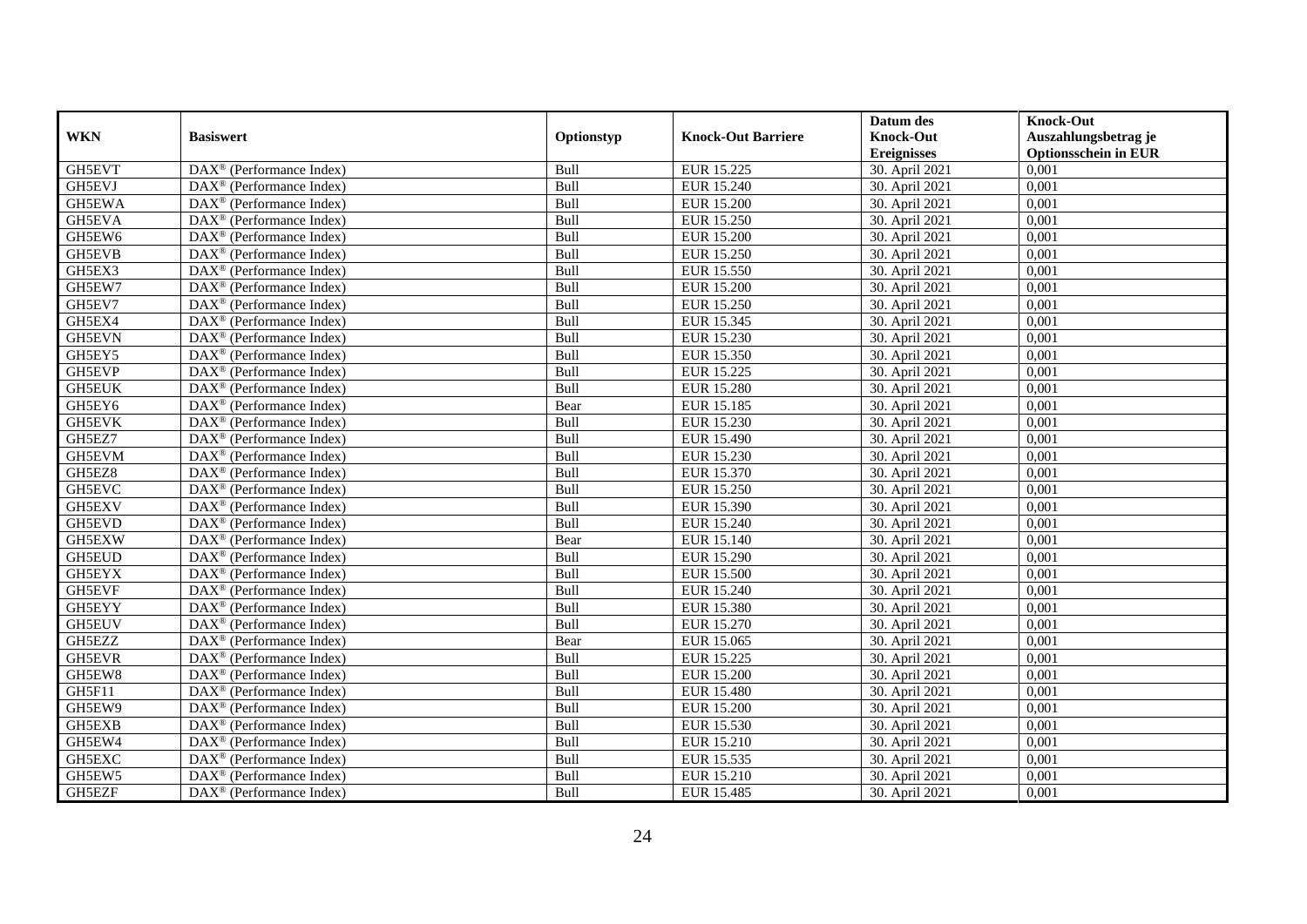| WKN | Basiswert | Optionstyp | Knock-Out Barriere | Datum des Knock-Out Ereignisses | Knock-Out Auszahlungsbetrag je Optionsschein in EUR |
|---|---|---|---|---|---|
| GH5EVT | DAX® (Performance Index) | Bull | EUR 15.225 | 30. April 2021 | 0,001 |
| GH5EVJ | DAX® (Performance Index) | Bull | EUR 15.240 | 30. April 2021 | 0,001 |
| GH5EWA | DAX® (Performance Index) | Bull | EUR 15.200 | 30. April 2021 | 0,001 |
| GH5EVA | DAX® (Performance Index) | Bull | EUR 15.250 | 30. April 2021 | 0,001 |
| GH5EW6 | DAX® (Performance Index) | Bull | EUR 15.200 | 30. April 2021 | 0,001 |
| GH5EVB | DAX® (Performance Index) | Bull | EUR 15.250 | 30. April 2021 | 0,001 |
| GH5EX3 | DAX® (Performance Index) | Bull | EUR 15.550 | 30. April 2021 | 0,001 |
| GH5EW7 | DAX® (Performance Index) | Bull | EUR 15.200 | 30. April 2021 | 0,001 |
| GH5EV7 | DAX® (Performance Index) | Bull | EUR 15.250 | 30. April 2021 | 0,001 |
| GH5EX4 | DAX® (Performance Index) | Bull | EUR 15.345 | 30. April 2021 | 0,001 |
| GH5EVN | DAX® (Performance Index) | Bull | EUR 15.230 | 30. April 2021 | 0,001 |
| GH5EY5 | DAX® (Performance Index) | Bull | EUR 15.350 | 30. April 2021 | 0,001 |
| GH5EVP | DAX® (Performance Index) | Bull | EUR 15.225 | 30. April 2021 | 0,001 |
| GH5EUK | DAX® (Performance Index) | Bull | EUR 15.280 | 30. April 2021 | 0,001 |
| GH5EY6 | DAX® (Performance Index) | Bear | EUR 15.185 | 30. April 2021 | 0,001 |
| GH5EVK | DAX® (Performance Index) | Bull | EUR 15.230 | 30. April 2021 | 0,001 |
| GH5EZ7 | DAX® (Performance Index) | Bull | EUR 15.490 | 30. April 2021 | 0,001 |
| GH5EVM | DAX® (Performance Index) | Bull | EUR 15.230 | 30. April 2021 | 0,001 |
| GH5EZ8 | DAX® (Performance Index) | Bull | EUR 15.370 | 30. April 2021 | 0,001 |
| GH5EVC | DAX® (Performance Index) | Bull | EUR 15.250 | 30. April 2021 | 0,001 |
| GH5EXV | DAX® (Performance Index) | Bull | EUR 15.390 | 30. April 2021 | 0,001 |
| GH5EVD | DAX® (Performance Index) | Bull | EUR 15.240 | 30. April 2021 | 0,001 |
| GH5EXW | DAX® (Performance Index) | Bear | EUR 15.140 | 30. April 2021 | 0,001 |
| GH5EUD | DAX® (Performance Index) | Bull | EUR 15.290 | 30. April 2021 | 0,001 |
| GH5EYX | DAX® (Performance Index) | Bull | EUR 15.500 | 30. April 2021 | 0,001 |
| GH5EVF | DAX® (Performance Index) | Bull | EUR 15.240 | 30. April 2021 | 0,001 |
| GH5EYY | DAX® (Performance Index) | Bull | EUR 15.380 | 30. April 2021 | 0,001 |
| GH5EUV | DAX® (Performance Index) | Bull | EUR 15.270 | 30. April 2021 | 0,001 |
| GH5EZZ | DAX® (Performance Index) | Bear | EUR 15.065 | 30. April 2021 | 0,001 |
| GH5EVR | DAX® (Performance Index) | Bull | EUR 15.225 | 30. April 2021 | 0,001 |
| GH5EW8 | DAX® (Performance Index) | Bull | EUR 15.200 | 30. April 2021 | 0,001 |
| GH5F11 | DAX® (Performance Index) | Bull | EUR 15.480 | 30. April 2021 | 0,001 |
| GH5EW9 | DAX® (Performance Index) | Bull | EUR 15.200 | 30. April 2021 | 0,001 |
| GH5EXB | DAX® (Performance Index) | Bull | EUR 15.530 | 30. April 2021 | 0,001 |
| GH5EW4 | DAX® (Performance Index) | Bull | EUR 15.210 | 30. April 2021 | 0,001 |
| GH5EXC | DAX® (Performance Index) | Bull | EUR 15.535 | 30. April 2021 | 0,001 |
| GH5EW5 | DAX® (Performance Index) | Bull | EUR 15.210 | 30. April 2021 | 0,001 |
| GH5EZF | DAX® (Performance Index) | Bull | EUR 15.485 | 30. April 2021 | 0,001 |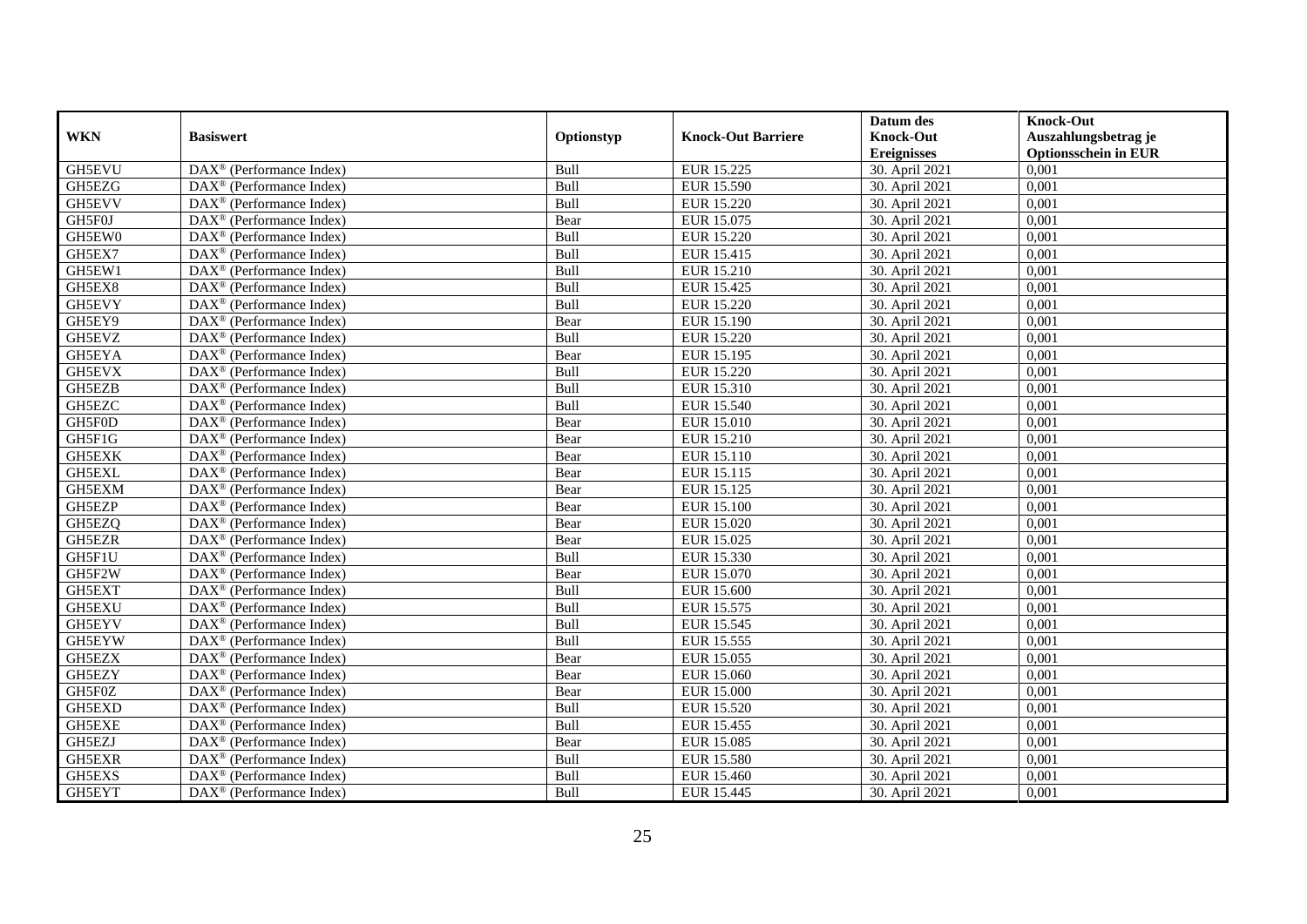| WKN | Basiswert | Optionstyp | Knock-Out Barriere | Datum des Knock-Out Ereignisses | Knock-Out Auszahlungsbetrag je Optionsschein in EUR |
|---|---|---|---|---|---|
| GH5EVU | DAX® (Performance Index) | Bull | EUR 15.225 | 30. April 2021 | 0,001 |
| GH5EZG | DAX® (Performance Index) | Bull | EUR 15.590 | 30. April 2021 | 0,001 |
| GH5EVV | DAX® (Performance Index) | Bull | EUR 15.220 | 30. April 2021 | 0,001 |
| GH5F0J | DAX® (Performance Index) | Bear | EUR 15.075 | 30. April 2021 | 0,001 |
| GH5EW0 | DAX® (Performance Index) | Bull | EUR 15.220 | 30. April 2021 | 0,001 |
| GH5EX7 | DAX® (Performance Index) | Bull | EUR 15.415 | 30. April 2021 | 0,001 |
| GH5EW1 | DAX® (Performance Index) | Bull | EUR 15.210 | 30. April 2021 | 0,001 |
| GH5EX8 | DAX® (Performance Index) | Bull | EUR 15.425 | 30. April 2021 | 0,001 |
| GH5EVY | DAX® (Performance Index) | Bull | EUR 15.220 | 30. April 2021 | 0,001 |
| GH5EY9 | DAX® (Performance Index) | Bear | EUR 15.190 | 30. April 2021 | 0,001 |
| GH5EVZ | DAX® (Performance Index) | Bull | EUR 15.220 | 30. April 2021 | 0,001 |
| GH5EYA | DAX® (Performance Index) | Bear | EUR 15.195 | 30. April 2021 | 0,001 |
| GH5EVX | DAX® (Performance Index) | Bull | EUR 15.220 | 30. April 2021 | 0,001 |
| GH5EZB | DAX® (Performance Index) | Bull | EUR 15.310 | 30. April 2021 | 0,001 |
| GH5EZC | DAX® (Performance Index) | Bull | EUR 15.540 | 30. April 2021 | 0,001 |
| GH5F0D | DAX® (Performance Index) | Bear | EUR 15.010 | 30. April 2021 | 0,001 |
| GH5F1G | DAX® (Performance Index) | Bear | EUR 15.210 | 30. April 2021 | 0,001 |
| GH5EXK | DAX® (Performance Index) | Bear | EUR 15.110 | 30. April 2021 | 0,001 |
| GH5EXL | DAX® (Performance Index) | Bear | EUR 15.115 | 30. April 2021 | 0,001 |
| GH5EXM | DAX® (Performance Index) | Bear | EUR 15.125 | 30. April 2021 | 0,001 |
| GH5EZP | DAX® (Performance Index) | Bear | EUR 15.100 | 30. April 2021 | 0,001 |
| GH5EZQ | DAX® (Performance Index) | Bear | EUR 15.020 | 30. April 2021 | 0,001 |
| GH5EZR | DAX® (Performance Index) | Bear | EUR 15.025 | 30. April 2021 | 0,001 |
| GH5F1U | DAX® (Performance Index) | Bull | EUR 15.330 | 30. April 2021 | 0,001 |
| GH5F2W | DAX® (Performance Index) | Bear | EUR 15.070 | 30. April 2021 | 0,001 |
| GH5EXT | DAX® (Performance Index) | Bull | EUR 15.600 | 30. April 2021 | 0,001 |
| GH5EXU | DAX® (Performance Index) | Bull | EUR 15.575 | 30. April 2021 | 0,001 |
| GH5EYV | DAX® (Performance Index) | Bull | EUR 15.545 | 30. April 2021 | 0,001 |
| GH5EYW | DAX® (Performance Index) | Bull | EUR 15.555 | 30. April 2021 | 0,001 |
| GH5EZX | DAX® (Performance Index) | Bear | EUR 15.055 | 30. April 2021 | 0,001 |
| GH5EZY | DAX® (Performance Index) | Bear | EUR 15.060 | 30. April 2021 | 0,001 |
| GH5F0Z | DAX® (Performance Index) | Bear | EUR 15.000 | 30. April 2021 | 0,001 |
| GH5EXD | DAX® (Performance Index) | Bull | EUR 15.520 | 30. April 2021 | 0,001 |
| GH5EXE | DAX® (Performance Index) | Bull | EUR 15.455 | 30. April 2021 | 0,001 |
| GH5EZJ | DAX® (Performance Index) | Bear | EUR 15.085 | 30. April 2021 | 0,001 |
| GH5EXR | DAX® (Performance Index) | Bull | EUR 15.580 | 30. April 2021 | 0,001 |
| GH5EXS | DAX® (Performance Index) | Bull | EUR 15.460 | 30. April 2021 | 0,001 |
| GH5EYT | DAX® (Performance Index) | Bull | EUR 15.445 | 30. April 2021 | 0,001 |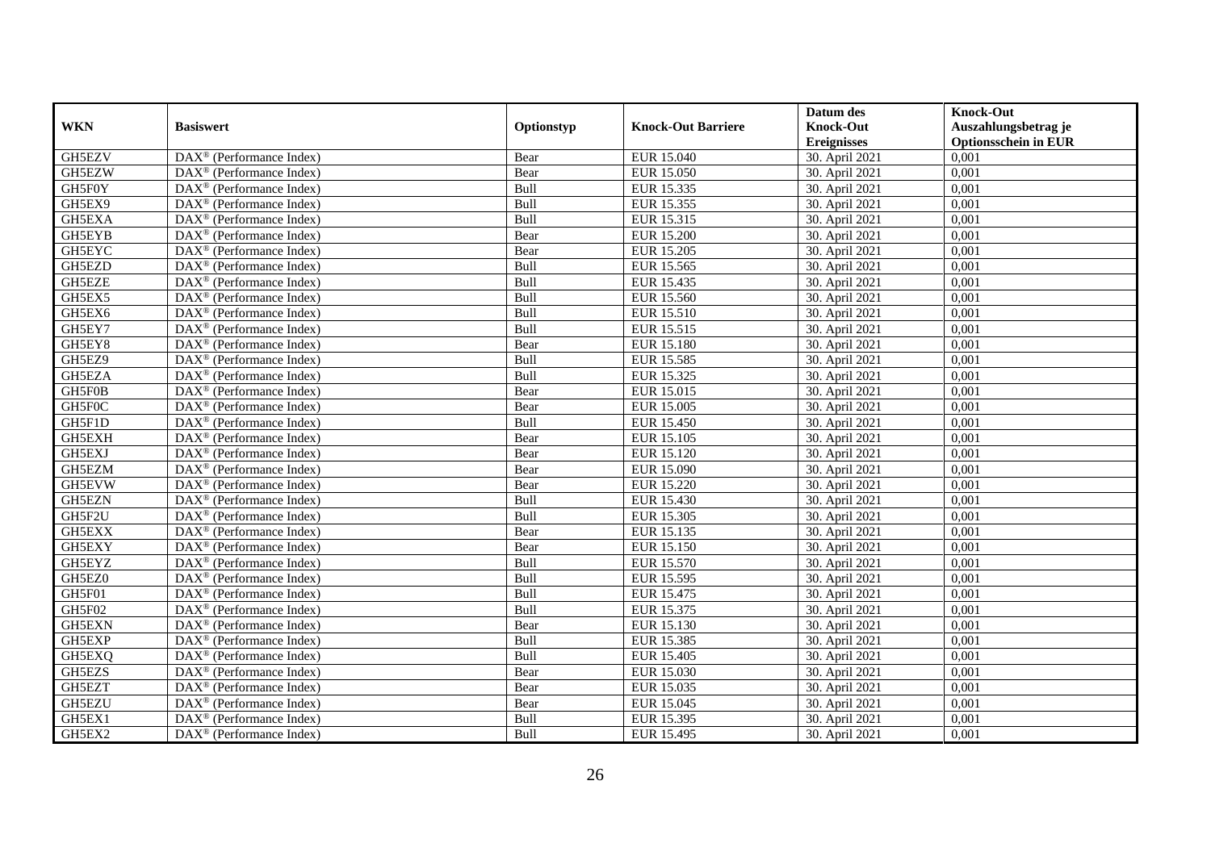| WKN | Basiswert | Optionstyp | Knock-Out Barriere | Datum des Knock-Out Ereignisses | Knock-Out Auszahlungsbetrag je Optionsschein in EUR |
|---|---|---|---|---|---|
| GH5EZV | DAX® (Performance Index) | Bear | EUR 15.040 | 30. April 2021 | 0,001 |
| GH5EZW | DAX® (Performance Index) | Bear | EUR 15.050 | 30. April 2021 | 0,001 |
| GH5F0Y | DAX® (Performance Index) | Bull | EUR 15.335 | 30. April 2021 | 0,001 |
| GH5EX9 | DAX® (Performance Index) | Bull | EUR 15.355 | 30. April 2021 | 0,001 |
| GH5EXA | DAX® (Performance Index) | Bull | EUR 15.315 | 30. April 2021 | 0,001 |
| GH5EYB | DAX® (Performance Index) | Bear | EUR 15.200 | 30. April 2021 | 0,001 |
| GH5EYC | DAX® (Performance Index) | Bear | EUR 15.205 | 30. April 2021 | 0,001 |
| GH5EZD | DAX® (Performance Index) | Bull | EUR 15.565 | 30. April 2021 | 0,001 |
| GH5EZE | DAX® (Performance Index) | Bull | EUR 15.435 | 30. April 2021 | 0,001 |
| GH5EX5 | DAX® (Performance Index) | Bull | EUR 15.560 | 30. April 2021 | 0,001 |
| GH5EX6 | DAX® (Performance Index) | Bull | EUR 15.510 | 30. April 2021 | 0,001 |
| GH5EY7 | DAX® (Performance Index) | Bull | EUR 15.515 | 30. April 2021 | 0,001 |
| GH5EY8 | DAX® (Performance Index) | Bear | EUR 15.180 | 30. April 2021 | 0,001 |
| GH5EZ9 | DAX® (Performance Index) | Bull | EUR 15.585 | 30. April 2021 | 0,001 |
| GH5EZA | DAX® (Performance Index) | Bull | EUR 15.325 | 30. April 2021 | 0,001 |
| GH5F0B | DAX® (Performance Index) | Bear | EUR 15.015 | 30. April 2021 | 0,001 |
| GH5F0C | DAX® (Performance Index) | Bear | EUR 15.005 | 30. April 2021 | 0,001 |
| GH5F1D | DAX® (Performance Index) | Bull | EUR 15.450 | 30. April 2021 | 0,001 |
| GH5EXH | DAX® (Performance Index) | Bear | EUR 15.105 | 30. April 2021 | 0,001 |
| GH5EXJ | DAX® (Performance Index) | Bear | EUR 15.120 | 30. April 2021 | 0,001 |
| GH5EZM | DAX® (Performance Index) | Bear | EUR 15.090 | 30. April 2021 | 0,001 |
| GH5EVW | DAX® (Performance Index) | Bear | EUR 15.220 | 30. April 2021 | 0,001 |
| GH5EZN | DAX® (Performance Index) | Bull | EUR 15.430 | 30. April 2021 | 0,001 |
| GH5F2U | DAX® (Performance Index) | Bull | EUR 15.305 | 30. April 2021 | 0,001 |
| GH5EXX | DAX® (Performance Index) | Bear | EUR 15.135 | 30. April 2021 | 0,001 |
| GH5EXY | DAX® (Performance Index) | Bear | EUR 15.150 | 30. April 2021 | 0,001 |
| GH5EYZ | DAX® (Performance Index) | Bull | EUR 15.570 | 30. April 2021 | 0,001 |
| GH5EZ0 | DAX® (Performance Index) | Bull | EUR 15.595 | 30. April 2021 | 0,001 |
| GH5F01 | DAX® (Performance Index) | Bull | EUR 15.475 | 30. April 2021 | 0,001 |
| GH5F02 | DAX® (Performance Index) | Bull | EUR 15.375 | 30. April 2021 | 0,001 |
| GH5EXN | DAX® (Performance Index) | Bear | EUR 15.130 | 30. April 2021 | 0,001 |
| GH5EXP | DAX® (Performance Index) | Bull | EUR 15.385 | 30. April 2021 | 0,001 |
| GH5EXQ | DAX® (Performance Index) | Bull | EUR 15.405 | 30. April 2021 | 0,001 |
| GH5EZS | DAX® (Performance Index) | Bear | EUR 15.030 | 30. April 2021 | 0,001 |
| GH5EZT | DAX® (Performance Index) | Bear | EUR 15.035 | 30. April 2021 | 0,001 |
| GH5EZU | DAX® (Performance Index) | Bear | EUR 15.045 | 30. April 2021 | 0,001 |
| GH5EX1 | DAX® (Performance Index) | Bull | EUR 15.395 | 30. April 2021 | 0,001 |
| GH5EX2 | DAX® (Performance Index) | Bull | EUR 15.495 | 30. April 2021 | 0,001 |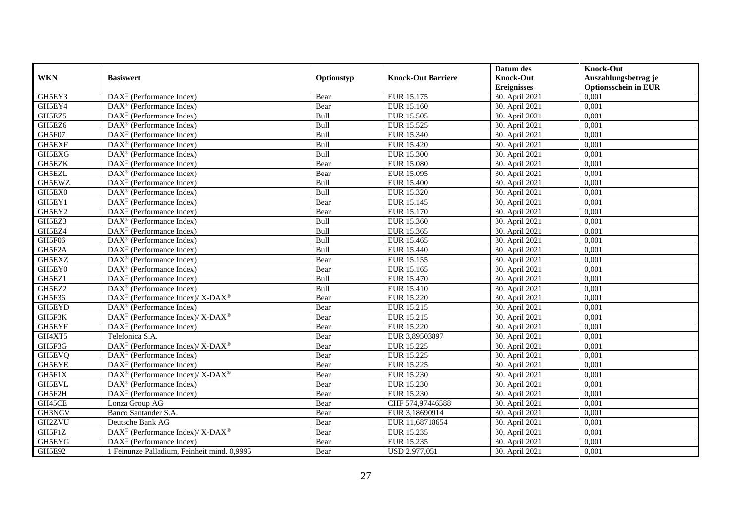| WKN | Basiswert | Optionstyp | Knock-Out Barriere | Datum des Knock-Out Ereignisses | Knock-Out Auszahlungsbetrag je Optionsschein in EUR |
|---|---|---|---|---|---|
| GH5EY3 | DAX® (Performance Index) | Bear | EUR 15.175 | 30. April 2021 | 0,001 |
| GH5EY4 | DAX® (Performance Index) | Bear | EUR 15.160 | 30. April 2021 | 0,001 |
| GH5EZ5 | DAX® (Performance Index) | Bull | EUR 15.505 | 30. April 2021 | 0,001 |
| GH5EZ6 | DAX® (Performance Index) | Bull | EUR 15.525 | 30. April 2021 | 0,001 |
| GH5F07 | DAX® (Performance Index) | Bull | EUR 15.340 | 30. April 2021 | 0,001 |
| GH5EXF | DAX® (Performance Index) | Bull | EUR 15.420 | 30. April 2021 | 0,001 |
| GH5EXG | DAX® (Performance Index) | Bull | EUR 15.300 | 30. April 2021 | 0,001 |
| GH5EZK | DAX® (Performance Index) | Bear | EUR 15.080 | 30. April 2021 | 0,001 |
| GH5EZL | DAX® (Performance Index) | Bear | EUR 15.095 | 30. April 2021 | 0,001 |
| GH5EWZ | DAX® (Performance Index) | Bull | EUR 15.400 | 30. April 2021 | 0,001 |
| GH5EX0 | DAX® (Performance Index) | Bull | EUR 15.320 | 30. April 2021 | 0,001 |
| GH5EY1 | DAX® (Performance Index) | Bear | EUR 15.145 | 30. April 2021 | 0,001 |
| GH5EY2 | DAX® (Performance Index) | Bear | EUR 15.170 | 30. April 2021 | 0,001 |
| GH5EZ3 | DAX® (Performance Index) | Bull | EUR 15.360 | 30. April 2021 | 0,001 |
| GH5EZ4 | DAX® (Performance Index) | Bull | EUR 15.365 | 30. April 2021 | 0,001 |
| GH5F06 | DAX® (Performance Index) | Bull | EUR 15.465 | 30. April 2021 | 0,001 |
| GH5F2A | DAX® (Performance Index) | Bull | EUR 15.440 | 30. April 2021 | 0,001 |
| GH5EXZ | DAX® (Performance Index) | Bear | EUR 15.155 | 30. April 2021 | 0,001 |
| GH5EY0 | DAX® (Performance Index) | Bear | EUR 15.165 | 30. April 2021 | 0,001 |
| GH5EZ1 | DAX® (Performance Index) | Bull | EUR 15.470 | 30. April 2021 | 0,001 |
| GH5EZ2 | DAX® (Performance Index) | Bull | EUR 15.410 | 30. April 2021 | 0,001 |
| GH5F36 | DAX® (Performance Index)/ X-DAX® | Bear | EUR 15.220 | 30. April 2021 | 0,001 |
| GH5EYD | DAX® (Performance Index) | Bear | EUR 15.215 | 30. April 2021 | 0,001 |
| GH5F3K | DAX® (Performance Index)/ X-DAX® | Bear | EUR 15.215 | 30. April 2021 | 0,001 |
| GH5EYF | DAX® (Performance Index) | Bear | EUR 15.220 | 30. April 2021 | 0,001 |
| GH4XT5 | Telefonica S.A. | Bear | EUR 3,89503897 | 30. April 2021 | 0,001 |
| GH5F3G | DAX® (Performance Index)/ X-DAX® | Bear | EUR 15.225 | 30. April 2021 | 0,001 |
| GH5EVQ | DAX® (Performance Index) | Bear | EUR 15.225 | 30. April 2021 | 0,001 |
| GH5EYE | DAX® (Performance Index) | Bear | EUR 15.225 | 30. April 2021 | 0,001 |
| GH5F1X | DAX® (Performance Index)/ X-DAX® | Bear | EUR 15.230 | 30. April 2021 | 0,001 |
| GH5EVL | DAX® (Performance Index) | Bear | EUR 15.230 | 30. April 2021 | 0,001 |
| GH5F2H | DAX® (Performance Index) | Bear | EUR 15.230 | 30. April 2021 | 0,001 |
| GH45CE | Lonza Group AG | Bear | CHF 574,97446588 | 30. April 2021 | 0,001 |
| GH3NGV | Banco Santander S.A. | Bear | EUR 3,18690914 | 30. April 2021 | 0,001 |
| GH2ZVU | Deutsche Bank AG | Bear | EUR 11,68718654 | 30. April 2021 | 0,001 |
| GH5F1Z | DAX® (Performance Index)/ X-DAX® | Bear | EUR 15.235 | 30. April 2021 | 0,001 |
| GH5EYG | DAX® (Performance Index) | Bear | EUR 15.235 | 30. April 2021 | 0,001 |
| GH5E92 | 1 Feinunze Palladium, Feinheit mind. 0,9995 | Bear | USD 2.977,051 | 30. April 2021 | 0,001 |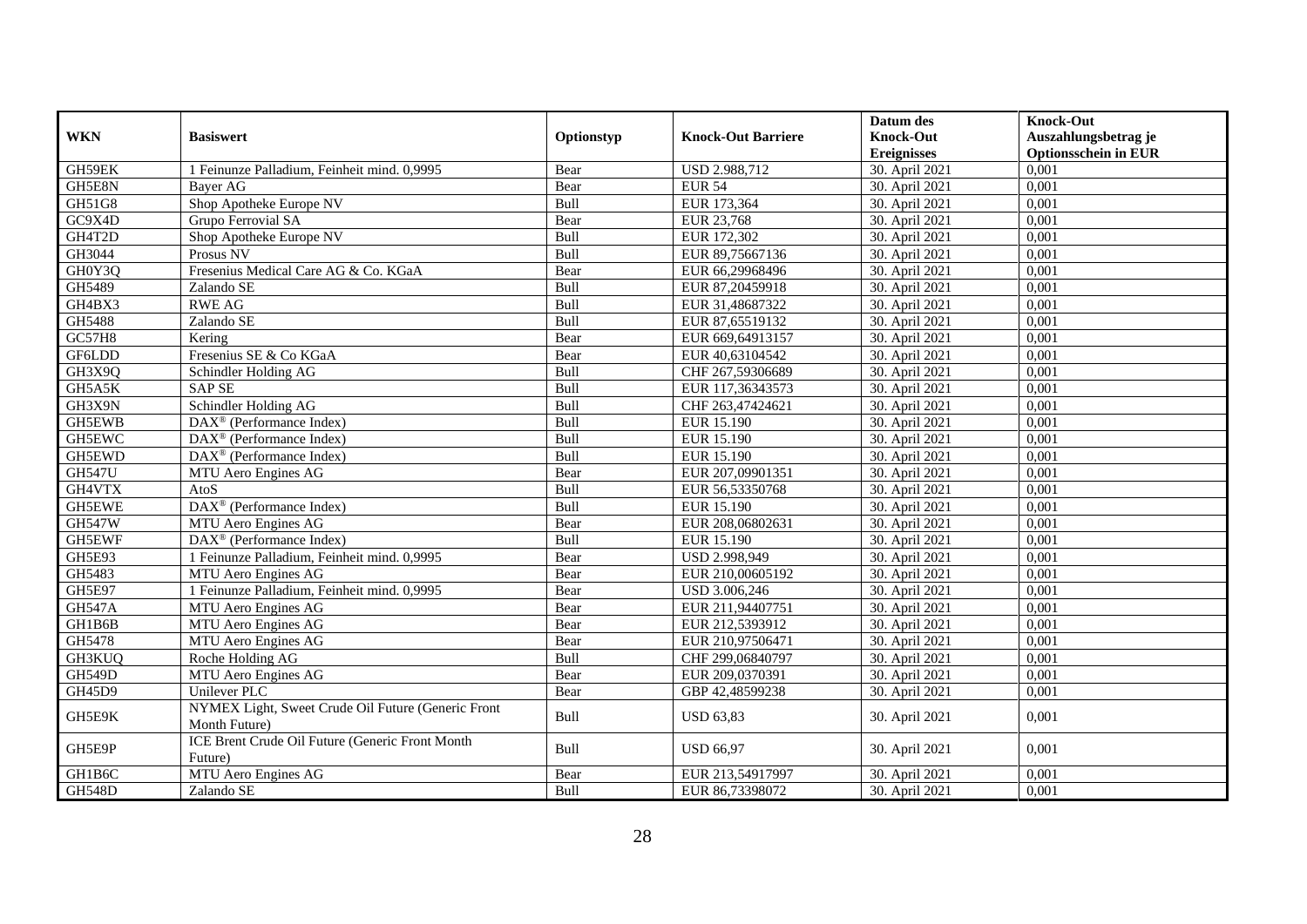| WKN | Basiswert | Optionstyp | Knock-Out Barriere | Datum des Knock-Out Ereignisses | Knock-Out Auszahlungsbetrag je Optionsschein in EUR |
|---|---|---|---|---|---|
| GH59EK | 1 Feinunze Palladium, Feinheit mind. 0,9995 | Bear | USD 2.988,712 | 30. April 2021 | 0,001 |
| GH5E8N | Bayer AG | Bear | EUR 54 | 30. April 2021 | 0,001 |
| GH51G8 | Shop Apotheke Europe NV | Bull | EUR 173,364 | 30. April 2021 | 0,001 |
| GC9X4D | Grupo Ferrovial SA | Bear | EUR 23,768 | 30. April 2021 | 0,001 |
| GH4T2D | Shop Apotheke Europe NV | Bull | EUR 172,302 | 30. April 2021 | 0,001 |
| GH3044 | Prosus NV | Bull | EUR 89,75667136 | 30. April 2021 | 0,001 |
| GH0Y3Q | Fresenius Medical Care AG & Co. KGaA | Bear | EUR 66,29968496 | 30. April 2021 | 0,001 |
| GH5489 | Zalando SE | Bull | EUR 87,20459918 | 30. April 2021 | 0,001 |
| GH4BX3 | RWE AG | Bull | EUR 31,48687322 | 30. April 2021 | 0,001 |
| GH5488 | Zalando SE | Bull | EUR 87,65519132 | 30. April 2021 | 0,001 |
| GC57H8 | Kering | Bear | EUR 669,64913157 | 30. April 2021 | 0,001 |
| GF6LDD | Fresenius SE & Co KGaA | Bear | EUR 40,63104542 | 30. April 2021 | 0,001 |
| GH3X9Q | Schindler Holding AG | Bull | CHF 267,59306689 | 30. April 2021 | 0,001 |
| GH5A5K | SAP SE | Bull | EUR 117,36343573 | 30. April 2021 | 0,001 |
| GH3X9N | Schindler Holding AG | Bull | CHF 263,47424621 | 30. April 2021 | 0,001 |
| GH5EWB | DAX® (Performance Index) | Bull | EUR 15.190 | 30. April 2021 | 0,001 |
| GH5EWC | DAX® (Performance Index) | Bull | EUR 15.190 | 30. April 2021 | 0,001 |
| GH5EWD | DAX® (Performance Index) | Bull | EUR 15.190 | 30. April 2021 | 0,001 |
| GH547U | MTU Aero Engines AG | Bear | EUR 207,09901351 | 30. April 2021 | 0,001 |
| GH4VTX | AtoS | Bull | EUR 56,53350768 | 30. April 2021 | 0,001 |
| GH5EWE | DAX® (Performance Index) | Bull | EUR 15.190 | 30. April 2021 | 0,001 |
| GH547W | MTU Aero Engines AG | Bear | EUR 208,06802631 | 30. April 2021 | 0,001 |
| GH5EWF | DAX® (Performance Index) | Bull | EUR 15.190 | 30. April 2021 | 0,001 |
| GH5E93 | 1 Feinunze Palladium, Feinheit mind. 0,9995 | Bear | USD 2.998,949 | 30. April 2021 | 0,001 |
| GH5483 | MTU Aero Engines AG | Bear | EUR 210,00605192 | 30. April 2021 | 0,001 |
| GH5E97 | 1 Feinunze Palladium, Feinheit mind. 0,9995 | Bear | USD 3.006,246 | 30. April 2021 | 0,001 |
| GH547A | MTU Aero Engines AG | Bear | EUR 211,94407751 | 30. April 2021 | 0,001 |
| GH1B6B | MTU Aero Engines AG | Bear | EUR 212,5393912 | 30. April 2021 | 0,001 |
| GH5478 | MTU Aero Engines AG | Bear | EUR 210,97506471 | 30. April 2021 | 0,001 |
| GH3KUQ | Roche Holding AG | Bull | CHF 299,06840797 | 30. April 2021 | 0,001 |
| GH549D | MTU Aero Engines AG | Bear | EUR 209,0370391 | 30. April 2021 | 0,001 |
| GH45D9 | Unilever PLC | Bear | GBP 42,48599238 | 30. April 2021 | 0,001 |
| GH5E9K | NYMEX Light, Sweet Crude Oil Future (Generic Front Month Future) | Bull | USD 63,83 | 30. April 2021 | 0,001 |
| GH5E9P | ICE Brent Crude Oil Future (Generic Front Month Future) | Bull | USD 66,97 | 30. April 2021 | 0,001 |
| GH1B6C | MTU Aero Engines AG | Bear | EUR 213,54917997 | 30. April 2021 | 0,001 |
| GH548D | Zalando SE | Bull | EUR 86,73398072 | 30. April 2021 | 0,001 |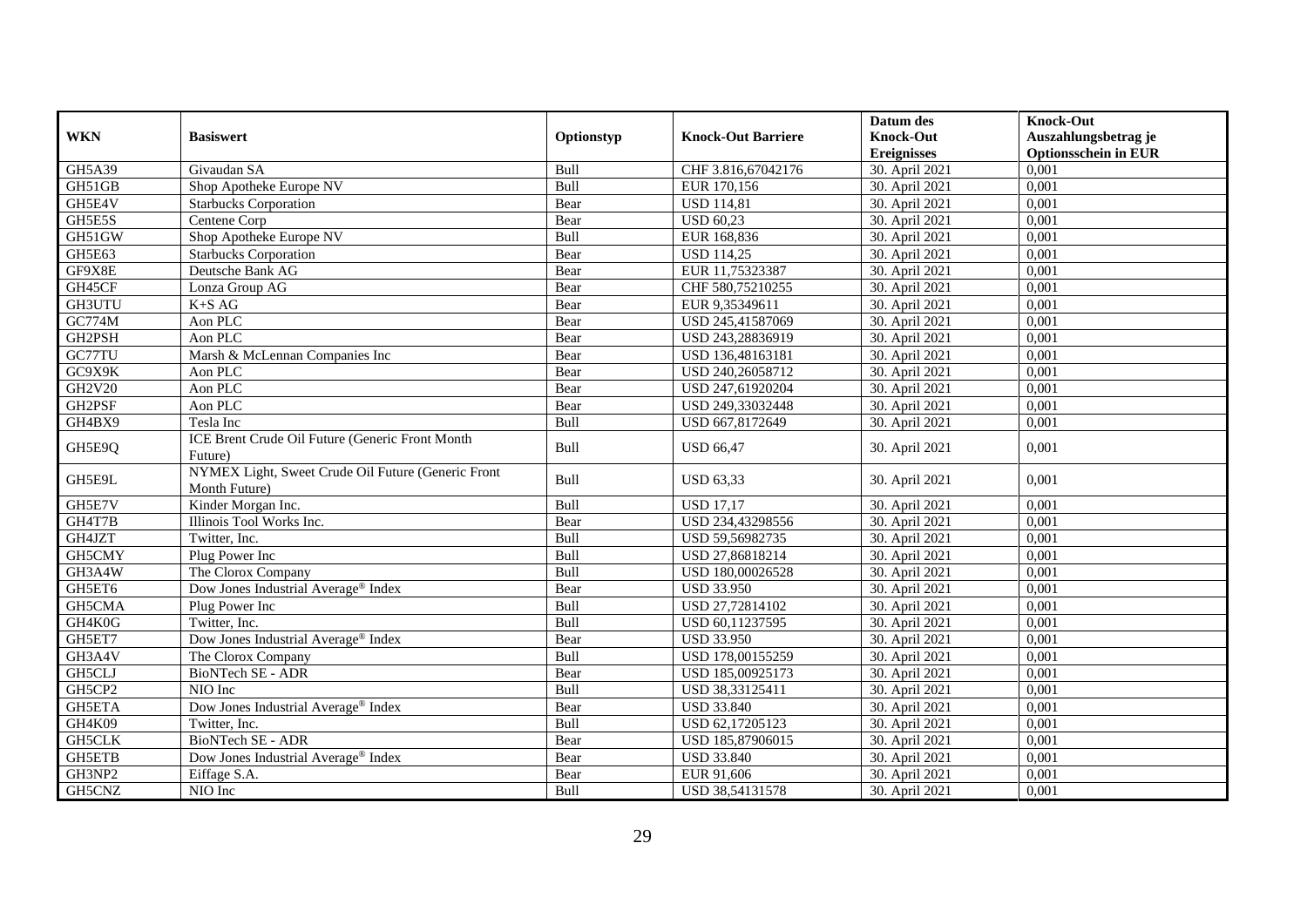| WKN | Basiswert | Optionstyp | Knock-Out Barriere | Datum des Knock-Out Ereignisses | Knock-Out Auszahlungsbetrag je Optionsschein in EUR |
|---|---|---|---|---|---|
| GH5A39 | Givaudan SA | Bull | CHF 3.816,67042176 | 30. April 2021 | 0,001 |
| GH51GB | Shop Apotheke Europe NV | Bull | EUR 170,156 | 30. April 2021 | 0,001 |
| GH5E4V | Starbucks Corporation | Bear | USD 114,81 | 30. April 2021 | 0,001 |
| GH5E5S | Centene Corp | Bear | USD 60,23 | 30. April 2021 | 0,001 |
| GH51GW | Shop Apotheke Europe NV | Bull | EUR 168,836 | 30. April 2021 | 0,001 |
| GH5E63 | Starbucks Corporation | Bear | USD 114,25 | 30. April 2021 | 0,001 |
| GF9X8E | Deutsche Bank AG | Bear | EUR 11,75323387 | 30. April 2021 | 0,001 |
| GH45CF | Lonza Group AG | Bear | CHF 580,75210255 | 30. April 2021 | 0,001 |
| GH3UTU | K+S AG | Bear | EUR 9,35349611 | 30. April 2021 | 0,001 |
| GC774M | Aon PLC | Bear | USD 245,41587069 | 30. April 2021 | 0,001 |
| GH2PSH | Aon PLC | Bear | USD 243,28836919 | 30. April 2021 | 0,001 |
| GC77TU | Marsh & McLennan Companies Inc | Bear | USD 136,48163181 | 30. April 2021 | 0,001 |
| GC9X9K | Aon PLC | Bear | USD 240,26058712 | 30. April 2021 | 0,001 |
| GH2V20 | Aon PLC | Bear | USD 247,61920204 | 30. April 2021 | 0,001 |
| GH2PSF | Aon PLC | Bear | USD 249,33032448 | 30. April 2021 | 0,001 |
| GH4BX9 | Tesla Inc | Bull | USD 667,8172649 | 30. April 2021 | 0,001 |
| GH5E9Q | ICE Brent Crude Oil Future (Generic Front Month Future) | Bull | USD 66,47 | 30. April 2021 | 0,001 |
| GH5E9L | NYMEX Light, Sweet Crude Oil Future (Generic Front Month Future) | Bull | USD 63,33 | 30. April 2021 | 0,001 |
| GH5E7V | Kinder Morgan Inc. | Bull | USD 17,17 | 30. April 2021 | 0,001 |
| GH4T7B | Illinois Tool Works Inc. | Bear | USD 234,43298556 | 30. April 2021 | 0,001 |
| GH4JZT | Twitter, Inc. | Bull | USD 59,56982735 | 30. April 2021 | 0,001 |
| GH5CMY | Plug Power Inc | Bull | USD 27,86818214 | 30. April 2021 | 0,001 |
| GH3A4W | The Clorox Company | Bull | USD 180,00026528 | 30. April 2021 | 0,001 |
| GH5ET6 | Dow Jones Industrial Average® Index | Bear | USD 33.950 | 30. April 2021 | 0,001 |
| GH5CMA | Plug Power Inc | Bull | USD 27,72814102 | 30. April 2021 | 0,001 |
| GH4K0G | Twitter, Inc. | Bull | USD 60,11237595 | 30. April 2021 | 0,001 |
| GH5ET7 | Dow Jones Industrial Average® Index | Bear | USD 33.950 | 30. April 2021 | 0,001 |
| GH3A4V | The Clorox Company | Bull | USD 178,00155259 | 30. April 2021 | 0,001 |
| GH5CLJ | BioNTech SE - ADR | Bear | USD 185,00925173 | 30. April 2021 | 0,001 |
| GH5CP2 | NIO Inc | Bull | USD 38,33125411 | 30. April 2021 | 0,001 |
| GH5ETA | Dow Jones Industrial Average® Index | Bear | USD 33.840 | 30. April 2021 | 0,001 |
| GH4K09 | Twitter, Inc. | Bull | USD 62,17205123 | 30. April 2021 | 0,001 |
| GH5CLK | BioNTech SE - ADR | Bear | USD 185,87906015 | 30. April 2021 | 0,001 |
| GH5ETB | Dow Jones Industrial Average® Index | Bear | USD 33.840 | 30. April 2021 | 0,001 |
| GH3NP2 | Eiffage S.A. | Bear | EUR 91,606 | 30. April 2021 | 0,001 |
| GH5CNZ | NIO Inc | Bull | USD 38,54131578 | 30. April 2021 | 0,001 |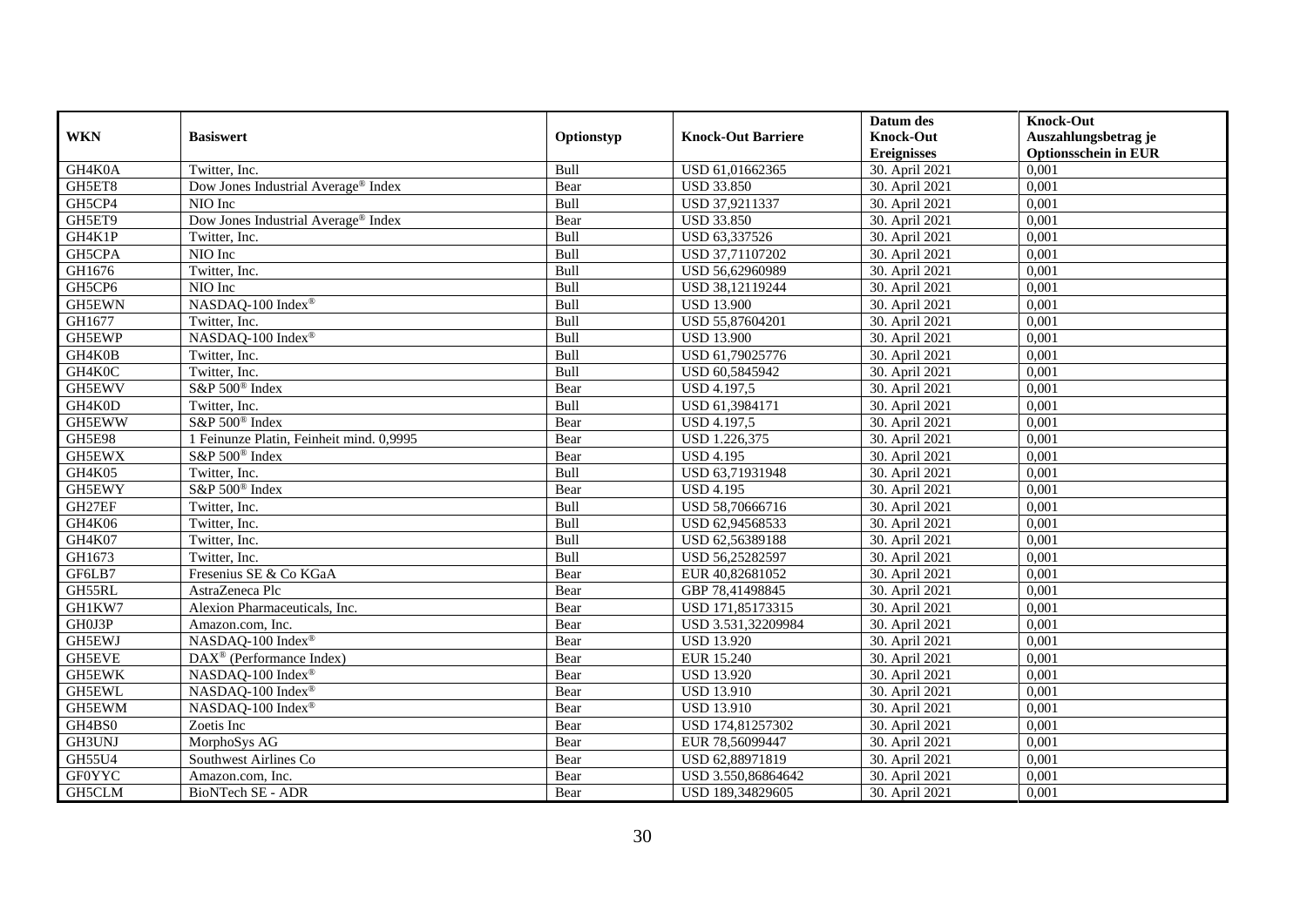| WKN | Basiswert | Optionstyp | Knock-Out Barriere | Datum des Knock-Out Ereignisses | Knock-Out Auszahlungsbetrag je Optionsschein in EUR |
|---|---|---|---|---|---|
| GH4K0A | Twitter, Inc. | Bull | USD 61,01662365 | 30. April 2021 | 0,001 |
| GH5ET8 | Dow Jones Industrial Average® Index | Bear | USD 33.850 | 30. April 2021 | 0,001 |
| GH5CP4 | NIO Inc | Bull | USD 37,9211337 | 30. April 2021 | 0,001 |
| GH5ET9 | Dow Jones Industrial Average® Index | Bear | USD 33.850 | 30. April 2021 | 0,001 |
| GH4K1P | Twitter, Inc. | Bull | USD 63,337526 | 30. April 2021 | 0,001 |
| GH5CPA | NIO Inc | Bull | USD 37,71107202 | 30. April 2021 | 0,001 |
| GH1676 | Twitter, Inc. | Bull | USD 56,62960989 | 30. April 2021 | 0,001 |
| GH5CP6 | NIO Inc | Bull | USD 38,12119244 | 30. April 2021 | 0,001 |
| GH5EWN | NASDAQ-100 Index® | Bull | USD 13.900 | 30. April 2021 | 0,001 |
| GH1677 | Twitter, Inc. | Bull | USD 55,87604201 | 30. April 2021 | 0,001 |
| GH5EWP | NASDAQ-100 Index® | Bull | USD 13.900 | 30. April 2021 | 0,001 |
| GH4K0B | Twitter, Inc. | Bull | USD 61,79025776 | 30. April 2021 | 0,001 |
| GH4K0C | Twitter, Inc. | Bull | USD 60,5845942 | 30. April 2021 | 0,001 |
| GH5EWV | S&P 500® Index | Bear | USD 4.197,5 | 30. April 2021 | 0,001 |
| GH4K0D | Twitter, Inc. | Bull | USD 61,3984171 | 30. April 2021 | 0,001 |
| GH5EWW | S&P 500® Index | Bear | USD 4.197,5 | 30. April 2021 | 0,001 |
| GH5E98 | 1 Feinunze Platin, Feinheit mind. 0,9995 | Bear | USD 1.226,375 | 30. April 2021 | 0,001 |
| GH5EWX | S&P 500® Index | Bear | USD 4.195 | 30. April 2021 | 0,001 |
| GH4K05 | Twitter, Inc. | Bull | USD 63,71931948 | 30. April 2021 | 0,001 |
| GH5EWY | S&P 500® Index | Bear | USD 4.195 | 30. April 2021 | 0,001 |
| GH27EF | Twitter, Inc. | Bull | USD 58,70666716 | 30. April 2021 | 0,001 |
| GH4K06 | Twitter, Inc. | Bull | USD 62,94568533 | 30. April 2021 | 0,001 |
| GH4K07 | Twitter, Inc. | Bull | USD 62,56389188 | 30. April 2021 | 0,001 |
| GH1673 | Twitter, Inc. | Bull | USD 56,25282597 | 30. April 2021 | 0,001 |
| GF6LB7 | Fresenius SE & Co KGaA | Bear | EUR 40,82681052 | 30. April 2021 | 0,001 |
| GH55RL | AstraZeneca Plc | Bear | GBP 78,41498845 | 30. April 2021 | 0,001 |
| GH1KW7 | Alexion Pharmaceuticals, Inc. | Bear | USD 171,85173315 | 30. April 2021 | 0,001 |
| GH0J3P | Amazon.com, Inc. | Bear | USD 3.531,32209984 | 30. April 2021 | 0,001 |
| GH5EWJ | NASDAQ-100 Index® | Bear | USD 13.920 | 30. April 2021 | 0,001 |
| GH5EVE | DAX® (Performance Index) | Bear | EUR 15.240 | 30. April 2021 | 0,001 |
| GH5EWK | NASDAQ-100 Index® | Bear | USD 13.920 | 30. April 2021 | 0,001 |
| GH5EWL | NASDAQ-100 Index® | Bear | USD 13.910 | 30. April 2021 | 0,001 |
| GH5EWM | NASDAQ-100 Index® | Bear | USD 13.910 | 30. April 2021 | 0,001 |
| GH4BS0 | Zoetis Inc | Bear | USD 174,81257302 | 30. April 2021 | 0,001 |
| GH3UNJ | MorphoSys AG | Bear | EUR 78,56099447 | 30. April 2021 | 0,001 |
| GH55U4 | Southwest Airlines Co | Bear | USD 62,88971819 | 30. April 2021 | 0,001 |
| GF0YYC | Amazon.com, Inc. | Bear | USD 3.550,86864642 | 30. April 2021 | 0,001 |
| GH5CLM | BioNTech SE - ADR | Bear | USD 189,34829605 | 30. April 2021 | 0,001 |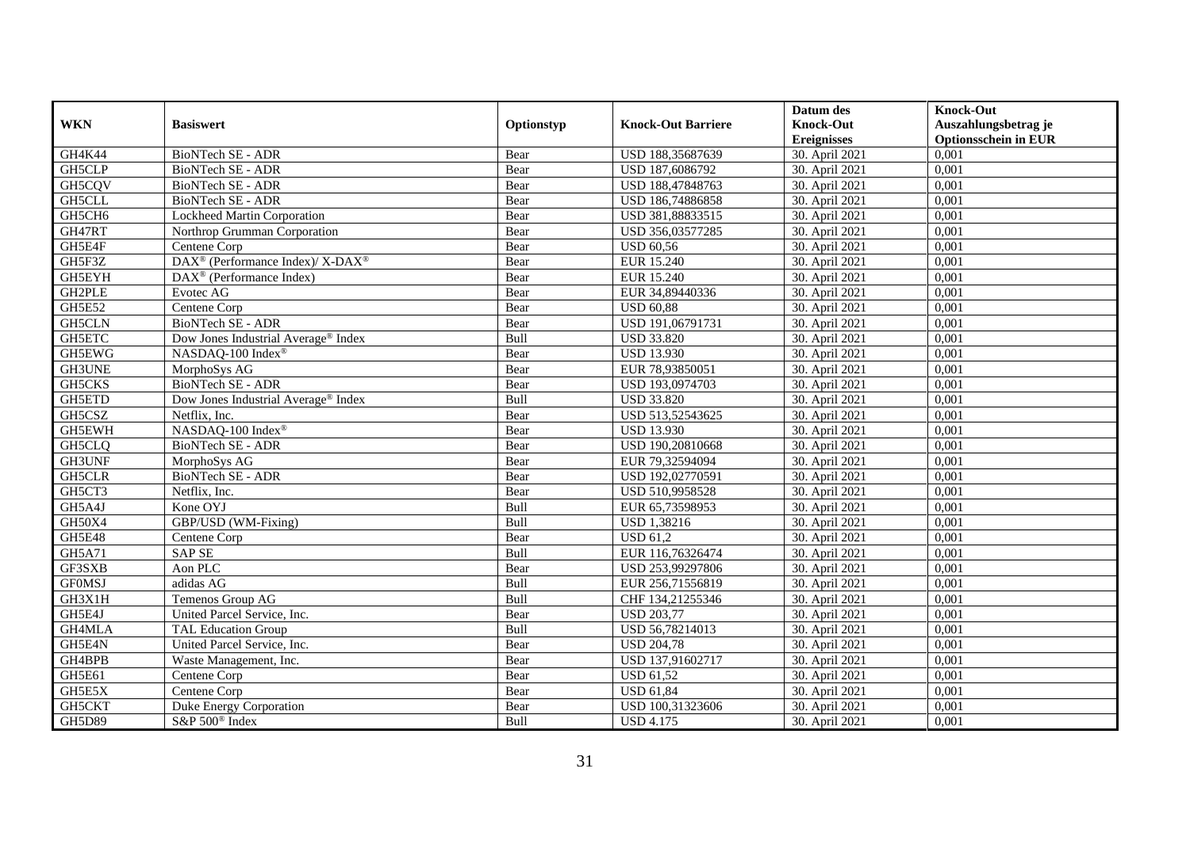| WKN | Basiswert | Optionstyp | Knock-Out Barriere | Datum des Knock-Out Ereignisses | Knock-Out Auszahlungsbetrag je Optionsschein in EUR |
|---|---|---|---|---|---|
| GH4K44 | BioNTech SE - ADR | Bear | USD 188,35687639 | 30. April 2021 | 0,001 |
| GH5CLP | BioNTech SE - ADR | Bear | USD 187,6086792 | 30. April 2021 | 0,001 |
| GH5CQV | BioNTech SE - ADR | Bear | USD 188,47848763 | 30. April 2021 | 0,001 |
| GH5CLL | BioNTech SE - ADR | Bear | USD 186,74886858 | 30. April 2021 | 0,001 |
| GH5CH6 | Lockheed Martin Corporation | Bear | USD 381,88833515 | 30. April 2021 | 0,001 |
| GH47RT | Northrop Grumman Corporation | Bear | USD 356,03577285 | 30. April 2021 | 0,001 |
| GH5E4F | Centene Corp | Bear | USD 60,56 | 30. April 2021 | 0,001 |
| GH5F3Z | DAX® (Performance Index)/ X-DAX® | Bear | EUR 15.240 | 30. April 2021 | 0,001 |
| GH5EYH | DAX® (Performance Index) | Bear | EUR 15.240 | 30. April 2021 | 0,001 |
| GH2PLE | Evotec AG | Bear | EUR 34,89440336 | 30. April 2021 | 0,001 |
| GH5E52 | Centene Corp | Bear | USD 60,88 | 30. April 2021 | 0,001 |
| GH5CLN | BioNTech SE - ADR | Bear | USD 191,06791731 | 30. April 2021 | 0,001 |
| GH5ETC | Dow Jones Industrial Average® Index | Bull | USD 33.820 | 30. April 2021 | 0,001 |
| GH5EWG | NASDAQ-100 Index® | Bear | USD 13.930 | 30. April 2021 | 0,001 |
| GH3UNE | MorphoSys AG | Bear | EUR 78,93850051 | 30. April 2021 | 0,001 |
| GH5CKS | BioNTech SE - ADR | Bear | USD 193,0974703 | 30. April 2021 | 0,001 |
| GH5ETD | Dow Jones Industrial Average® Index | Bull | USD 33.820 | 30. April 2021 | 0,001 |
| GH5CSZ | Netflix, Inc. | Bear | USD 513,52543625 | 30. April 2021 | 0,001 |
| GH5EWH | NASDAQ-100 Index® | Bear | USD 13.930 | 30. April 2021 | 0,001 |
| GH5CLQ | BioNTech SE - ADR | Bear | USD 190,20810668 | 30. April 2021 | 0,001 |
| GH3UNF | MorphoSys AG | Bear | EUR 79,32594094 | 30. April 2021 | 0,001 |
| GH5CLR | BioNTech SE - ADR | Bear | USD 192,02770591 | 30. April 2021 | 0,001 |
| GH5CT3 | Netflix, Inc. | Bear | USD 510,9958528 | 30. April 2021 | 0,001 |
| GH5A4J | Kone OYJ | Bull | EUR 65,73598953 | 30. April 2021 | 0,001 |
| GH50X4 | GBP/USD (WM-Fixing) | Bull | USD 1,38216 | 30. April 2021 | 0,001 |
| GH5E48 | Centene Corp | Bear | USD 61,2 | 30. April 2021 | 0,001 |
| GH5A71 | SAP SE | Bull | EUR 116,76326474 | 30. April 2021 | 0,001 |
| GF3SXB | Aon PLC | Bear | USD 253,99297806 | 30. April 2021 | 0,001 |
| GF0MSJ | adidas AG | Bull | EUR 256,71556819 | 30. April 2021 | 0,001 |
| GH3X1H | Temenos Group AG | Bull | CHF 134,21255346 | 30. April 2021 | 0,001 |
| GH5E4J | United Parcel Service, Inc. | Bear | USD 203,77 | 30. April 2021 | 0,001 |
| GH4MLA | TAL Education Group | Bull | USD 56,78214013 | 30. April 2021 | 0,001 |
| GH5E4N | United Parcel Service, Inc. | Bear | USD 204,78 | 30. April 2021 | 0,001 |
| GH4BPB | Waste Management, Inc. | Bear | USD 137,91602717 | 30. April 2021 | 0,001 |
| GH5E61 | Centene Corp | Bear | USD 61,52 | 30. April 2021 | 0,001 |
| GH5E5X | Centene Corp | Bear | USD 61,84 | 30. April 2021 | 0,001 |
| GH5CKT | Duke Energy Corporation | Bear | USD 100,31323606 | 30. April 2021 | 0,001 |
| GH5D89 | S&P 500® Index | Bull | USD 4.175 | 30. April 2021 | 0,001 |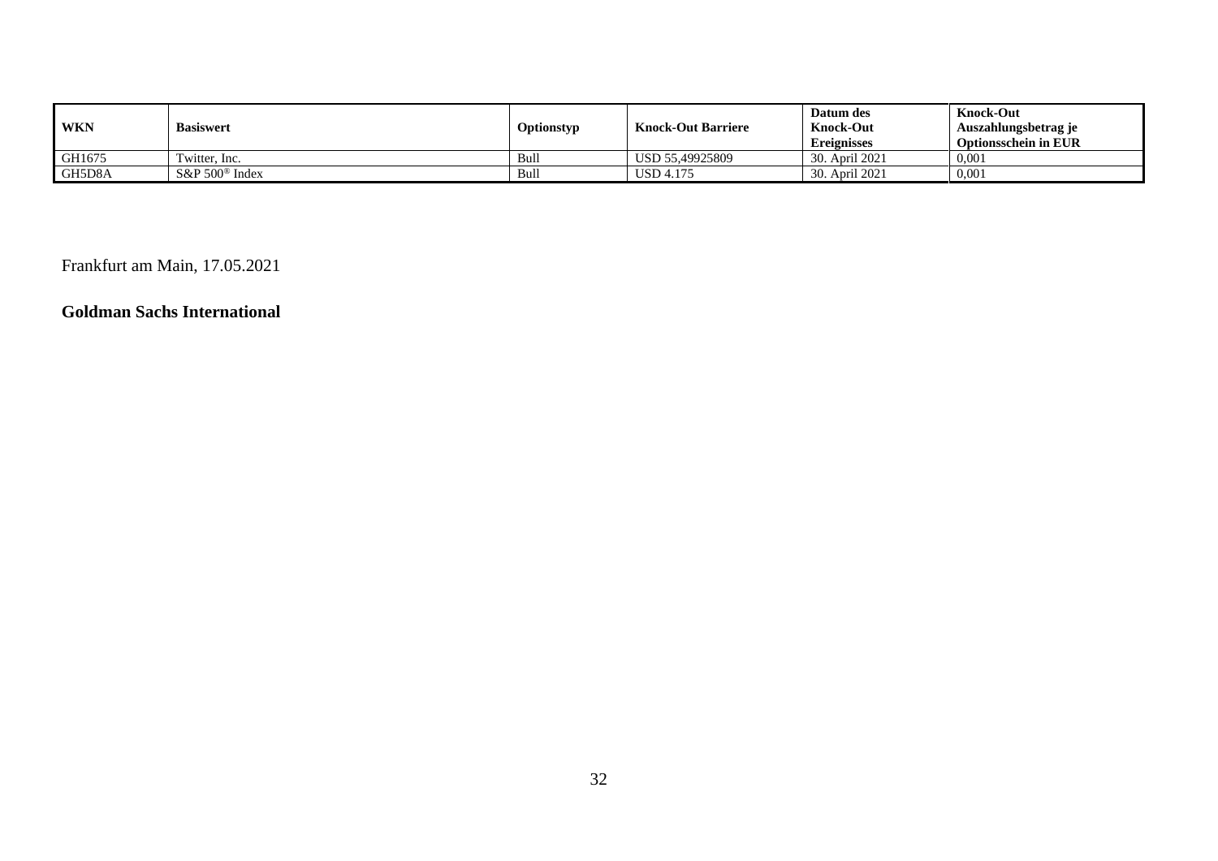| **WKN** | **Basiswert** | **Optionstyp** | **Knock-Out Barriere** | **Datum des Knock-Out Ereignisses** | **Knock-Out Auszahlungsbetrag je Optionsschein in EUR** |
|---|---|---|---|---|---|
| GH1675 | Twitter, Inc. | Bull | USD 55,49925809 | 30. April 2021 | 0,001 |
| GH5D8A | S&P 500® Index | Bull | USD 4.175 | 30. April 2021 | 0,001 |

Frankfurt am Main, 17.05.2021

**Goldman Sachs International**